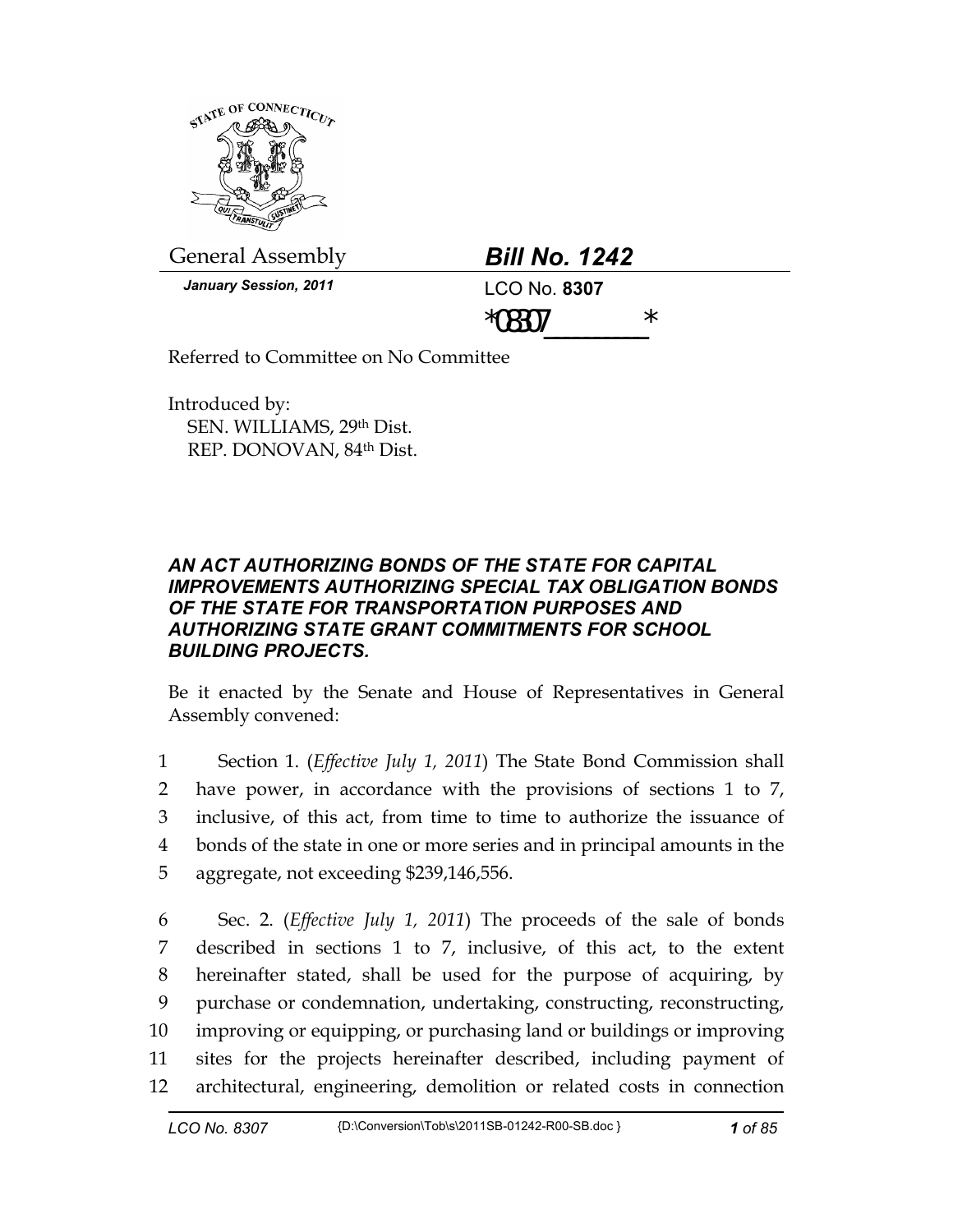General Assembly

## *Bill No. 1242*

*January Session, 2011*

LCO No. **8307**

*08307_______*

Referred to Committee on No Committee

Introduced by:
SEN. WILLIAMS, 29th Dist.
REP. DONOVAN, 84th Dist.

### *AN ACT AUTHORIZING BONDS OF THE STATE FOR CAPITAL IMPROVEMENTS AUTHORIZING SPECIAL TAX OBLIGATION BONDS OF THE STATE FOR TRANSPORTATION PURPOSES AND AUTHORIZING STATE GRANT COMMITMENTS FOR SCHOOL BUILDING PROJECTS.*

Be it enacted by the Senate and House of Representatives in General Assembly convened:

1 Section 1. (*Effective July 1, 2011*) The State Bond Commission shall
2 have power, in accordance with the provisions of sections 1 to 7,
3 inclusive, of this act, from time to time to authorize the issuance of
4 bonds of the state in one or more series and in principal amounts in the
5 aggregate, not exceeding $239,146,556.

6 Sec. 2. (*Effective July 1, 2011*) The proceeds of the sale of bonds
7 described in sections 1 to 7, inclusive, of this act, to the extent
8 hereinafter stated, shall be used for the purpose of acquiring, by
9 purchase or condemnation, undertaking, constructing, reconstructing,
10 improving or equipping, or purchasing land or buildings or improving
11 sites for the projects hereinafter described, including payment of
12 architectural, engineering, demolition or related costs in connection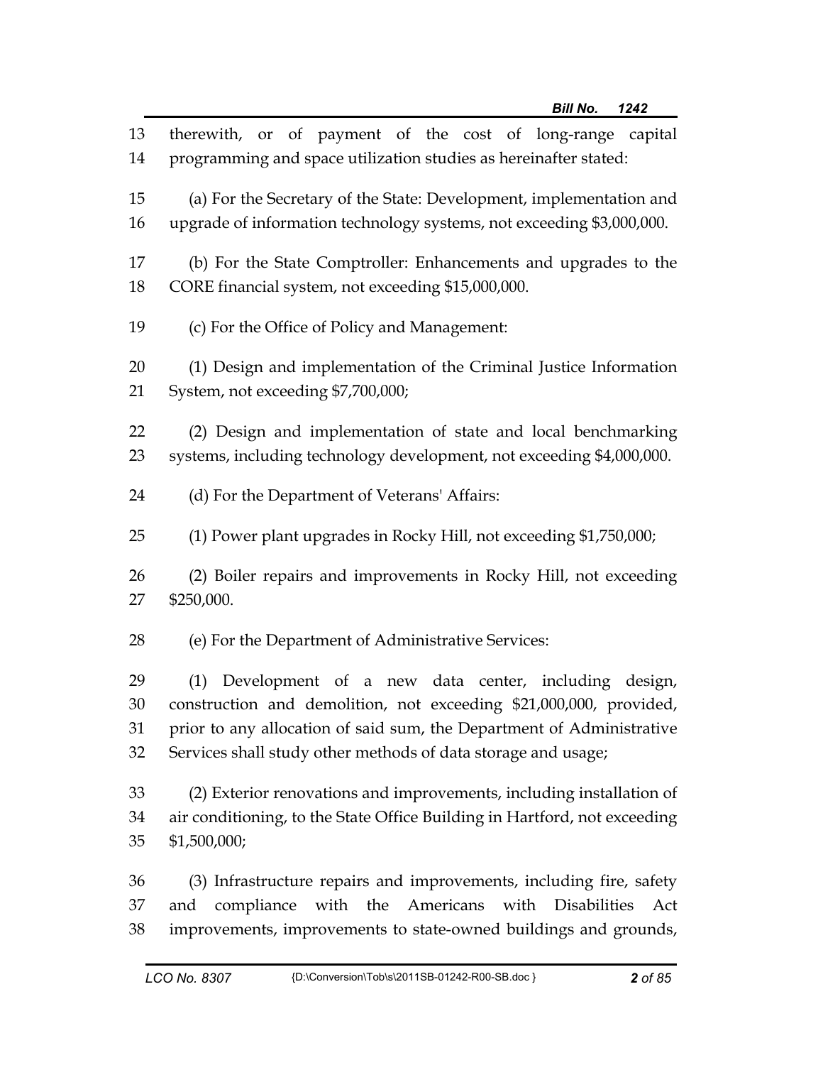therewith, or of payment of the cost of long-range capital programming and space utilization studies as hereinafter stated:

(a) For the Secretary of the State: Development, implementation and upgrade of information technology systems, not exceeding $3,000,000.

(b) For the State Comptroller: Enhancements and upgrades to the CORE financial system, not exceeding $15,000,000.

(c) For the Office of Policy and Management:

(1) Design and implementation of the Criminal Justice Information System, not exceeding $7,700,000;

(2) Design and implementation of state and local benchmarking systems, including technology development, not exceeding $4,000,000.

(d) For the Department of Veterans' Affairs:

(1) Power plant upgrades in Rocky Hill, not exceeding $1,750,000;

(2) Boiler repairs and improvements in Rocky Hill, not exceeding $250,000.

(e) For the Department of Administrative Services:

(1) Development of a new data center, including design, construction and demolition, not exceeding $21,000,000, provided, prior to any allocation of said sum, the Department of Administrative Services shall study other methods of data storage and usage;

(2) Exterior renovations and improvements, including installation of air conditioning, to the State Office Building in Hartford, not exceeding $1,500,000;

(3) Infrastructure repairs and improvements, including fire, safety and compliance with the Americans with Disabilities Act improvements, improvements to state-owned buildings and grounds,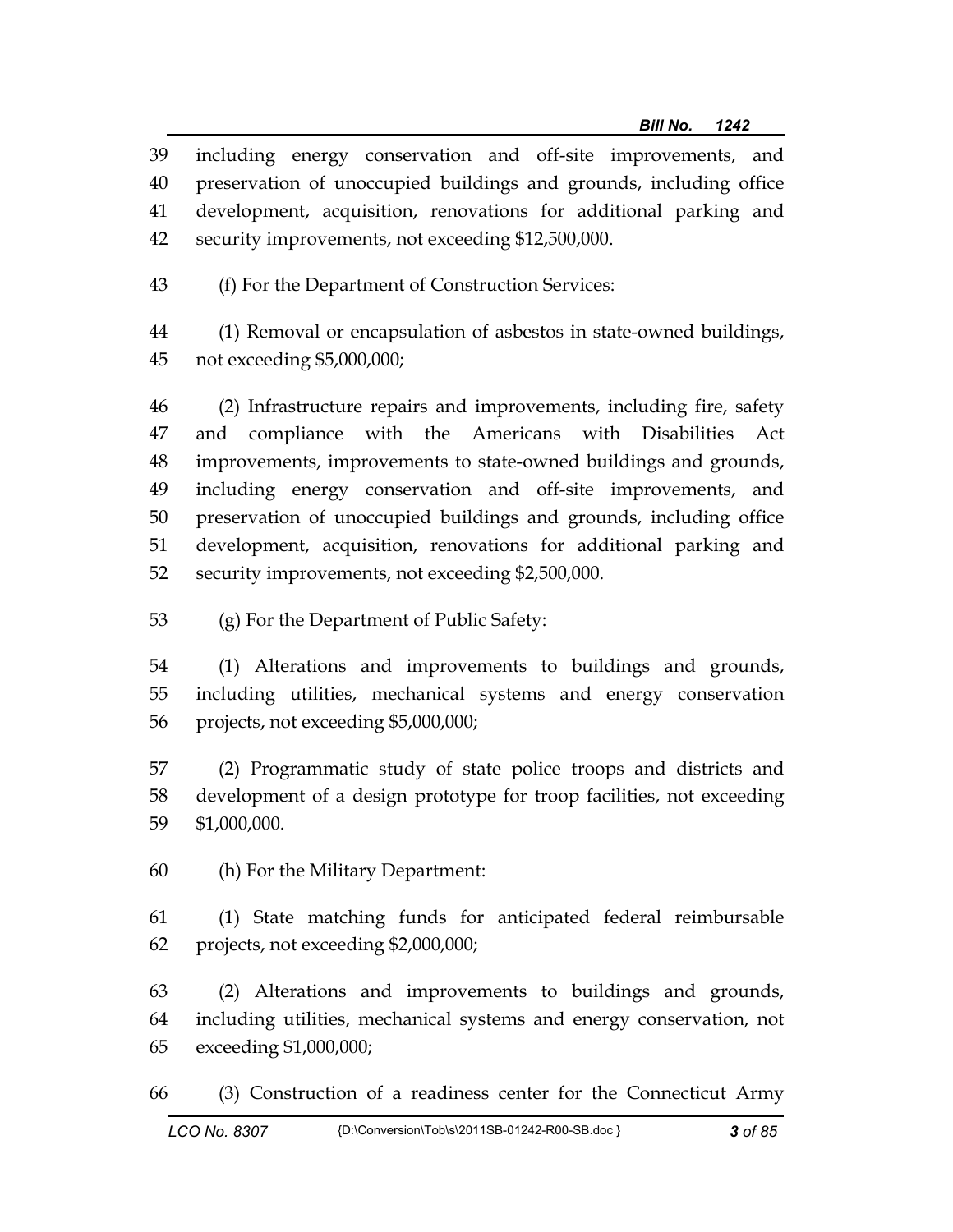including energy conservation and off-site improvements, and preservation of unoccupied buildings and grounds, including office development, acquisition, renovations for additional parking and security improvements, not exceeding $12,500,000.

(f) For the Department of Construction Services:

(1) Removal or encapsulation of asbestos in state-owned buildings, not exceeding $5,000,000;

(2) Infrastructure repairs and improvements, including fire, safety and compliance with the Americans with Disabilities Act improvements, improvements to state-owned buildings and grounds, including energy conservation and off-site improvements, and preservation of unoccupied buildings and grounds, including office development, acquisition, renovations for additional parking and security improvements, not exceeding $2,500,000.

(g) For the Department of Public Safety:

(1) Alterations and improvements to buildings and grounds, including utilities, mechanical systems and energy conservation projects, not exceeding $5,000,000;

(2) Programmatic study of state police troops and districts and development of a design prototype for troop facilities, not exceeding $1,000,000.

(h) For the Military Department:

(1) State matching funds for anticipated federal reimbursable projects, not exceeding $2,000,000;

(2) Alterations and improvements to buildings and grounds, including utilities, mechanical systems and energy conservation, not exceeding $1,000,000;

(3) Construction of a readiness center for the Connecticut Army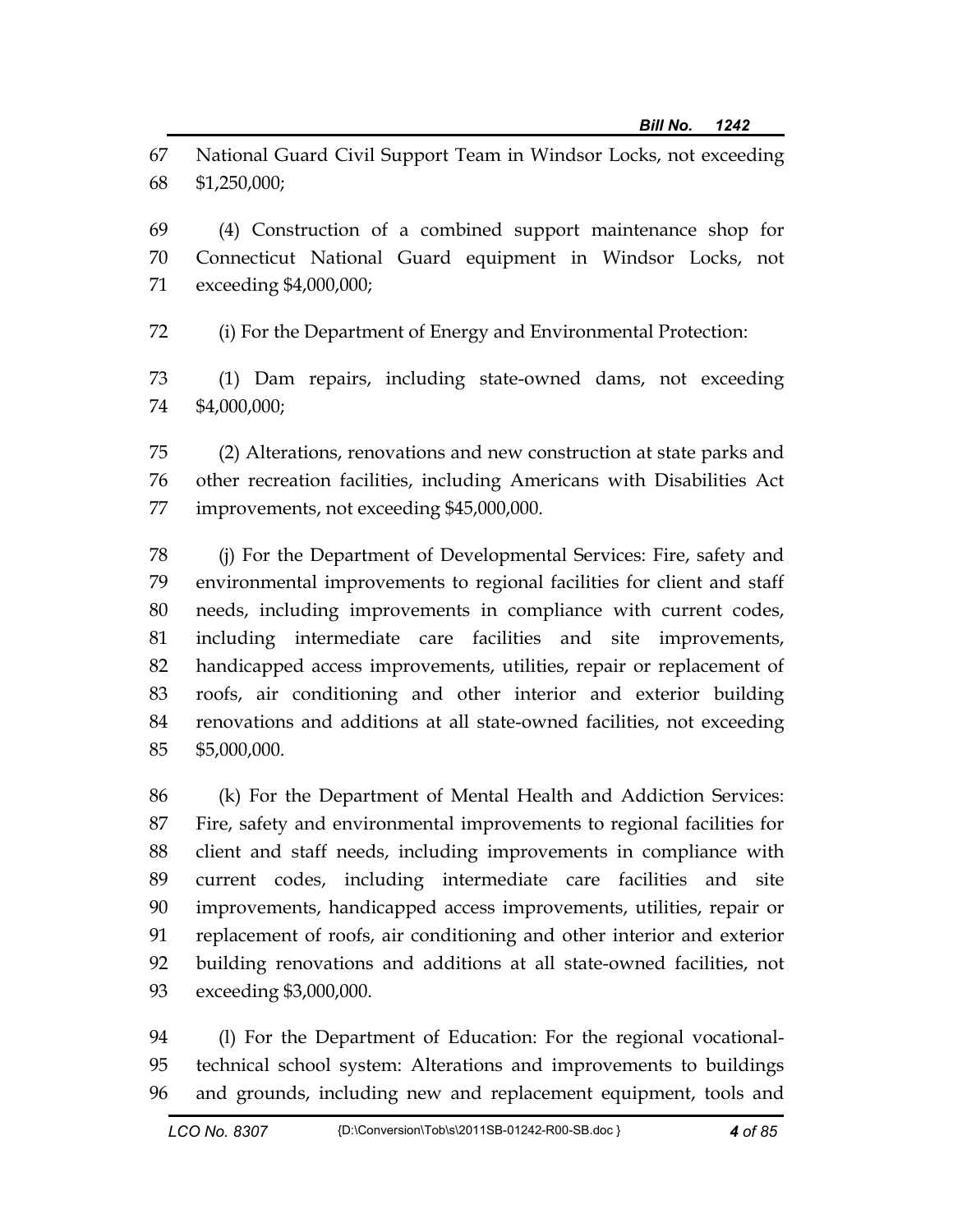National Guard Civil Support Team in Windsor Locks, not exceeding $1,250,000;

(4) Construction of a combined support maintenance shop for Connecticut National Guard equipment in Windsor Locks, not exceeding $4,000,000;

(i) For the Department of Energy and Environmental Protection:

(1) Dam repairs, including state-owned dams, not exceeding $4,000,000;

(2) Alterations, renovations and new construction at state parks and other recreation facilities, including Americans with Disabilities Act improvements, not exceeding $45,000,000.

(j) For the Department of Developmental Services: Fire, safety and environmental improvements to regional facilities for client and staff needs, including improvements in compliance with current codes, including intermediate care facilities and site improvements, handicapped access improvements, utilities, repair or replacement of roofs, air conditioning and other interior and exterior building renovations and additions at all state-owned facilities, not exceeding $5,000,000.

(k) For the Department of Mental Health and Addiction Services: Fire, safety and environmental improvements to regional facilities for client and staff needs, including improvements in compliance with current codes, including intermediate care facilities and site improvements, handicapped access improvements, utilities, repair or replacement of roofs, air conditioning and other interior and exterior building renovations and additions at all state-owned facilities, not exceeding $3,000,000.

(l) For the Department of Education: For the regional vocational-technical school system: Alterations and improvements to buildings and grounds, including new and replacement equipment, tools and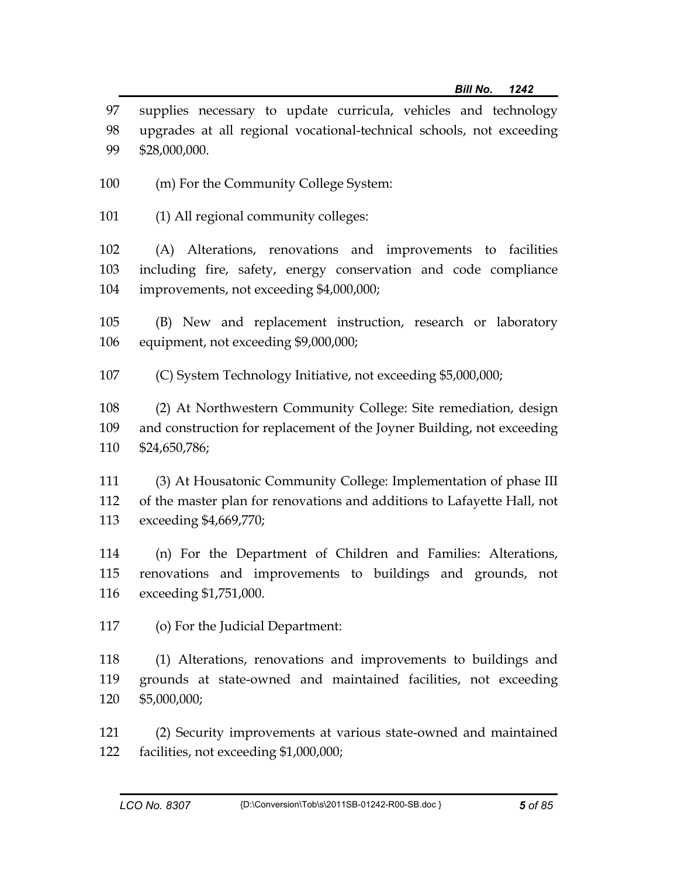supplies necessary to update curricula, vehicles and technology upgrades at all regional vocational-technical schools, not exceeding $28,000,000.

(m) For the Community College System:

(1) All regional community colleges:

(A) Alterations, renovations and improvements to facilities including fire, safety, energy conservation and code compliance improvements, not exceeding $4,000,000;

(B) New and replacement instruction, research or laboratory equipment, not exceeding $9,000,000;

(C) System Technology Initiative, not exceeding $5,000,000;

(2) At Northwestern Community College: Site remediation, design and construction for replacement of the Joyner Building, not exceeding $24,650,786;

(3) At Housatonic Community College: Implementation of phase III of the master plan for renovations and additions to Lafayette Hall, not exceeding $4,669,770;

(n) For the Department of Children and Families: Alterations, renovations and improvements to buildings and grounds, not exceeding $1,751,000.

(o) For the Judicial Department:

(1) Alterations, renovations and improvements to buildings and grounds at state-owned and maintained facilities, not exceeding $5,000,000;

(2) Security improvements at various state-owned and maintained facilities, not exceeding $1,000,000;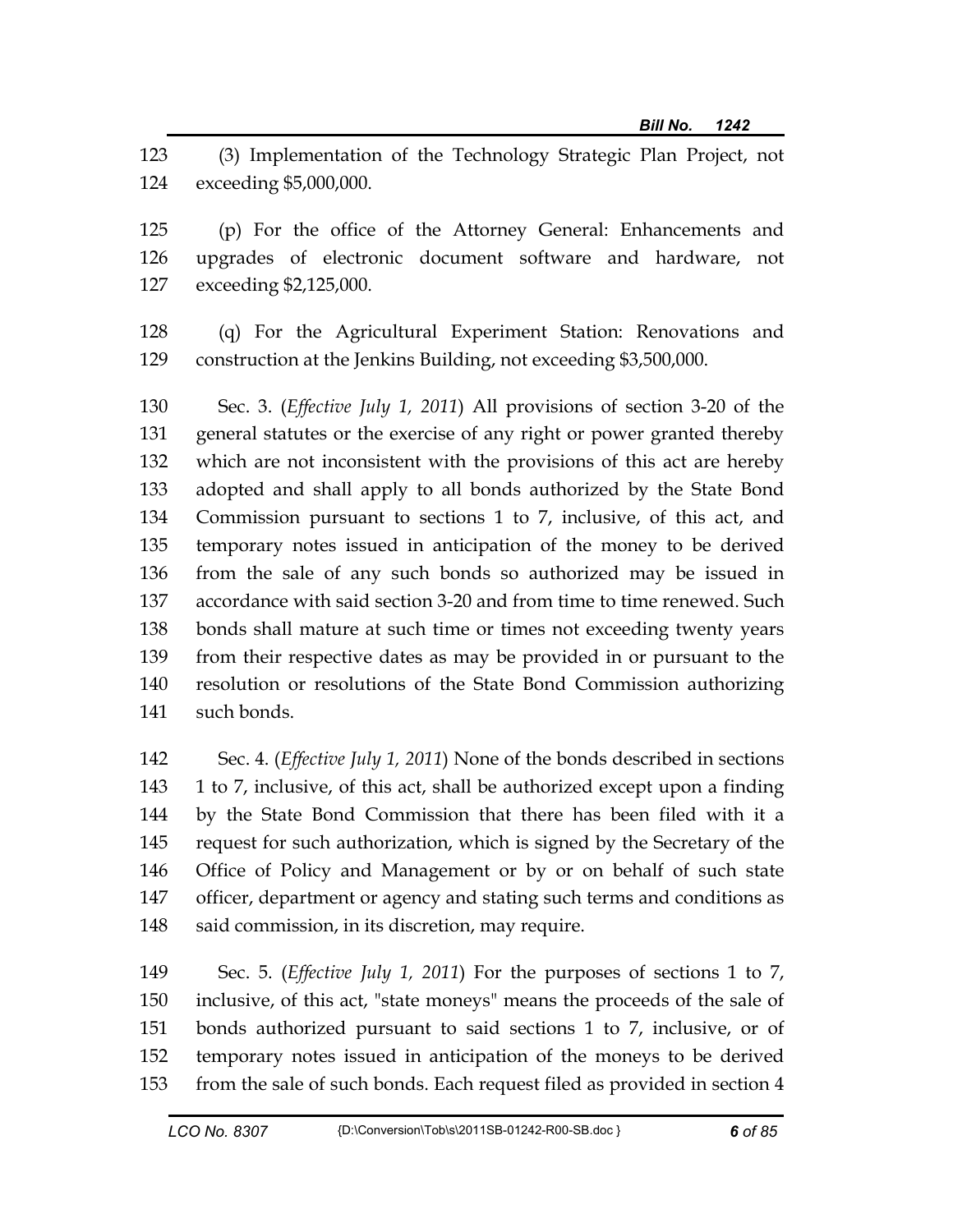(3) Implementation of the Technology Strategic Plan Project, not exceeding $5,000,000.

(p) For the office of the Attorney General: Enhancements and upgrades of electronic document software and hardware, not exceeding $2,125,000.

(q) For the Agricultural Experiment Station: Renovations and construction at the Jenkins Building, not exceeding $3,500,000.

Sec. 3. (*Effective July 1, 2011*) All provisions of section 3-20 of the general statutes or the exercise of any right or power granted thereby which are not inconsistent with the provisions of this act are hereby adopted and shall apply to all bonds authorized by the State Bond Commission pursuant to sections 1 to 7, inclusive, of this act, and temporary notes issued in anticipation of the money to be derived from the sale of any such bonds so authorized may be issued in accordance with said section 3-20 and from time to time renewed. Such bonds shall mature at such time or times not exceeding twenty years from their respective dates as may be provided in or pursuant to the resolution or resolutions of the State Bond Commission authorizing such bonds.

Sec. 4. (*Effective July 1, 2011*) None of the bonds described in sections 1 to 7, inclusive, of this act, shall be authorized except upon a finding by the State Bond Commission that there has been filed with it a request for such authorization, which is signed by the Secretary of the Office of Policy and Management or by or on behalf of such state officer, department or agency and stating such terms and conditions as said commission, in its discretion, may require.

Sec. 5. (*Effective July 1, 2011*) For the purposes of sections 1 to 7, inclusive, of this act, "state moneys" means the proceeds of the sale of bonds authorized pursuant to said sections 1 to 7, inclusive, or of temporary notes issued in anticipation of the moneys to be derived from the sale of such bonds. Each request filed as provided in section 4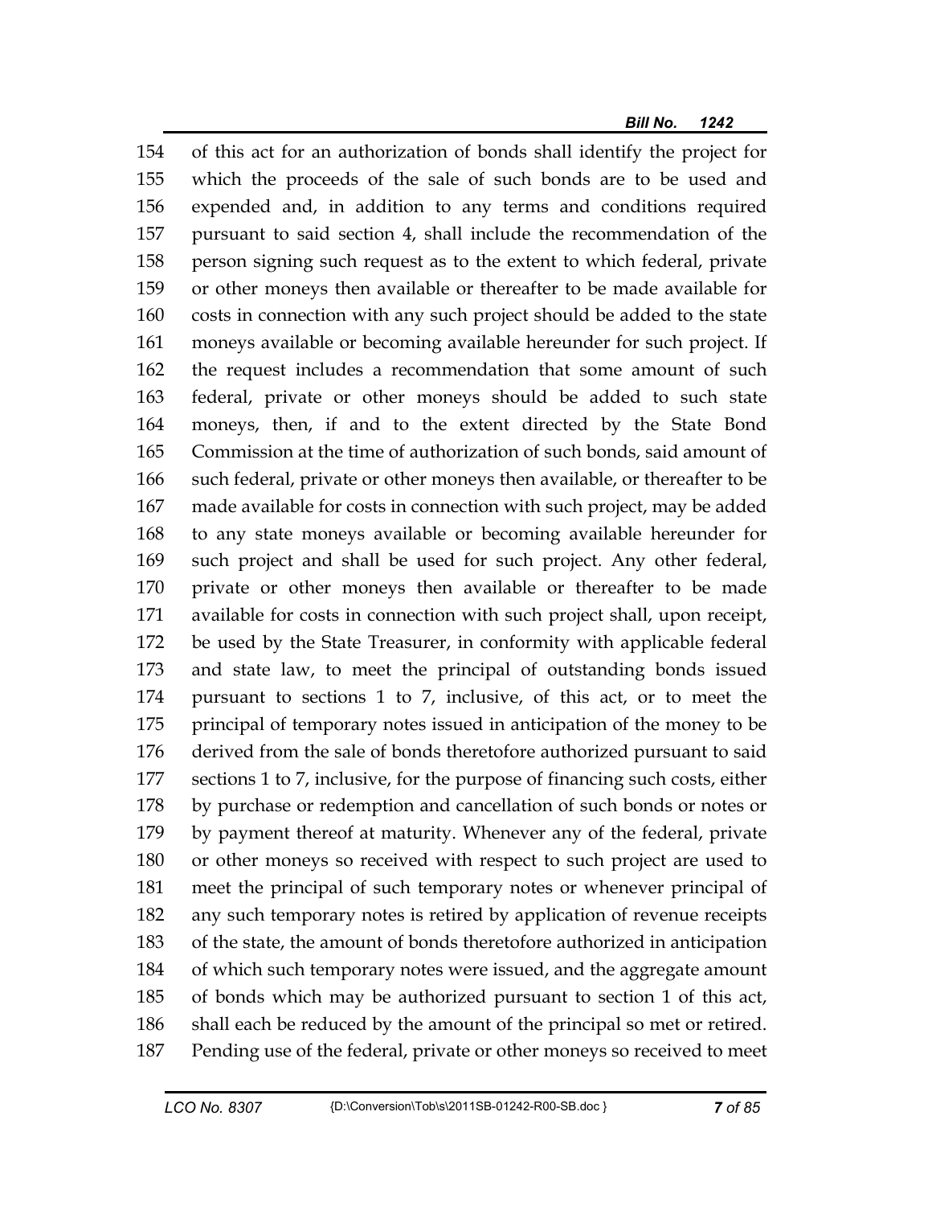154 of this act for an authorization of bonds shall identify the project for
155 which the proceeds of the sale of such bonds are to be used and
156 expended and, in addition to any terms and conditions required
157 pursuant to said section 4, shall include the recommendation of the
158 person signing such request as to the extent to which federal, private
159 or other moneys then available or thereafter to be made available for
160 costs in connection with any such project should be added to the state
161 moneys available or becoming available hereunder for such project. If
162 the request includes a recommendation that some amount of such
163 federal, private or other moneys should be added to such state
164 moneys, then, if and to the extent directed by the State Bond
165 Commission at the time of authorization of such bonds, said amount of
166 such federal, private or other moneys then available, or thereafter to be
167 made available for costs in connection with such project, may be added
168 to any state moneys available or becoming available hereunder for
169 such project and shall be used for such project. Any other federal,
170 private or other moneys then available or thereafter to be made
171 available for costs in connection with such project shall, upon receipt,
172 be used by the State Treasurer, in conformity with applicable federal
173 and state law, to meet the principal of outstanding bonds issued
174 pursuant to sections 1 to 7, inclusive, of this act, or to meet the
175 principal of temporary notes issued in anticipation of the money to be
176 derived from the sale of bonds theretofore authorized pursuant to said
177 sections 1 to 7, inclusive, for the purpose of financing such costs, either
178 by purchase or redemption and cancellation of such bonds or notes or
179 by payment thereof at maturity. Whenever any of the federal, private
180 or other moneys so received with respect to such project are used to
181 meet the principal of such temporary notes or whenever principal of
182 any such temporary notes is retired by application of revenue receipts
183 of the state, the amount of bonds theretofore authorized in anticipation
184 of which such temporary notes were issued, and the aggregate amount
185 of bonds which may be authorized pursuant to section 1 of this act,
186 shall each be reduced by the amount of the principal so met or retired.
187 Pending use of the federal, private or other moneys so received to meet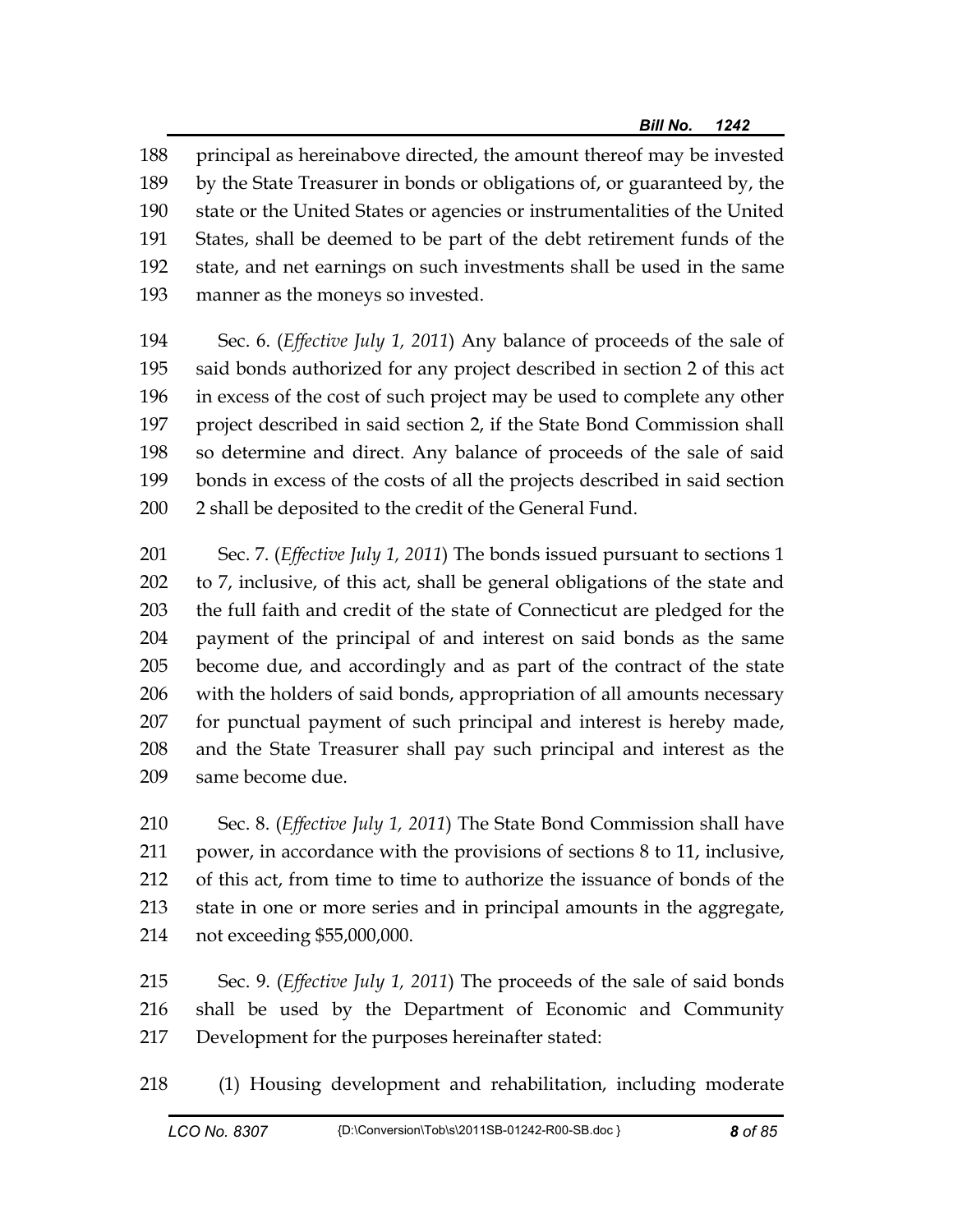principal as hereinabove directed, the amount thereof may be invested by the State Treasurer in bonds or obligations of, or guaranteed by, the state or the United States or agencies or instrumentalities of the United States, shall be deemed to be part of the debt retirement funds of the state, and net earnings on such investments shall be used in the same manner as the moneys so invested.

Sec. 6. (*Effective July 1, 2011*) Any balance of proceeds of the sale of said bonds authorized for any project described in section 2 of this act in excess of the cost of such project may be used to complete any other project described in said section 2, if the State Bond Commission shall so determine and direct. Any balance of proceeds of the sale of said bonds in excess of the costs of all the projects described in said section 2 shall be deposited to the credit of the General Fund.

Sec. 7. (*Effective July 1, 2011*) The bonds issued pursuant to sections 1 to 7, inclusive, of this act, shall be general obligations of the state and the full faith and credit of the state of Connecticut are pledged for the payment of the principal of and interest on said bonds as the same become due, and accordingly and as part of the contract of the state with the holders of said bonds, appropriation of all amounts necessary for punctual payment of such principal and interest is hereby made, and the State Treasurer shall pay such principal and interest as the same become due.

Sec. 8. (*Effective July 1, 2011*) The State Bond Commission shall have power, in accordance with the provisions of sections 8 to 11, inclusive, of this act, from time to time to authorize the issuance of bonds of the state in one or more series and in principal amounts in the aggregate, not exceeding $55,000,000.

Sec. 9. (*Effective July 1, 2011*) The proceeds of the sale of said bonds shall be used by the Department of Economic and Community Development for the purposes hereinafter stated:

(1) Housing development and rehabilitation, including moderate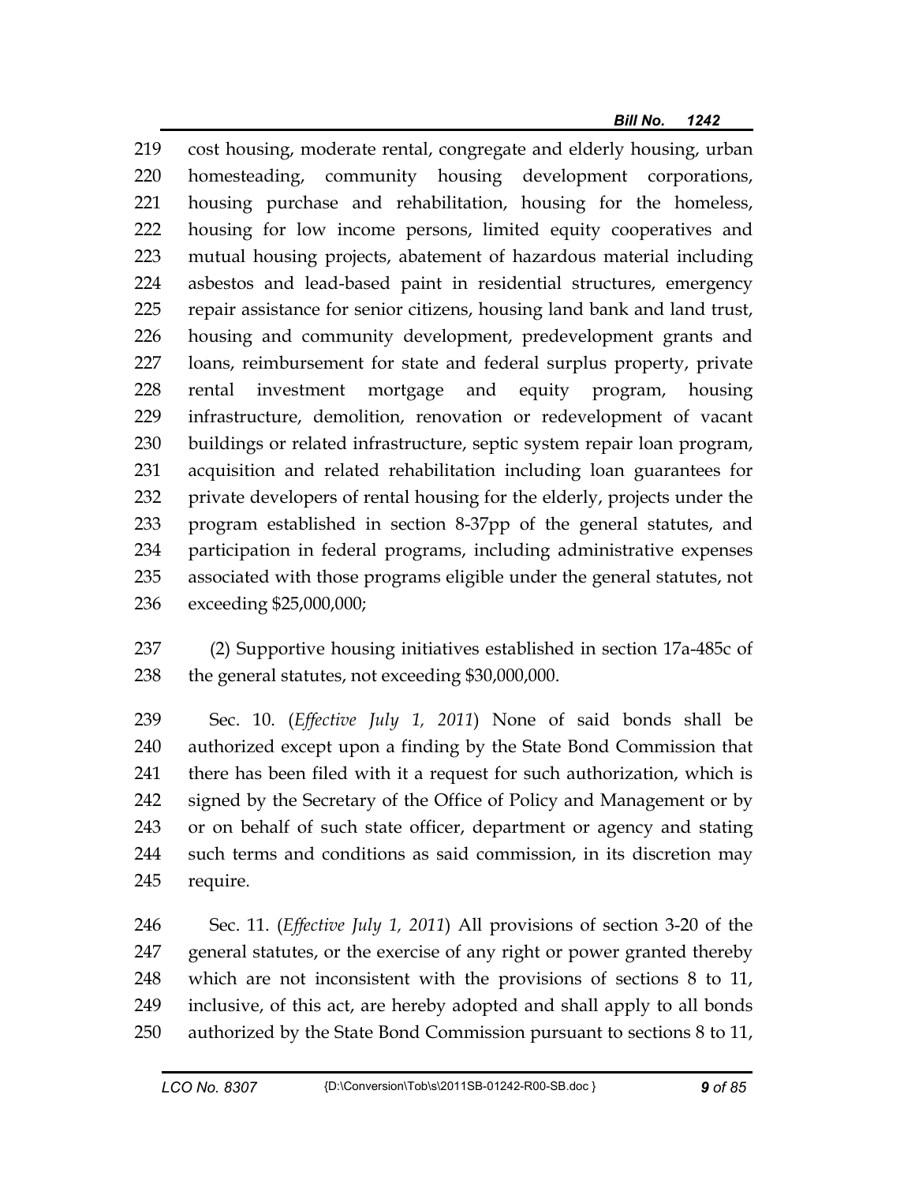cost housing, moderate rental, congregate and elderly housing, urban homesteading, community housing development corporations, housing purchase and rehabilitation, housing for the homeless, housing for low income persons, limited equity cooperatives and mutual housing projects, abatement of hazardous material including asbestos and lead-based paint in residential structures, emergency repair assistance for senior citizens, housing land bank and land trust, housing and community development, predevelopment grants and loans, reimbursement for state and federal surplus property, private rental investment mortgage and equity program, housing infrastructure, demolition, renovation or redevelopment of vacant buildings or related infrastructure, septic system repair loan program, acquisition and related rehabilitation including loan guarantees for private developers of rental housing for the elderly, projects under the program established in section 8-37pp of the general statutes, and participation in federal programs, including administrative expenses associated with those programs eligible under the general statutes, not exceeding $25,000,000;

(2) Supportive housing initiatives established in section 17a-485c of the general statutes, not exceeding $30,000,000.

Sec. 10. (*Effective July 1, 2011*) None of said bonds shall be authorized except upon a finding by the State Bond Commission that there has been filed with it a request for such authorization, which is signed by the Secretary of the Office of Policy and Management or by or on behalf of such state officer, department or agency and stating such terms and conditions as said commission, in its discretion may require.

Sec. 11. (*Effective July 1, 2011*) All provisions of section 3-20 of the general statutes, or the exercise of any right or power granted thereby which are not inconsistent with the provisions of sections 8 to 11, inclusive, of this act, are hereby adopted and shall apply to all bonds authorized by the State Bond Commission pursuant to sections 8 to 11,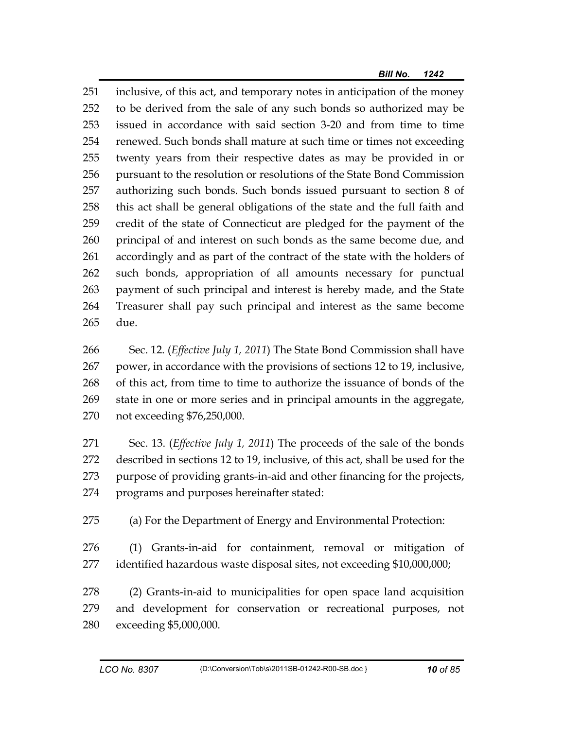inclusive, of this act, and temporary notes in anticipation of the money to be derived from the sale of any such bonds so authorized may be issued in accordance with said section 3-20 and from time to time renewed. Such bonds shall mature at such time or times not exceeding twenty years from their respective dates as may be provided in or pursuant to the resolution or resolutions of the State Bond Commission authorizing such bonds. Such bonds issued pursuant to section 8 of this act shall be general obligations of the state and the full faith and credit of the state of Connecticut are pledged for the payment of the principal of and interest on such bonds as the same become due, and accordingly and as part of the contract of the state with the holders of such bonds, appropriation of all amounts necessary for punctual payment of such principal and interest is hereby made, and the State Treasurer shall pay such principal and interest as the same become due.

Sec. 12. (*Effective July 1, 2011*) The State Bond Commission shall have power, in accordance with the provisions of sections 12 to 19, inclusive, of this act, from time to time to authorize the issuance of bonds of the state in one or more series and in principal amounts in the aggregate, not exceeding $76,250,000.

Sec. 13. (*Effective July 1, 2011*) The proceeds of the sale of the bonds described in sections 12 to 19, inclusive, of this act, shall be used for the purpose of providing grants-in-aid and other financing for the projects, programs and purposes hereinafter stated:

(a) For the Department of Energy and Environmental Protection:

(1) Grants-in-aid for containment, removal or mitigation of identified hazardous waste disposal sites, not exceeding $10,000,000;

(2) Grants-in-aid to municipalities for open space land acquisition and development for conservation or recreational purposes, not exceeding $5,000,000.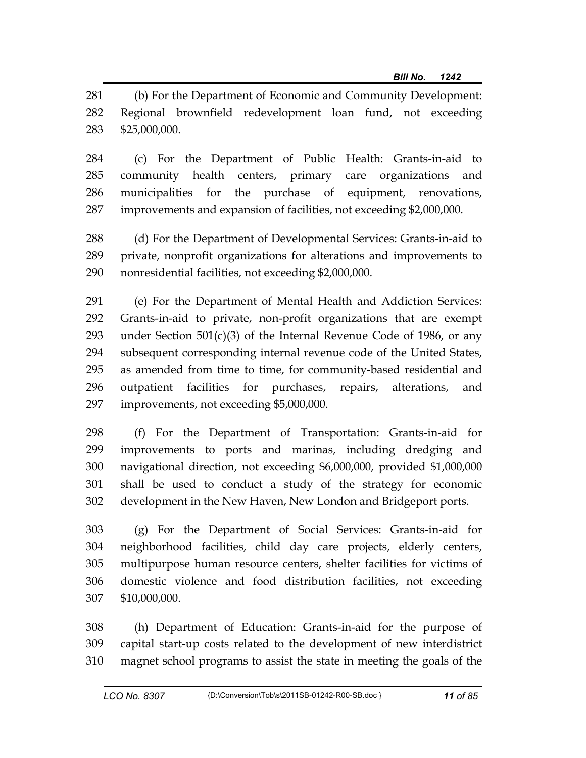(b) For the Department of Economic and Community Development: Regional brownfield redevelopment loan fund, not exceeding $25,000,000.

(c) For the Department of Public Health: Grants-in-aid to community health centers, primary care organizations and municipalities for the purchase of equipment, renovations, improvements and expansion of facilities, not exceeding $2,000,000.

(d) For the Department of Developmental Services: Grants-in-aid to private, nonprofit organizations for alterations and improvements to nonresidential facilities, not exceeding $2,000,000.

(e) For the Department of Mental Health and Addiction Services: Grants-in-aid to private, non-profit organizations that are exempt under Section 501(c)(3) of the Internal Revenue Code of 1986, or any subsequent corresponding internal revenue code of the United States, as amended from time to time, for community-based residential and outpatient facilities for purchases, repairs, alterations, and improvements, not exceeding $5,000,000.

(f) For the Department of Transportation: Grants-in-aid for improvements to ports and marinas, including dredging and navigational direction, not exceeding $6,000,000, provided $1,000,000 shall be used to conduct a study of the strategy for economic development in the New Haven, New London and Bridgeport ports.

(g) For the Department of Social Services: Grants-in-aid for neighborhood facilities, child day care projects, elderly centers, multipurpose human resource centers, shelter facilities for victims of domestic violence and food distribution facilities, not exceeding $10,000,000.

(h) Department of Education: Grants-in-aid for the purpose of capital start-up costs related to the development of new interdistrict magnet school programs to assist the state in meeting the goals of the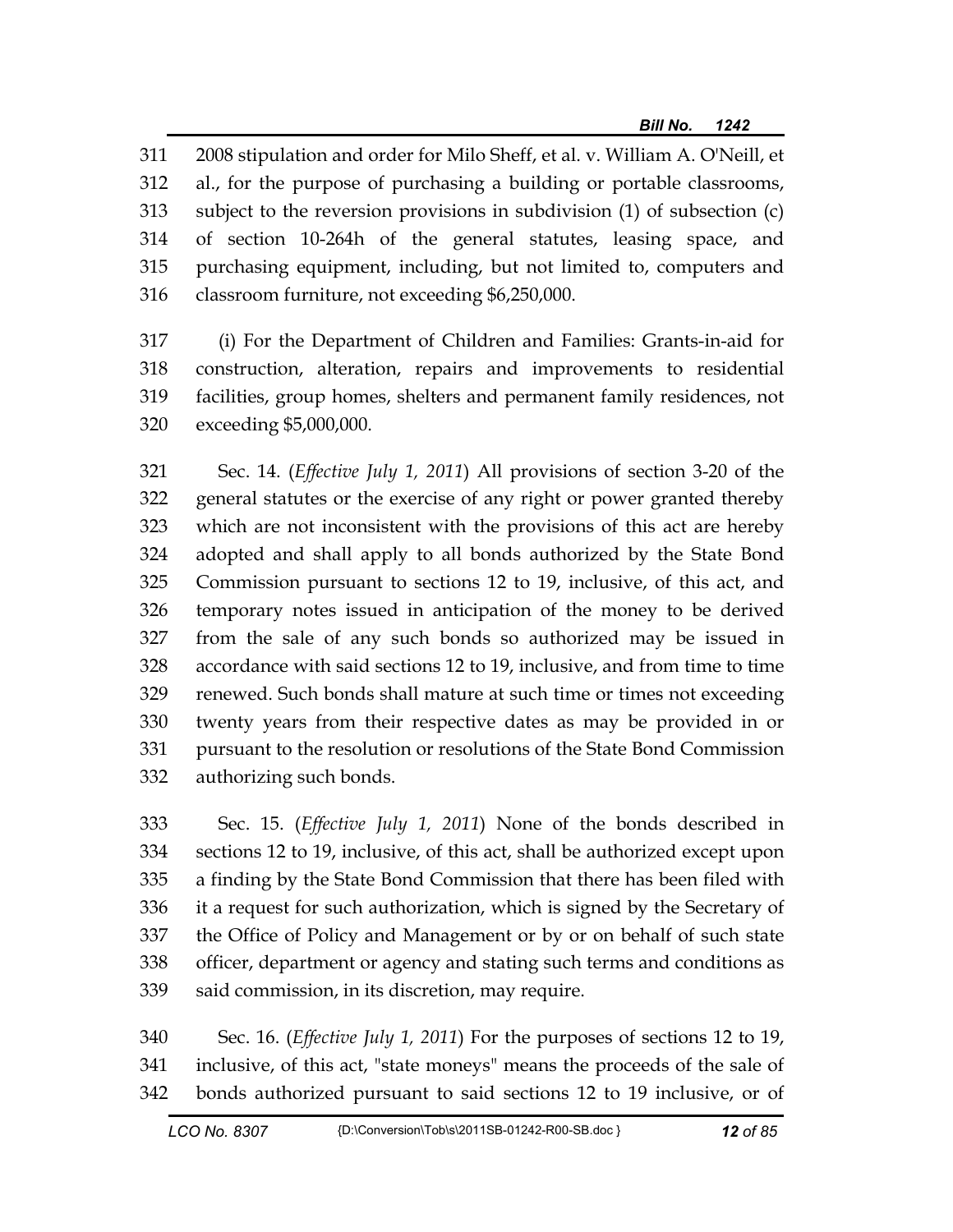2008 stipulation and order for Milo Sheff, et al. v. William A. O'Neill, et al., for the purpose of purchasing a building or portable classrooms, subject to the reversion provisions in subdivision (1) of subsection (c) of section 10-264h of the general statutes, leasing space, and purchasing equipment, including, but not limited to, computers and classroom furniture, not exceeding $6,250,000.

(i) For the Department of Children and Families: Grants-in-aid for construction, alteration, repairs and improvements to residential facilities, group homes, shelters and permanent family residences, not exceeding $5,000,000.

Sec. 14. (*Effective July 1, 2011*) All provisions of section 3-20 of the general statutes or the exercise of any right or power granted thereby which are not inconsistent with the provisions of this act are hereby adopted and shall apply to all bonds authorized by the State Bond Commission pursuant to sections 12 to 19, inclusive, of this act, and temporary notes issued in anticipation of the money to be derived from the sale of any such bonds so authorized may be issued in accordance with said sections 12 to 19, inclusive, and from time to time renewed. Such bonds shall mature at such time or times not exceeding twenty years from their respective dates as may be provided in or pursuant to the resolution or resolutions of the State Bond Commission authorizing such bonds.

Sec. 15. (*Effective July 1, 2011*) None of the bonds described in sections 12 to 19, inclusive, of this act, shall be authorized except upon a finding by the State Bond Commission that there has been filed with it a request for such authorization, which is signed by the Secretary of the Office of Policy and Management or by or on behalf of such state officer, department or agency and stating such terms and conditions as said commission, in its discretion, may require.

Sec. 16. (*Effective July 1, 2011*) For the purposes of sections 12 to 19, inclusive, of this act, "state moneys" means the proceeds of the sale of bonds authorized pursuant to said sections 12 to 19 inclusive, or of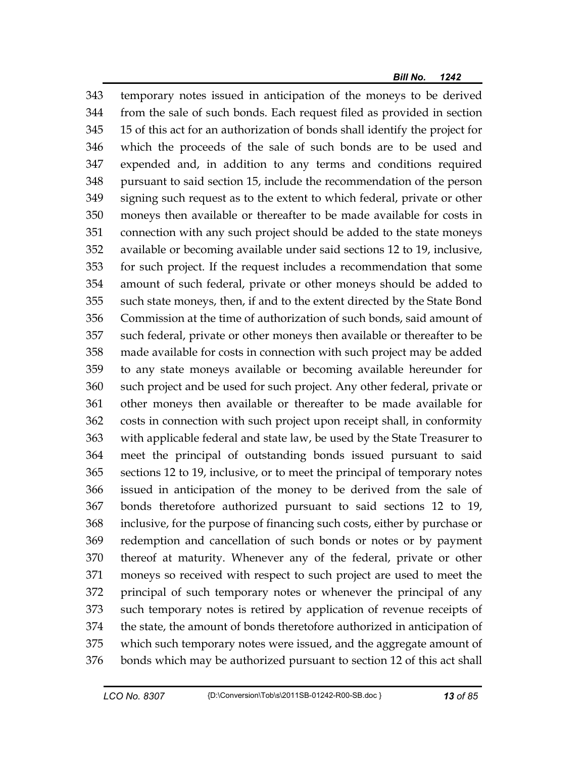343 temporary notes issued in anticipation of the moneys to be derived
344 from the sale of such bonds. Each request filed as provided in section
345 15 of this act for an authorization of bonds shall identify the project for
346 which the proceeds of the sale of such bonds are to be used and
347 expended and, in addition to any terms and conditions required
348 pursuant to said section 15, include the recommendation of the person
349 signing such request as to the extent to which federal, private or other
350 moneys then available or thereafter to be made available for costs in
351 connection with any such project should be added to the state moneys
352 available or becoming available under said sections 12 to 19, inclusive,
353 for such project. If the request includes a recommendation that some
354 amount of such federal, private or other moneys should be added to
355 such state moneys, then, if and to the extent directed by the State Bond
356 Commission at the time of authorization of such bonds, said amount of
357 such federal, private or other moneys then available or thereafter to be
358 made available for costs in connection with such project may be added
359 to any state moneys available or becoming available hereunder for
360 such project and be used for such project. Any other federal, private or
361 other moneys then available or thereafter to be made available for
362 costs in connection with such project upon receipt shall, in conformity
363 with applicable federal and state law, be used by the State Treasurer to
364 meet the principal of outstanding bonds issued pursuant to said
365 sections 12 to 19, inclusive, or to meet the principal of temporary notes
366 issued in anticipation of the money to be derived from the sale of
367 bonds theretofore authorized pursuant to said sections 12 to 19,
368 inclusive, for the purpose of financing such costs, either by purchase or
369 redemption and cancellation of such bonds or notes or by payment
370 thereof at maturity. Whenever any of the federal, private or other
371 moneys so received with respect to such project are used to meet the
372 principal of such temporary notes or whenever the principal of any
373 such temporary notes is retired by application of revenue receipts of
374 the state, the amount of bonds theretofore authorized in anticipation of
375 which such temporary notes were issued, and the aggregate amount of
376 bonds which may be authorized pursuant to section 12 of this act shall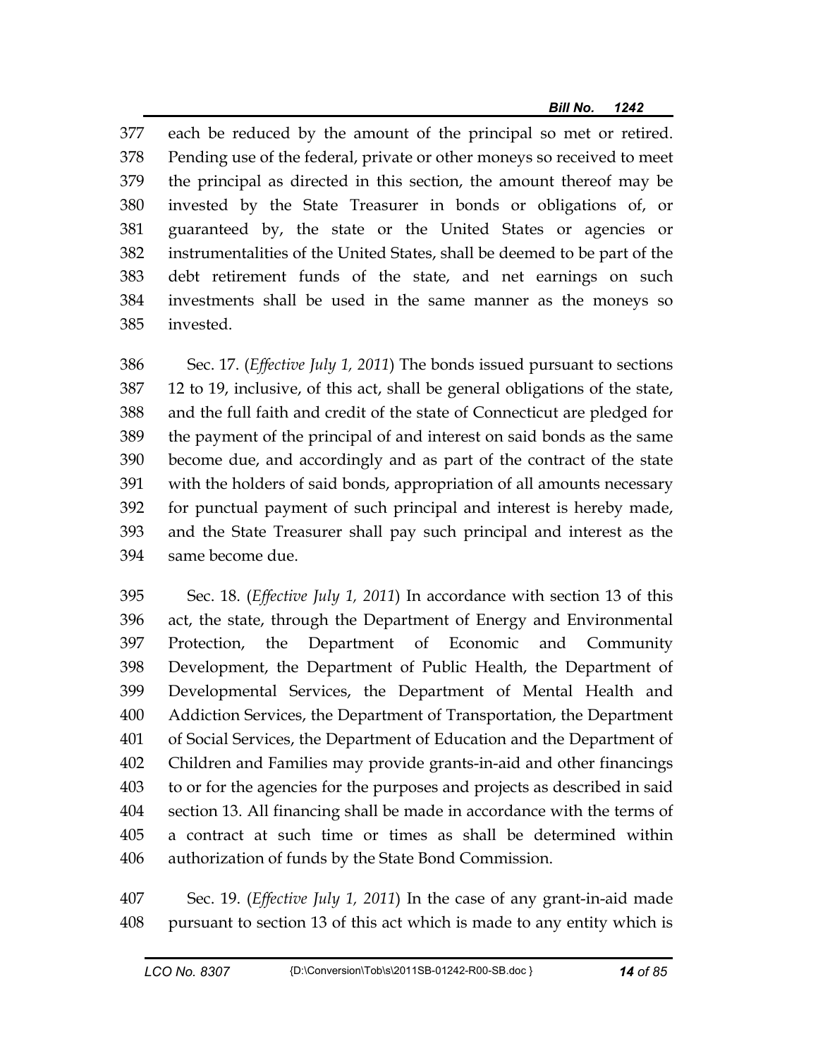each be reduced by the amount of the principal so met or retired. Pending use of the federal, private or other moneys so received to meet the principal as directed in this section, the amount thereof may be invested by the State Treasurer in bonds or obligations of, or guaranteed by, the state or the United States or agencies or instrumentalities of the United States, shall be deemed to be part of the debt retirement funds of the state, and net earnings on such investments shall be used in the same manner as the moneys so invested.

Sec. 17. (*Effective July 1, 2011*) The bonds issued pursuant to sections 12 to 19, inclusive, of this act, shall be general obligations of the state, and the full faith and credit of the state of Connecticut are pledged for the payment of the principal of and interest on said bonds as the same become due, and accordingly and as part of the contract of the state with the holders of said bonds, appropriation of all amounts necessary for punctual payment of such principal and interest is hereby made, and the State Treasurer shall pay such principal and interest as the same become due.

Sec. 18. (*Effective July 1, 2011*) In accordance with section 13 of this act, the state, through the Department of Energy and Environmental Protection, the Department of Economic and Community Development, the Department of Public Health, the Department of Developmental Services, the Department of Mental Health and Addiction Services, the Department of Transportation, the Department of Social Services, the Department of Education and the Department of Children and Families may provide grants-in-aid and other financings to or for the agencies for the purposes and projects as described in said section 13. All financing shall be made in accordance with the terms of a contract at such time or times as shall be determined within authorization of funds by the State Bond Commission.

Sec. 19. (*Effective July 1, 2011*) In the case of any grant-in-aid made pursuant to section 13 of this act which is made to any entity which is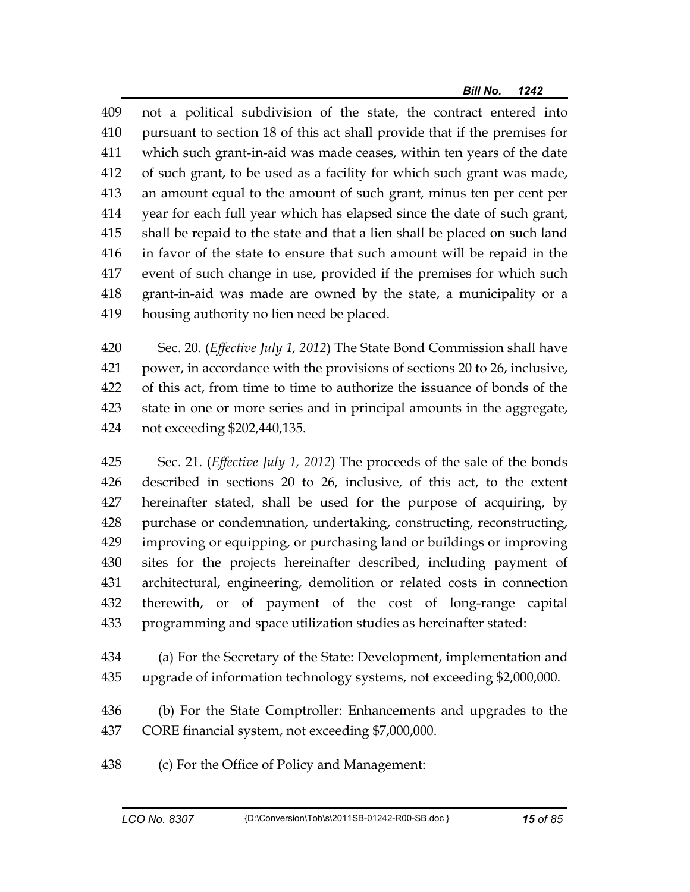not a political subdivision of the state, the contract entered into pursuant to section 18 of this act shall provide that if the premises for which such grant-in-aid was made ceases, within ten years of the date of such grant, to be used as a facility for which such grant was made, an amount equal to the amount of such grant, minus ten per cent per year for each full year which has elapsed since the date of such grant, shall be repaid to the state and that a lien shall be placed on such land in favor of the state to ensure that such amount will be repaid in the event of such change in use, provided if the premises for which such grant-in-aid was made are owned by the state, a municipality or a housing authority no lien need be placed.

Sec. 20. (*Effective July 1, 2012*) The State Bond Commission shall have power, in accordance with the provisions of sections 20 to 26, inclusive, of this act, from time to time to authorize the issuance of bonds of the state in one or more series and in principal amounts in the aggregate, not exceeding $202,440,135.

Sec. 21. (*Effective July 1, 2012*) The proceeds of the sale of the bonds described in sections 20 to 26, inclusive, of this act, to the extent hereinafter stated, shall be used for the purpose of acquiring, by purchase or condemnation, undertaking, constructing, reconstructing, improving or equipping, or purchasing land or buildings or improving sites for the projects hereinafter described, including payment of architectural, engineering, demolition or related costs in connection therewith, or of payment of the cost of long-range capital programming and space utilization studies as hereinafter stated:

(a) For the Secretary of the State: Development, implementation and upgrade of information technology systems, not exceeding $2,000,000.

(b) For the State Comptroller: Enhancements and upgrades to the CORE financial system, not exceeding $7,000,000.

(c) For the Office of Policy and Management: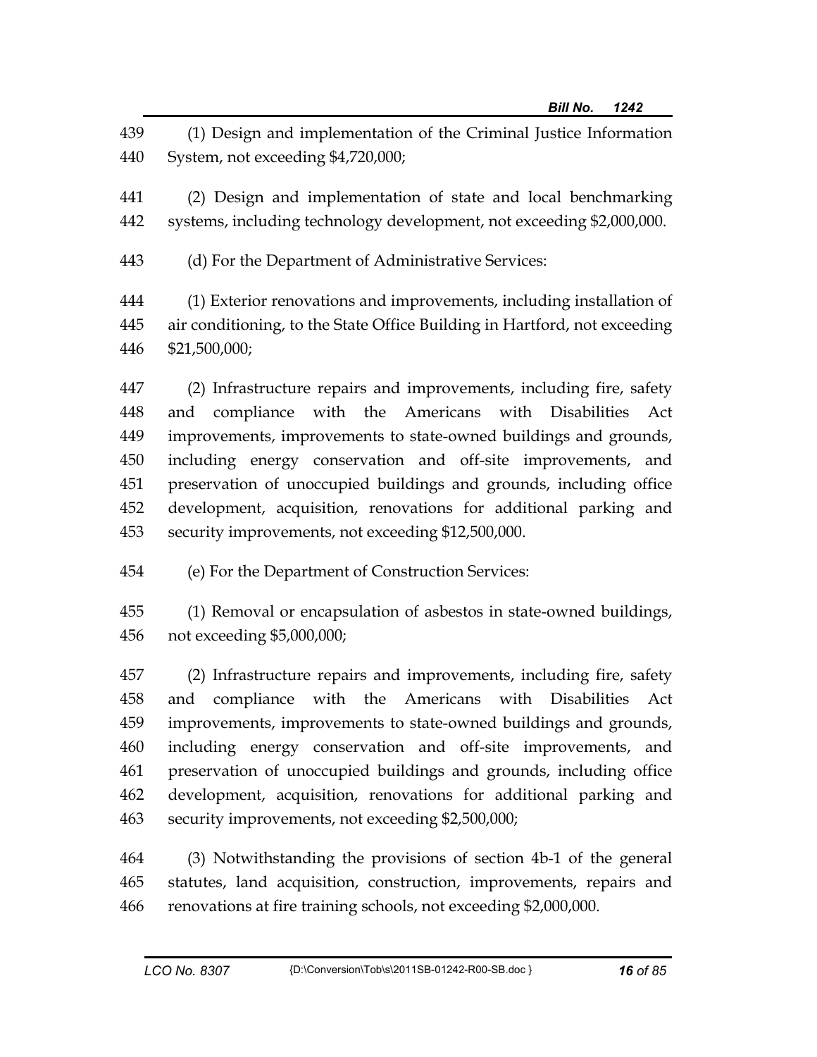(1) Design and implementation of the Criminal Justice Information System, not exceeding $4,720,000;

(2) Design and implementation of state and local benchmarking systems, including technology development, not exceeding $2,000,000.

(d) For the Department of Administrative Services:

(1) Exterior renovations and improvements, including installation of air conditioning, to the State Office Building in Hartford, not exceeding $21,500,000;

(2) Infrastructure repairs and improvements, including fire, safety and compliance with the Americans with Disabilities Act improvements, improvements to state-owned buildings and grounds, including energy conservation and off-site improvements, and preservation of unoccupied buildings and grounds, including office development, acquisition, renovations for additional parking and security improvements, not exceeding $12,500,000.

(e) For the Department of Construction Services:

(1) Removal or encapsulation of asbestos in state-owned buildings, not exceeding $5,000,000;

(2) Infrastructure repairs and improvements, including fire, safety and compliance with the Americans with Disabilities Act improvements, improvements to state-owned buildings and grounds, including energy conservation and off-site improvements, and preservation of unoccupied buildings and grounds, including office development, acquisition, renovations for additional parking and security improvements, not exceeding $2,500,000;

(3) Notwithstanding the provisions of section 4b-1 of the general statutes, land acquisition, construction, improvements, repairs and renovations at fire training schools, not exceeding $2,000,000.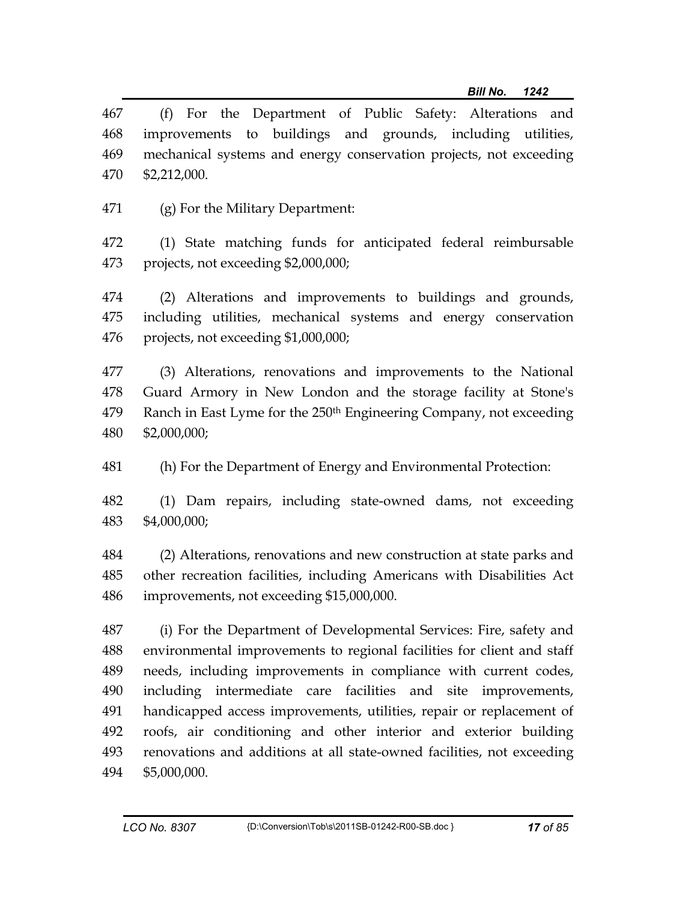(f) For the Department of Public Safety: Alterations and improvements to buildings and grounds, including utilities, mechanical systems and energy conservation projects, not exceeding $2,212,000.

(g) For the Military Department:

(1) State matching funds for anticipated federal reimbursable projects, not exceeding $2,000,000;

(2) Alterations and improvements to buildings and grounds, including utilities, mechanical systems and energy conservation projects, not exceeding $1,000,000;

(3) Alterations, renovations and improvements to the National Guard Armory in New London and the storage facility at Stone's Ranch in East Lyme for the 250th Engineering Company, not exceeding $2,000,000;

(h) For the Department of Energy and Environmental Protection:

(1) Dam repairs, including state-owned dams, not exceeding $4,000,000;

(2) Alterations, renovations and new construction at state parks and other recreation facilities, including Americans with Disabilities Act improvements, not exceeding $15,000,000.

(i) For the Department of Developmental Services: Fire, safety and environmental improvements to regional facilities for client and staff needs, including improvements in compliance with current codes, including intermediate care facilities and site improvements, handicapped access improvements, utilities, repair or replacement of roofs, air conditioning and other interior and exterior building renovations and additions at all state-owned facilities, not exceeding $5,000,000.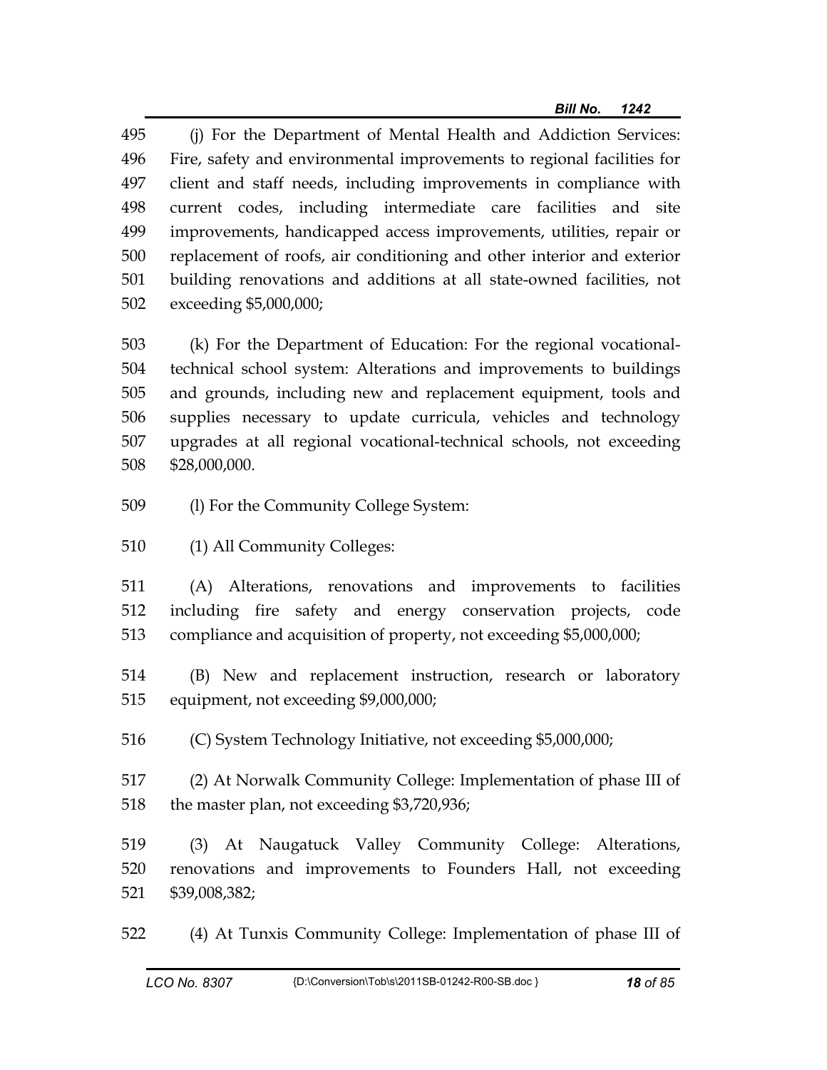(j) For the Department of Mental Health and Addiction Services: Fire, safety and environmental improvements to regional facilities for client and staff needs, including improvements in compliance with current codes, including intermediate care facilities and site improvements, handicapped access improvements, utilities, repair or replacement of roofs, air conditioning and other interior and exterior building renovations and additions at all state-owned facilities, not exceeding $5,000,000;

(k) For the Department of Education: For the regional vocational-technical school system: Alterations and improvements to buildings and grounds, including new and replacement equipment, tools and supplies necessary to update curricula, vehicles and technology upgrades at all regional vocational-technical schools, not exceeding $28,000,000.

(l) For the Community College System:

(1) All Community Colleges:

(A) Alterations, renovations and improvements to facilities including fire safety and energy conservation projects, code compliance and acquisition of property, not exceeding $5,000,000;

(B) New and replacement instruction, research or laboratory equipment, not exceeding $9,000,000;

(C) System Technology Initiative, not exceeding $5,000,000;

(2) At Norwalk Community College: Implementation of phase III of the master plan, not exceeding $3,720,936;

(3) At Naugatuck Valley Community College: Alterations, renovations and improvements to Founders Hall, not exceeding $39,008,382;

(4) At Tunxis Community College: Implementation of phase III of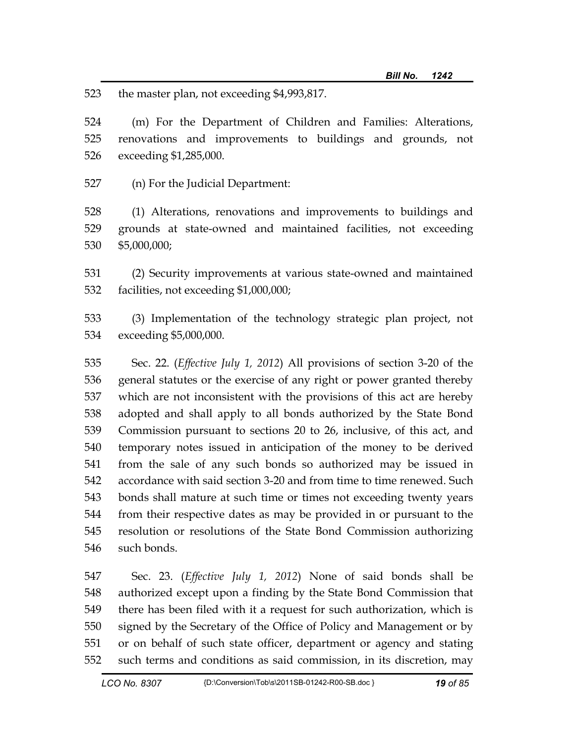the master plan, not exceeding $4,993,817.

(m) For the Department of Children and Families: Alterations, renovations and improvements to buildings and grounds, not exceeding $1,285,000.

(n) For the Judicial Department:

(1) Alterations, renovations and improvements to buildings and grounds at state-owned and maintained facilities, not exceeding $5,000,000;

(2) Security improvements at various state-owned and maintained facilities, not exceeding $1,000,000;

(3) Implementation of the technology strategic plan project, not exceeding $5,000,000.

Sec. 22. (*Effective July 1, 2012*) All provisions of section 3-20 of the general statutes or the exercise of any right or power granted thereby which are not inconsistent with the provisions of this act are hereby adopted and shall apply to all bonds authorized by the State Bond Commission pursuant to sections 20 to 26, inclusive, of this act, and temporary notes issued in anticipation of the money to be derived from the sale of any such bonds so authorized may be issued in accordance with said section 3-20 and from time to time renewed. Such bonds shall mature at such time or times not exceeding twenty years from their respective dates as may be provided in or pursuant to the resolution or resolutions of the State Bond Commission authorizing such bonds.

Sec. 23. (*Effective July 1, 2012*) None of said bonds shall be authorized except upon a finding by the State Bond Commission that there has been filed with it a request for such authorization, which is signed by the Secretary of the Office of Policy and Management or by or on behalf of such state officer, department or agency and stating such terms and conditions as said commission, in its discretion, may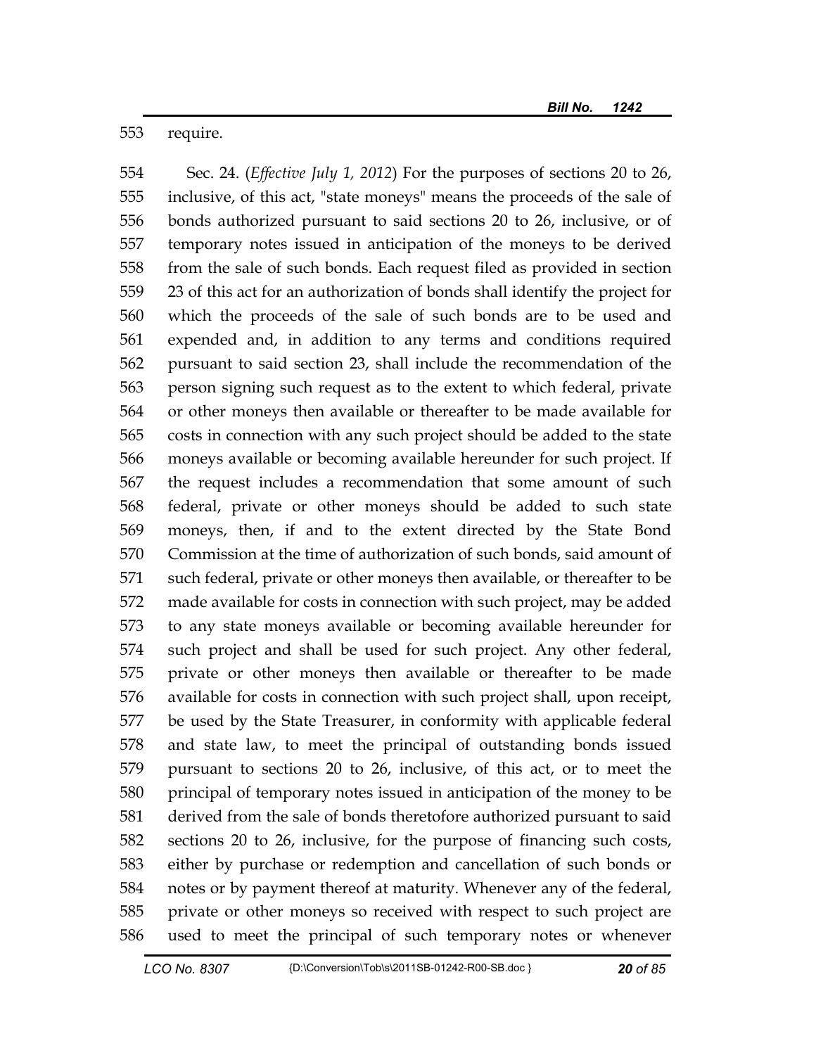require.

Sec. 24. (*Effective July 1, 2012*) For the purposes of sections 20 to 26, inclusive, of this act, "state moneys" means the proceeds of the sale of bonds authorized pursuant to said sections 20 to 26, inclusive, or of temporary notes issued in anticipation of the moneys to be derived from the sale of such bonds. Each request filed as provided in section 23 of this act for an authorization of bonds shall identify the project for which the proceeds of the sale of such bonds are to be used and expended and, in addition to any terms and conditions required pursuant to said section 23, shall include the recommendation of the person signing such request as to the extent to which federal, private or other moneys then available or thereafter to be made available for costs in connection with any such project should be added to the state moneys available or becoming available hereunder for such project. If the request includes a recommendation that some amount of such federal, private or other moneys should be added to such state moneys, then, if and to the extent directed by the State Bond Commission at the time of authorization of such bonds, said amount of such federal, private or other moneys then available, or thereafter to be made available for costs in connection with such project, may be added to any state moneys available or becoming available hereunder for such project and shall be used for such project. Any other federal, private or other moneys then available or thereafter to be made available for costs in connection with such project shall, upon receipt, be used by the State Treasurer, in conformity with applicable federal and state law, to meet the principal of outstanding bonds issued pursuant to sections 20 to 26, inclusive, of this act, or to meet the principal of temporary notes issued in anticipation of the money to be derived from the sale of bonds theretofore authorized pursuant to said sections 20 to 26, inclusive, for the purpose of financing such costs, either by purchase or redemption and cancellation of such bonds or notes or by payment thereof at maturity. Whenever any of the federal, private or other moneys so received with respect to such project are used to meet the principal of such temporary notes or whenever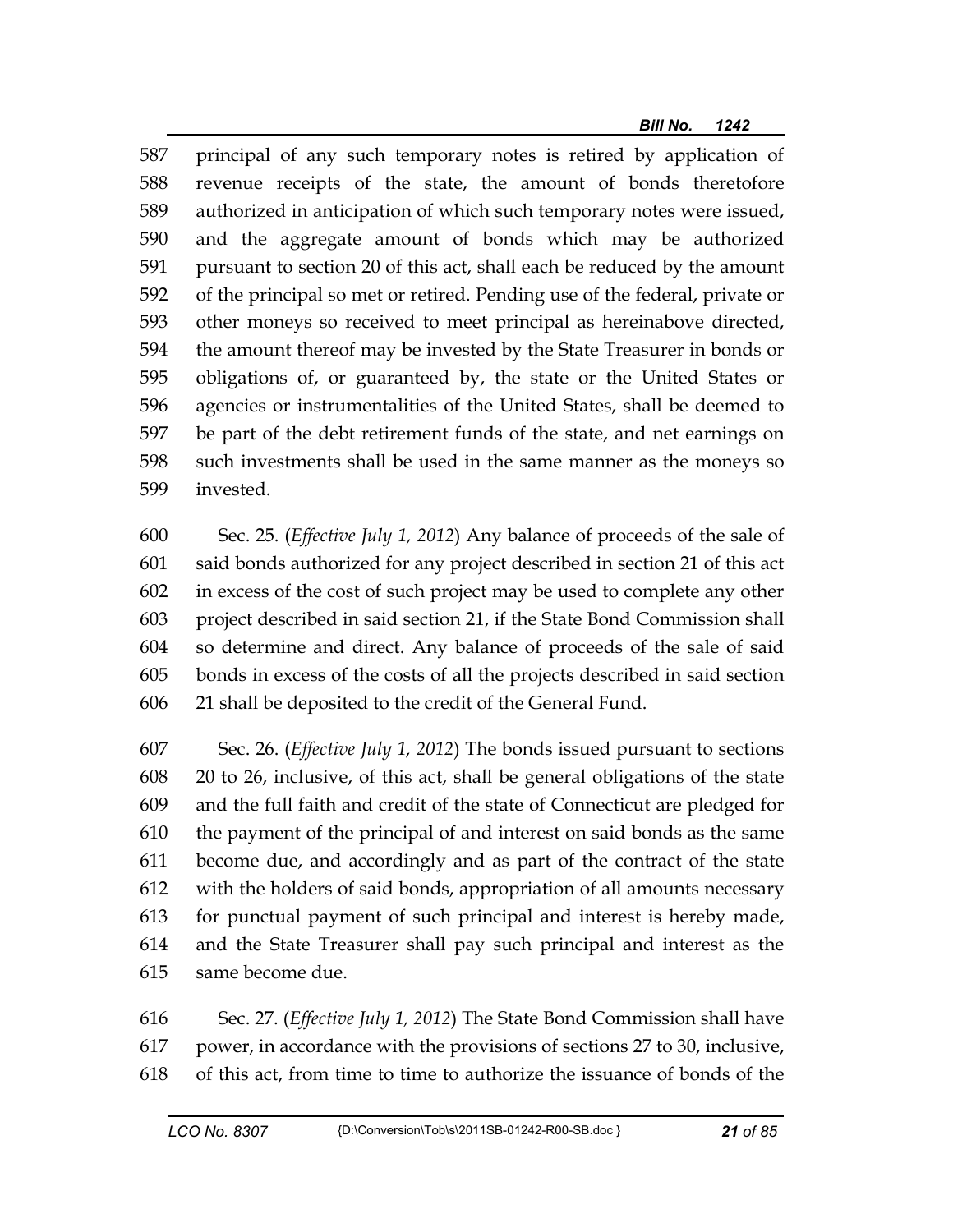principal of any such temporary notes is retired by application of revenue receipts of the state, the amount of bonds theretofore authorized in anticipation of which such temporary notes were issued, and the aggregate amount of bonds which may be authorized pursuant to section 20 of this act, shall each be reduced by the amount of the principal so met or retired. Pending use of the federal, private or other moneys so received to meet principal as hereinabove directed, the amount thereof may be invested by the State Treasurer in bonds or obligations of, or guaranteed by, the state or the United States or agencies or instrumentalities of the United States, shall be deemed to be part of the debt retirement funds of the state, and net earnings on such investments shall be used in the same manner as the moneys so invested.

Sec. 25. (*Effective July 1, 2012*) Any balance of proceeds of the sale of said bonds authorized for any project described in section 21 of this act in excess of the cost of such project may be used to complete any other project described in said section 21, if the State Bond Commission shall so determine and direct. Any balance of proceeds of the sale of said bonds in excess of the costs of all the projects described in said section 21 shall be deposited to the credit of the General Fund.

Sec. 26. (*Effective July 1, 2012*) The bonds issued pursuant to sections 20 to 26, inclusive, of this act, shall be general obligations of the state and the full faith and credit of the state of Connecticut are pledged for the payment of the principal of and interest on said bonds as the same become due, and accordingly and as part of the contract of the state with the holders of said bonds, appropriation of all amounts necessary for punctual payment of such principal and interest is hereby made, and the State Treasurer shall pay such principal and interest as the same become due.

Sec. 27. (*Effective July 1, 2012*) The State Bond Commission shall have power, in accordance with the provisions of sections 27 to 30, inclusive, of this act, from time to time to authorize the issuance of bonds of the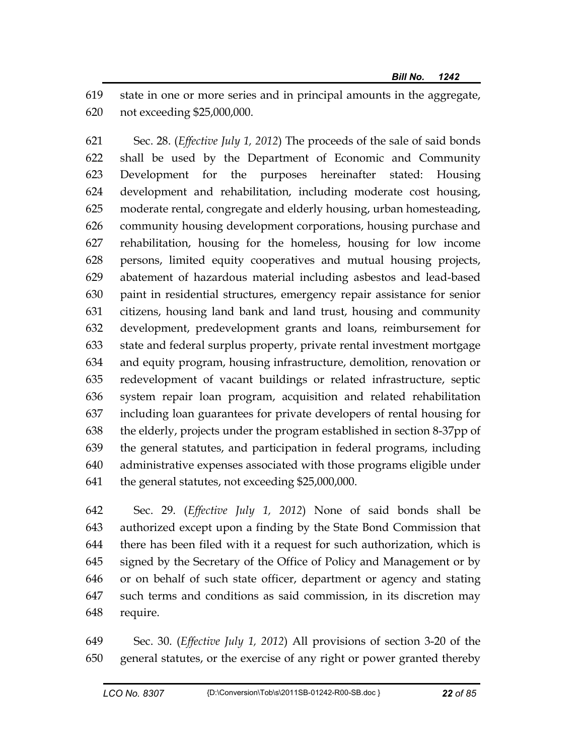state in one or more series and in principal amounts in the aggregate, not exceeding $25,000,000.

Sec. 28. (*Effective July 1, 2012*) The proceeds of the sale of said bonds shall be used by the Department of Economic and Community Development for the purposes hereinafter stated: Housing development and rehabilitation, including moderate cost housing, moderate rental, congregate and elderly housing, urban homesteading, community housing development corporations, housing purchase and rehabilitation, housing for the homeless, housing for low income persons, limited equity cooperatives and mutual housing projects, abatement of hazardous material including asbestos and lead-based paint in residential structures, emergency repair assistance for senior citizens, housing land bank and land trust, housing and community development, predevelopment grants and loans, reimbursement for state and federal surplus property, private rental investment mortgage and equity program, housing infrastructure, demolition, renovation or redevelopment of vacant buildings or related infrastructure, septic system repair loan program, acquisition and related rehabilitation including loan guarantees for private developers of rental housing for the elderly, projects under the program established in section 8-37pp of the general statutes, and participation in federal programs, including administrative expenses associated with those programs eligible under the general statutes, not exceeding $25,000,000.

Sec. 29. (*Effective July 1, 2012*) None of said bonds shall be authorized except upon a finding by the State Bond Commission that there has been filed with it a request for such authorization, which is signed by the Secretary of the Office of Policy and Management or by or on behalf of such state officer, department or agency and stating such terms and conditions as said commission, in its discretion may require.

Sec. 30. (*Effective July 1, 2012*) All provisions of section 3-20 of the general statutes, or the exercise of any right or power granted thereby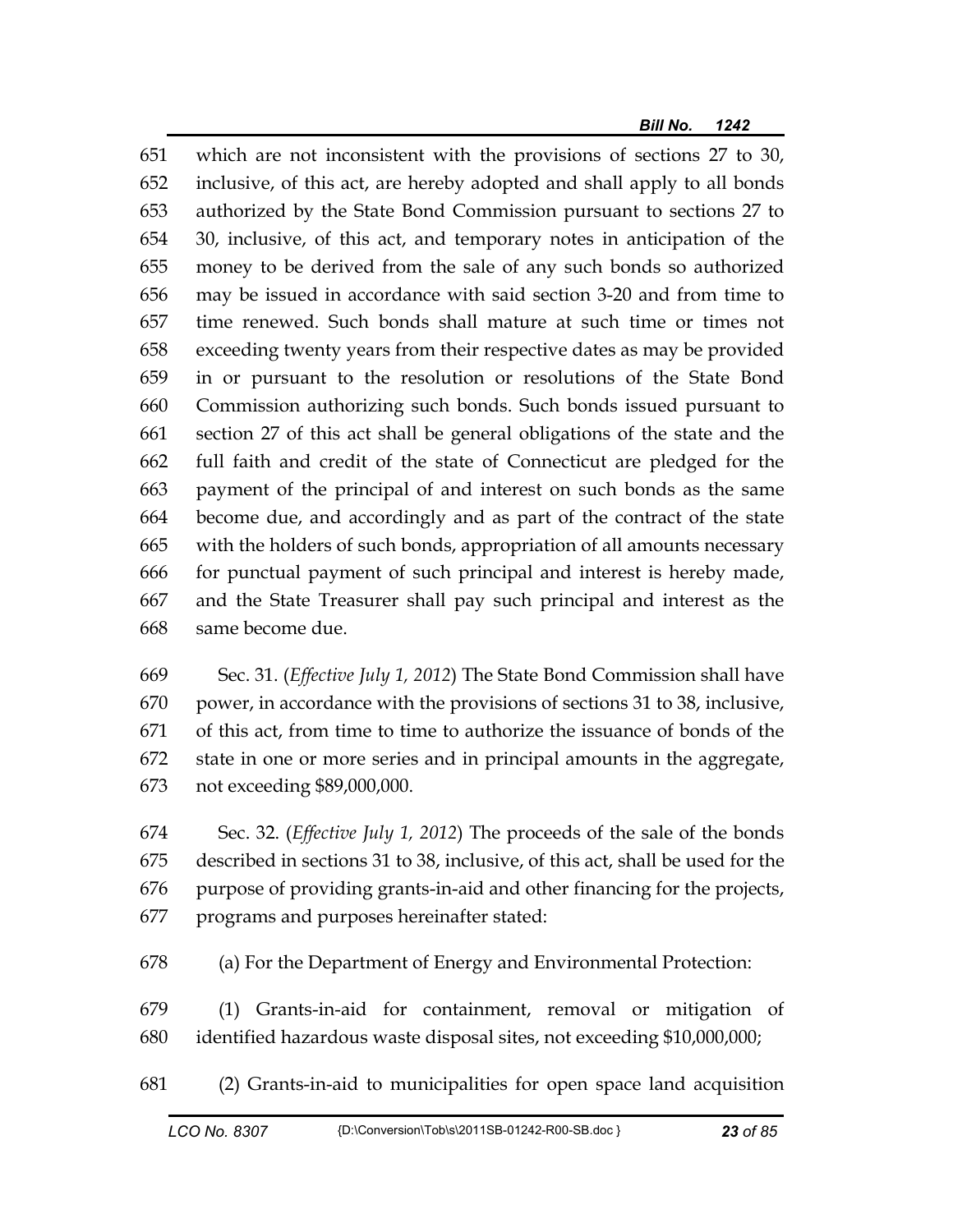which are not inconsistent with the provisions of sections 27 to 30, inclusive, of this act, are hereby adopted and shall apply to all bonds authorized by the State Bond Commission pursuant to sections 27 to 30, inclusive, of this act, and temporary notes in anticipation of the money to be derived from the sale of any such bonds so authorized may be issued in accordance with said section 3-20 and from time to time renewed. Such bonds shall mature at such time or times not exceeding twenty years from their respective dates as may be provided in or pursuant to the resolution or resolutions of the State Bond Commission authorizing such bonds. Such bonds issued pursuant to section 27 of this act shall be general obligations of the state and the full faith and credit of the state of Connecticut are pledged for the payment of the principal of and interest on such bonds as the same become due, and accordingly and as part of the contract of the state with the holders of such bonds, appropriation of all amounts necessary for punctual payment of such principal and interest is hereby made, and the State Treasurer shall pay such principal and interest as the same become due.

Sec. 31. (*Effective July 1, 2012*) The State Bond Commission shall have power, in accordance with the provisions of sections 31 to 38, inclusive, of this act, from time to time to authorize the issuance of bonds of the state in one or more series and in principal amounts in the aggregate, not exceeding $89,000,000.

Sec. 32. (*Effective July 1, 2012*) The proceeds of the sale of the bonds described in sections 31 to 38, inclusive, of this act, shall be used for the purpose of providing grants-in-aid and other financing for the projects, programs and purposes hereinafter stated:

(a) For the Department of Energy and Environmental Protection:

(1) Grants-in-aid for containment, removal or mitigation of identified hazardous waste disposal sites, not exceeding $10,000,000;

(2) Grants-in-aid to municipalities for open space land acquisition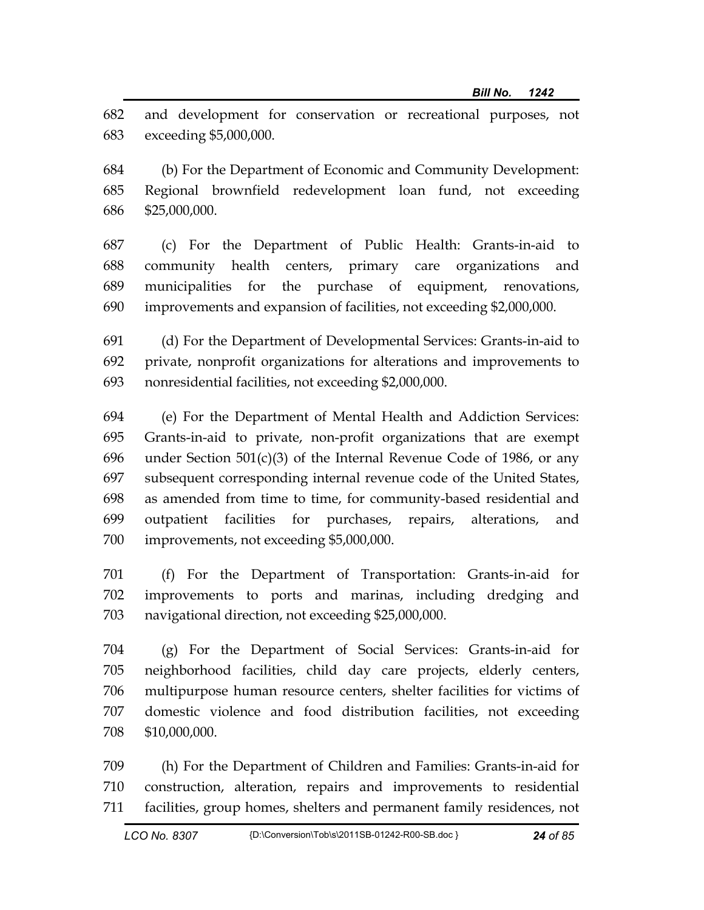and development for conservation or recreational purposes, not exceeding $5,000,000.

(b) For the Department of Economic and Community Development: Regional brownfield redevelopment loan fund, not exceeding $25,000,000.

(c) For the Department of Public Health: Grants-in-aid to community health centers, primary care organizations and municipalities for the purchase of equipment, renovations, improvements and expansion of facilities, not exceeding $2,000,000.

(d) For the Department of Developmental Services: Grants-in-aid to private, nonprofit organizations for alterations and improvements to nonresidential facilities, not exceeding $2,000,000.

(e) For the Department of Mental Health and Addiction Services: Grants-in-aid to private, non-profit organizations that are exempt under Section 501(c)(3) of the Internal Revenue Code of 1986, or any subsequent corresponding internal revenue code of the United States, as amended from time to time, for community-based residential and outpatient facilities for purchases, repairs, alterations, and improvements, not exceeding $5,000,000.

(f) For the Department of Transportation: Grants-in-aid for improvements to ports and marinas, including dredging and navigational direction, not exceeding $25,000,000.

(g) For the Department of Social Services: Grants-in-aid for neighborhood facilities, child day care projects, elderly centers, multipurpose human resource centers, shelter facilities for victims of domestic violence and food distribution facilities, not exceeding $10,000,000.

(h) For the Department of Children and Families: Grants-in-aid for construction, alteration, repairs and improvements to residential facilities, group homes, shelters and permanent family residences, not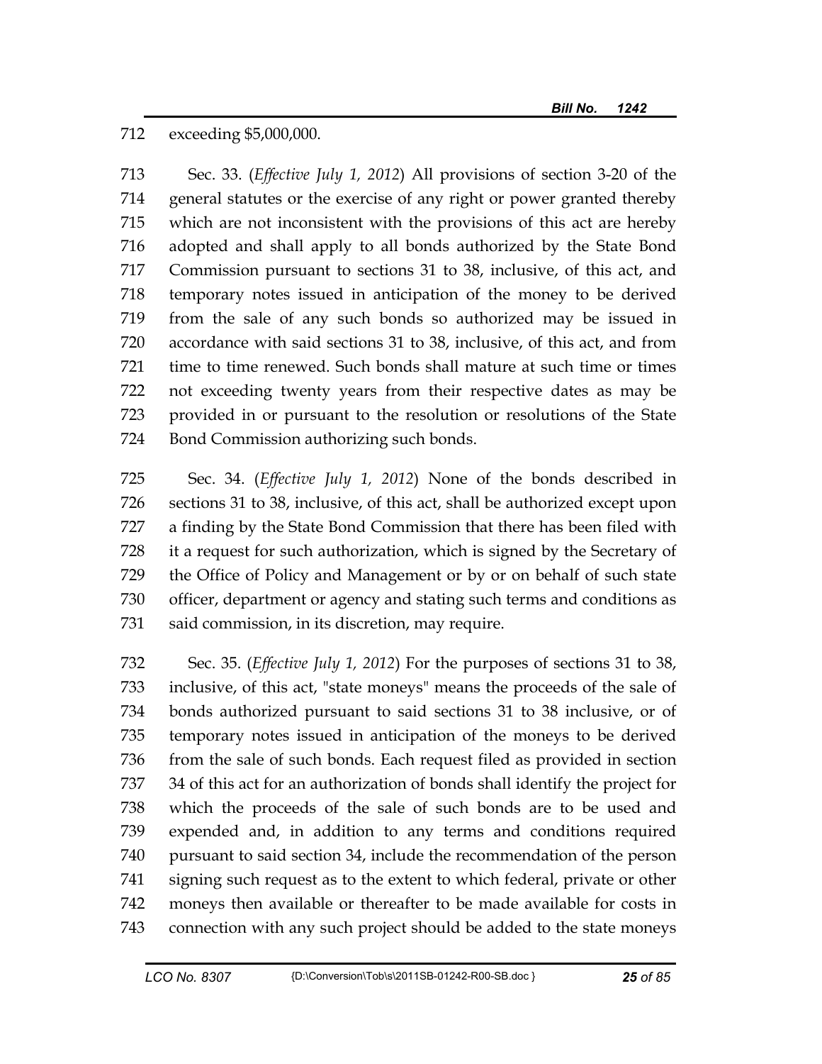exceeding $5,000,000.

Sec. 33. (*Effective July 1, 2012*) All provisions of section 3-20 of the general statutes or the exercise of any right or power granted thereby which are not inconsistent with the provisions of this act are hereby adopted and shall apply to all bonds authorized by the State Bond Commission pursuant to sections 31 to 38, inclusive, of this act, and temporary notes issued in anticipation of the money to be derived from the sale of any such bonds so authorized may be issued in accordance with said sections 31 to 38, inclusive, of this act, and from time to time renewed. Such bonds shall mature at such time or times not exceeding twenty years from their respective dates as may be provided in or pursuant to the resolution or resolutions of the State Bond Commission authorizing such bonds.

Sec. 34. (*Effective July 1, 2012*) None of the bonds described in sections 31 to 38, inclusive, of this act, shall be authorized except upon a finding by the State Bond Commission that there has been filed with it a request for such authorization, which is signed by the Secretary of the Office of Policy and Management or by or on behalf of such state officer, department or agency and stating such terms and conditions as said commission, in its discretion, may require.

Sec. 35. (*Effective July 1, 2012*) For the purposes of sections 31 to 38, inclusive, of this act, "state moneys" means the proceeds of the sale of bonds authorized pursuant to said sections 31 to 38 inclusive, or of temporary notes issued in anticipation of the moneys to be derived from the sale of such bonds. Each request filed as provided in section 34 of this act for an authorization of bonds shall identify the project for which the proceeds of the sale of such bonds are to be used and expended and, in addition to any terms and conditions required pursuant to said section 34, include the recommendation of the person signing such request as to the extent to which federal, private or other moneys then available or thereafter to be made available for costs in connection with any such project should be added to the state moneys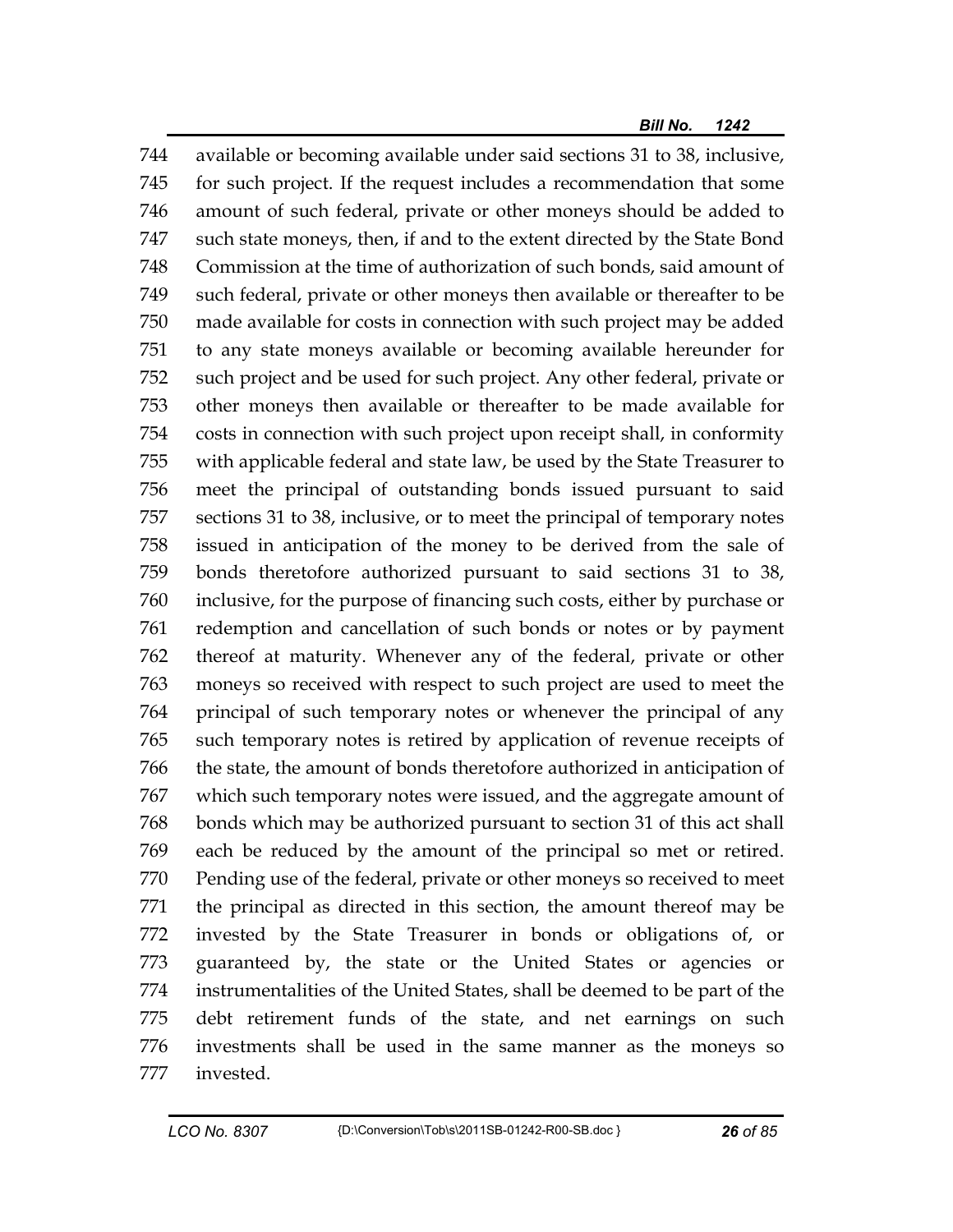744 available or becoming available under said sections 31 to 38, inclusive,
745 for such project. If the request includes a recommendation that some
746 amount of such federal, private or other moneys should be added to
747 such state moneys, then, if and to the extent directed by the State Bond
748 Commission at the time of authorization of such bonds, said amount of
749 such federal, private or other moneys then available or thereafter to be
750 made available for costs in connection with such project may be added
751 to any state moneys available or becoming available hereunder for
752 such project and be used for such project. Any other federal, private or
753 other moneys then available or thereafter to be made available for
754 costs in connection with such project upon receipt shall, in conformity
755 with applicable federal and state law, be used by the State Treasurer to
756 meet the principal of outstanding bonds issued pursuant to said
757 sections 31 to 38, inclusive, or to meet the principal of temporary notes
758 issued in anticipation of the money to be derived from the sale of
759 bonds theretofore authorized pursuant to said sections 31 to 38,
760 inclusive, for the purpose of financing such costs, either by purchase or
761 redemption and cancellation of such bonds or notes or by payment
762 thereof at maturity. Whenever any of the federal, private or other
763 moneys so received with respect to such project are used to meet the
764 principal of such temporary notes or whenever the principal of any
765 such temporary notes is retired by application of revenue receipts of
766 the state, the amount of bonds theretofore authorized in anticipation of
767 which such temporary notes were issued, and the aggregate amount of
768 bonds which may be authorized pursuant to section 31 of this act shall
769 each be reduced by the amount of the principal so met or retired.
770 Pending use of the federal, private or other moneys so received to meet
771 the principal as directed in this section, the amount thereof may be
772 invested by the State Treasurer in bonds or obligations of, or
773 guaranteed by, the state or the United States or agencies or
774 instrumentalities of the United States, shall be deemed to be part of the
775 debt retirement funds of the state, and net earnings on such
776 investments shall be used in the same manner as the moneys so
777 invested.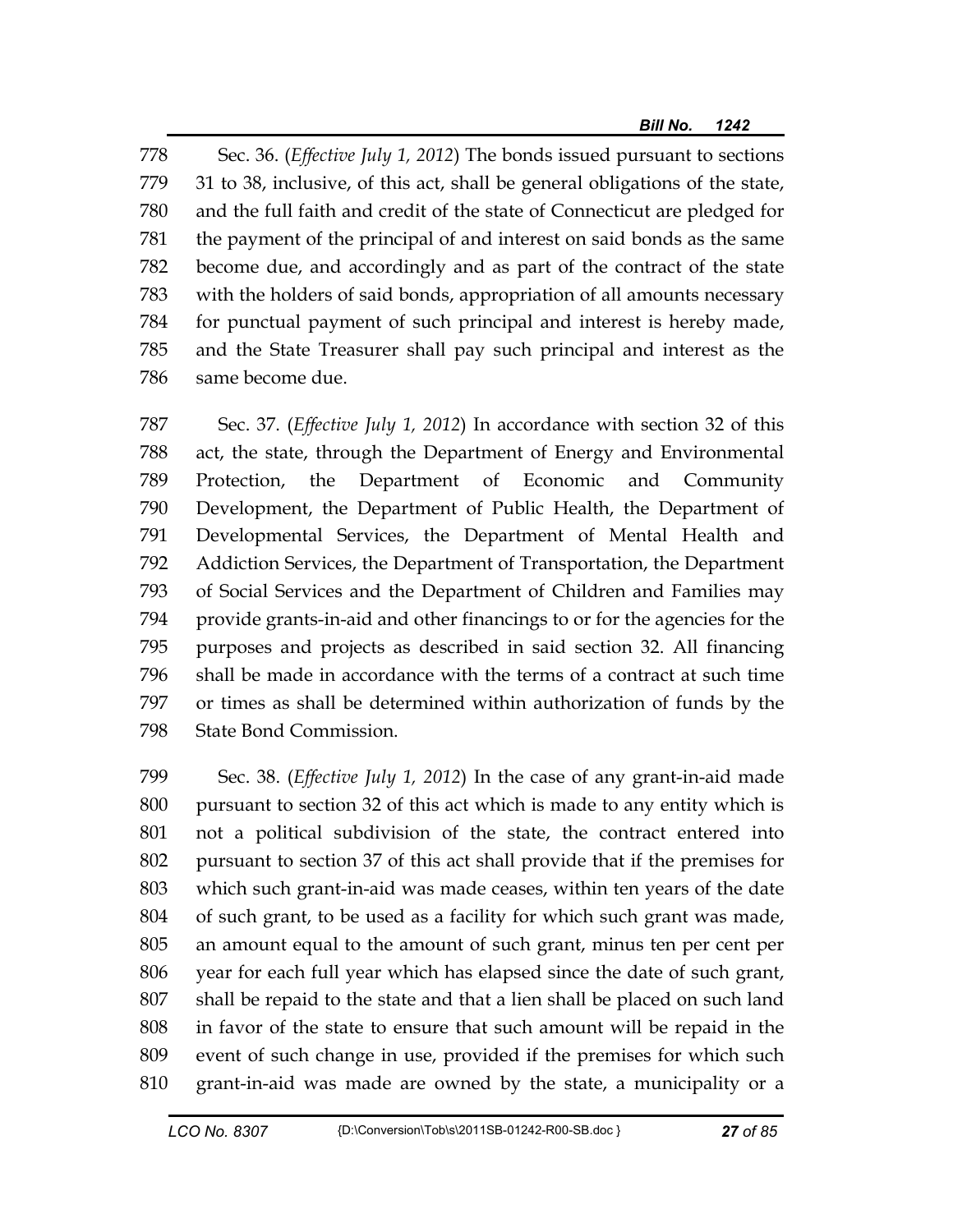Sec. 36. (*Effective July 1, 2012*) The bonds issued pursuant to sections 31 to 38, inclusive, of this act, shall be general obligations of the state, and the full faith and credit of the state of Connecticut are pledged for the payment of the principal of and interest on said bonds as the same become due, and accordingly and as part of the contract of the state with the holders of said bonds, appropriation of all amounts necessary for punctual payment of such principal and interest is hereby made, and the State Treasurer shall pay such principal and interest as the same become due.

Sec. 37. (*Effective July 1, 2012*) In accordance with section 32 of this act, the state, through the Department of Energy and Environmental Protection, the Department of Economic and Community Development, the Department of Public Health, the Department of Developmental Services, the Department of Mental Health and Addiction Services, the Department of Transportation, the Department of Social Services and the Department of Children and Families may provide grants-in-aid and other financings to or for the agencies for the purposes and projects as described in said section 32. All financing shall be made in accordance with the terms of a contract at such time or times as shall be determined within authorization of funds by the State Bond Commission.

Sec. 38. (*Effective July 1, 2012*) In the case of any grant-in-aid made pursuant to section 32 of this act which is made to any entity which is not a political subdivision of the state, the contract entered into pursuant to section 37 of this act shall provide that if the premises for which such grant-in-aid was made ceases, within ten years of the date of such grant, to be used as a facility for which such grant was made, an amount equal to the amount of such grant, minus ten per cent per year for each full year which has elapsed since the date of such grant, shall be repaid to the state and that a lien shall be placed on such land in favor of the state to ensure that such amount will be repaid in the event of such change in use, provided if the premises for which such grant-in-aid was made are owned by the state, a municipality or a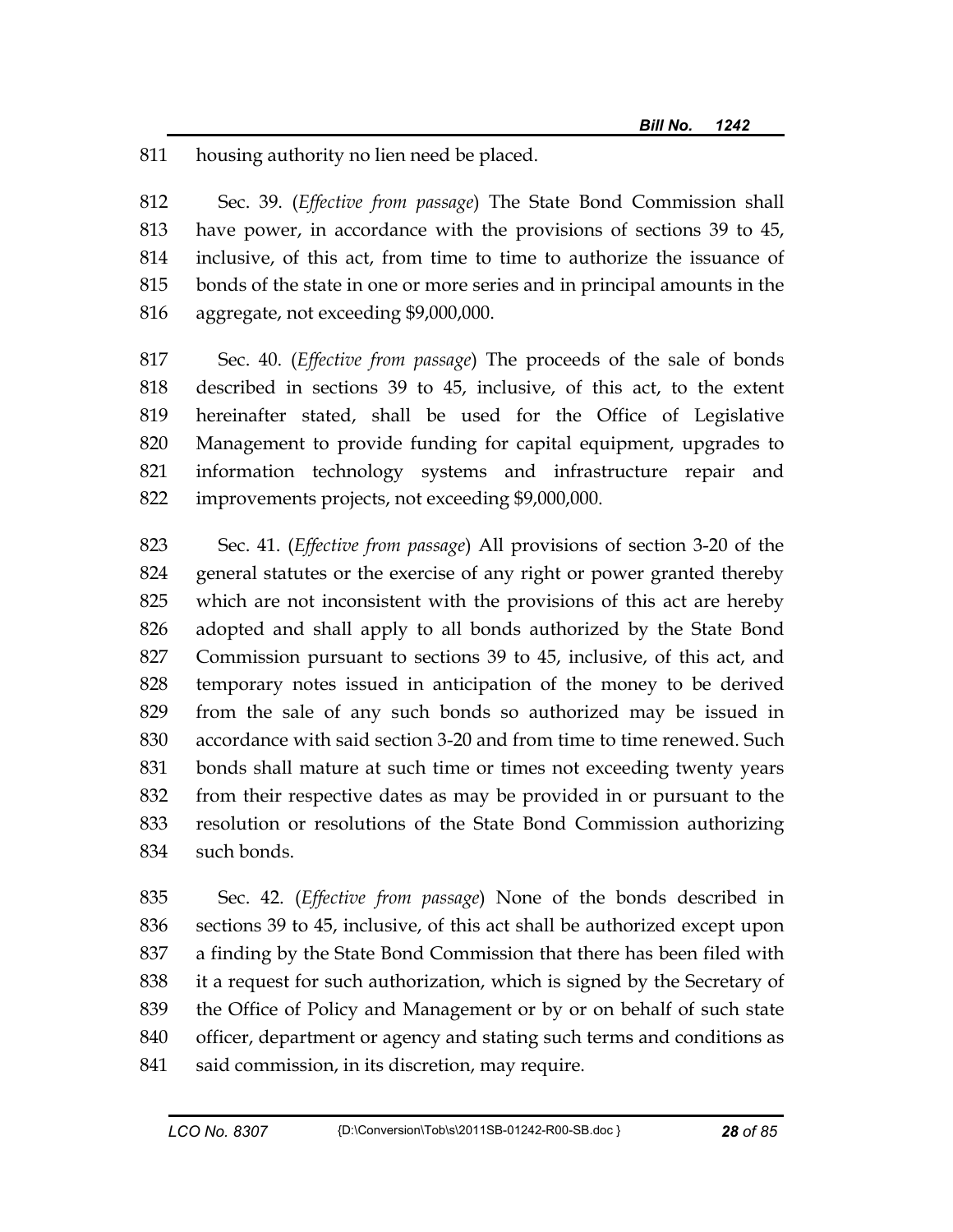811 housing authority no lien need be placed.

812 Sec. 39. (*Effective from passage*) The State Bond Commission shall
813 have power, in accordance with the provisions of sections 39 to 45,
814 inclusive, of this act, from time to time to authorize the issuance of
815 bonds of the state in one or more series and in principal amounts in the
816 aggregate, not exceeding $9,000,000.

817 Sec. 40. (*Effective from passage*) The proceeds of the sale of bonds
818 described in sections 39 to 45, inclusive, of this act, to the extent
819 hereinafter stated, shall be used for the Office of Legislative
820 Management to provide funding for capital equipment, upgrades to
821 information technology systems and infrastructure repair and
822 improvements projects, not exceeding $9,000,000.

823 Sec. 41. (*Effective from passage*) All provisions of section 3-20 of the
824 general statutes or the exercise of any right or power granted thereby
825 which are not inconsistent with the provisions of this act are hereby
826 adopted and shall apply to all bonds authorized by the State Bond
827 Commission pursuant to sections 39 to 45, inclusive, of this act, and
828 temporary notes issued in anticipation of the money to be derived
829 from the sale of any such bonds so authorized may be issued in
830 accordance with said section 3-20 and from time to time renewed. Such
831 bonds shall mature at such time or times not exceeding twenty years
832 from their respective dates as may be provided in or pursuant to the
833 resolution or resolutions of the State Bond Commission authorizing
834 such bonds.

835 Sec. 42. (*Effective from passage*) None of the bonds described in
836 sections 39 to 45, inclusive, of this act shall be authorized except upon
837 a finding by the State Bond Commission that there has been filed with
838 it a request for such authorization, which is signed by the Secretary of
839 the Office of Policy and Management or by or on behalf of such state
840 officer, department or agency and stating such terms and conditions as
841 said commission, in its discretion, may require.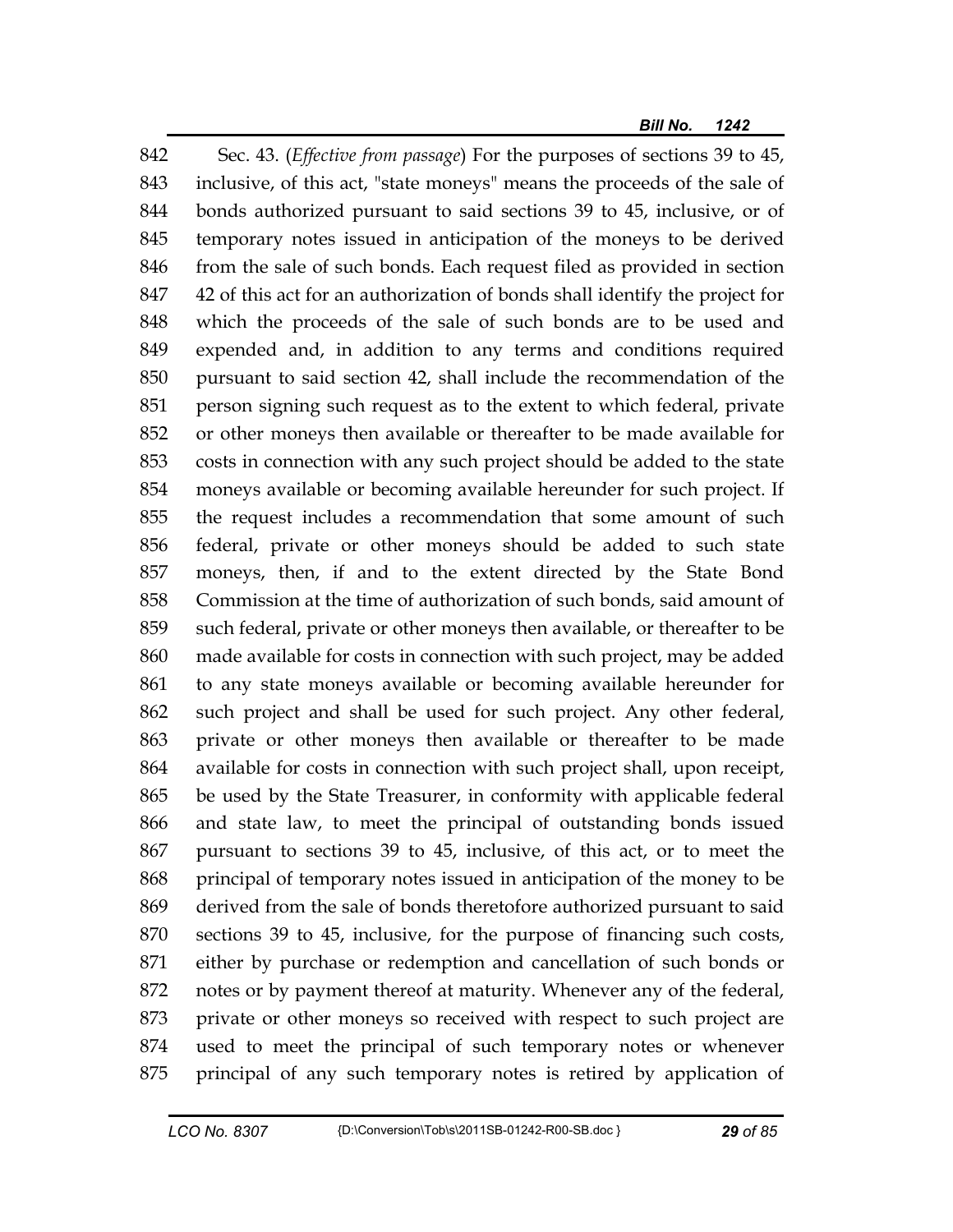Sec. 43. (*Effective from passage*) For the purposes of sections 39 to 45, inclusive, of this act, "state moneys" means the proceeds of the sale of bonds authorized pursuant to said sections 39 to 45, inclusive, or of temporary notes issued in anticipation of the moneys to be derived from the sale of such bonds. Each request filed as provided in section 42 of this act for an authorization of bonds shall identify the project for which the proceeds of the sale of such bonds are to be used and expended and, in addition to any terms and conditions required pursuant to said section 42, shall include the recommendation of the person signing such request as to the extent to which federal, private or other moneys then available or thereafter to be made available for costs in connection with any such project should be added to the state moneys available or becoming available hereunder for such project. If the request includes a recommendation that some amount of such federal, private or other moneys should be added to such state moneys, then, if and to the extent directed by the State Bond Commission at the time of authorization of such bonds, said amount of such federal, private or other moneys then available, or thereafter to be made available for costs in connection with such project, may be added to any state moneys available or becoming available hereunder for such project and shall be used for such project. Any other federal, private or other moneys then available or thereafter to be made available for costs in connection with such project shall, upon receipt, be used by the State Treasurer, in conformity with applicable federal and state law, to meet the principal of outstanding bonds issued pursuant to sections 39 to 45, inclusive, of this act, or to meet the principal of temporary notes issued in anticipation of the money to be derived from the sale of bonds theretofore authorized pursuant to said sections 39 to 45, inclusive, for the purpose of financing such costs, either by purchase or redemption and cancellation of such bonds or notes or by payment thereof at maturity. Whenever any of the federal, private or other moneys so received with respect to such project are used to meet the principal of such temporary notes or whenever principal of any such temporary notes is retired by application of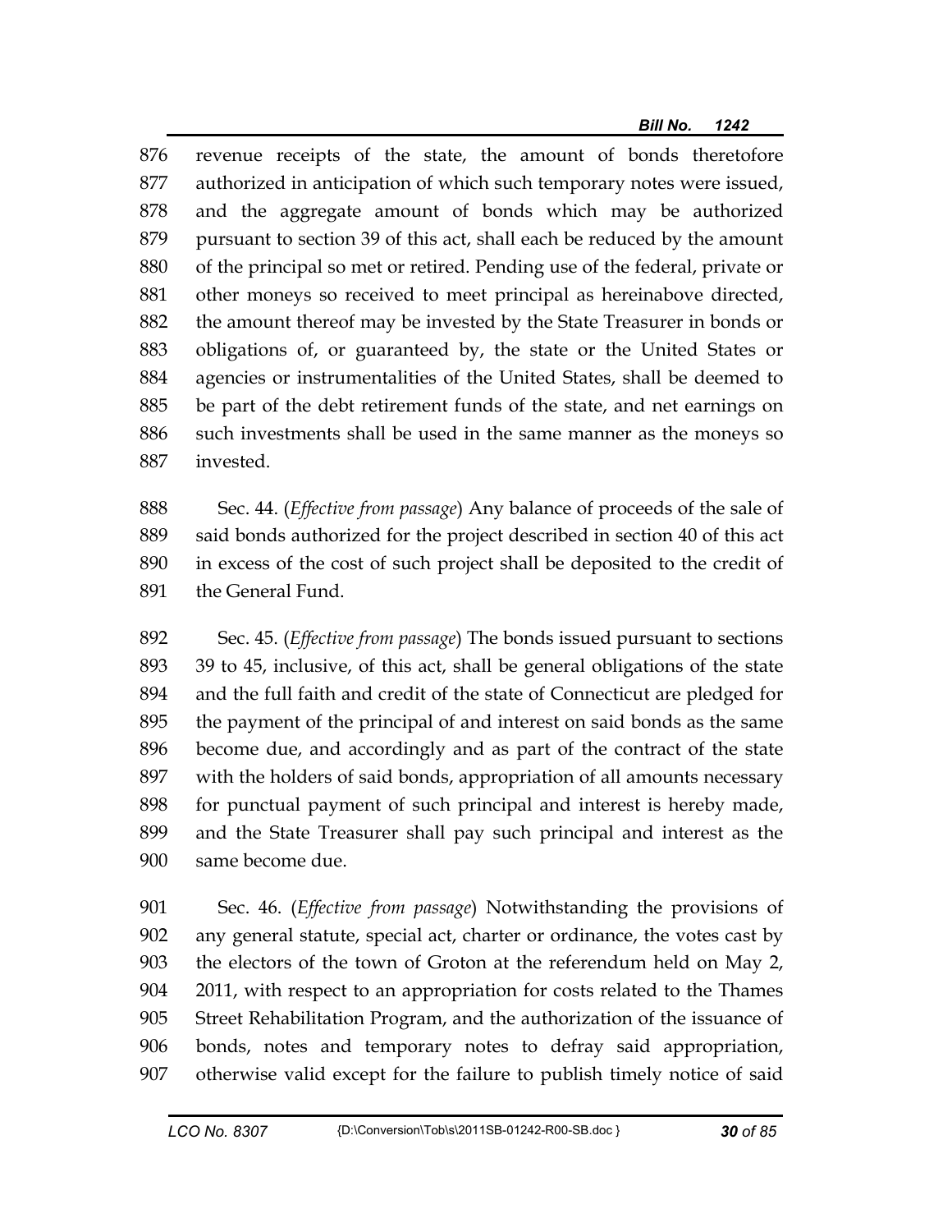revenue receipts of the state, the amount of bonds theretofore authorized in anticipation of which such temporary notes were issued, and the aggregate amount of bonds which may be authorized pursuant to section 39 of this act, shall each be reduced by the amount of the principal so met or retired. Pending use of the federal, private or other moneys so received to meet principal as hereinabove directed, the amount thereof may be invested by the State Treasurer in bonds or obligations of, or guaranteed by, the state or the United States or agencies or instrumentalities of the United States, shall be deemed to be part of the debt retirement funds of the state, and net earnings on such investments shall be used in the same manner as the moneys so invested.

Sec. 44. (*Effective from passage*) Any balance of proceeds of the sale of said bonds authorized for the project described in section 40 of this act in excess of the cost of such project shall be deposited to the credit of the General Fund.

Sec. 45. (*Effective from passage*) The bonds issued pursuant to sections 39 to 45, inclusive, of this act, shall be general obligations of the state and the full faith and credit of the state of Connecticut are pledged for the payment of the principal of and interest on said bonds as the same become due, and accordingly and as part of the contract of the state with the holders of said bonds, appropriation of all amounts necessary for punctual payment of such principal and interest is hereby made, and the State Treasurer shall pay such principal and interest as the same become due.

Sec. 46. (*Effective from passage*) Notwithstanding the provisions of any general statute, special act, charter or ordinance, the votes cast by the electors of the town of Groton at the referendum held on May 2, 2011, with respect to an appropriation for costs related to the Thames Street Rehabilitation Program, and the authorization of the issuance of bonds, notes and temporary notes to defray said appropriation, otherwise valid except for the failure to publish timely notice of said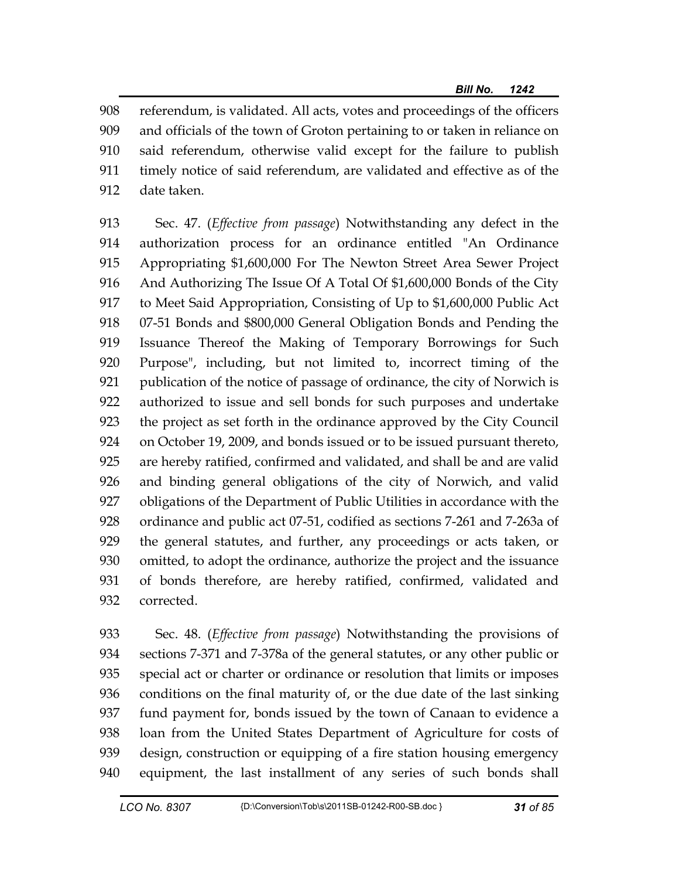referendum, is validated. All acts, votes and proceedings of the officers and officials of the town of Groton pertaining to or taken in reliance on said referendum, otherwise valid except for the failure to publish timely notice of said referendum, are validated and effective as of the date taken.

Sec. 47. (*Effective from passage*) Notwithstanding any defect in the authorization process for an ordinance entitled "An Ordinance Appropriating $1,600,000 For The Newton Street Area Sewer Project And Authorizing The Issue Of A Total Of $1,600,000 Bonds of the City to Meet Said Appropriation, Consisting of Up to $1,600,000 Public Act 07-51 Bonds and $800,000 General Obligation Bonds and Pending the Issuance Thereof the Making of Temporary Borrowings for Such Purpose", including, but not limited to, incorrect timing of the publication of the notice of passage of ordinance, the city of Norwich is authorized to issue and sell bonds for such purposes and undertake the project as set forth in the ordinance approved by the City Council on October 19, 2009, and bonds issued or to be issued pursuant thereto, are hereby ratified, confirmed and validated, and shall be and are valid and binding general obligations of the city of Norwich, and valid obligations of the Department of Public Utilities in accordance with the ordinance and public act 07-51, codified as sections 7-261 and 7-263a of the general statutes, and further, any proceedings or acts taken, or omitted, to adopt the ordinance, authorize the project and the issuance of bonds therefore, are hereby ratified, confirmed, validated and corrected.

Sec. 48. (*Effective from passage*) Notwithstanding the provisions of sections 7-371 and 7-378a of the general statutes, or any other public or special act or charter or ordinance or resolution that limits or imposes conditions on the final maturity of, or the due date of the last sinking fund payment for, bonds issued by the town of Canaan to evidence a loan from the United States Department of Agriculture for costs of design, construction or equipping of a fire station housing emergency equipment, the last installment of any series of such bonds shall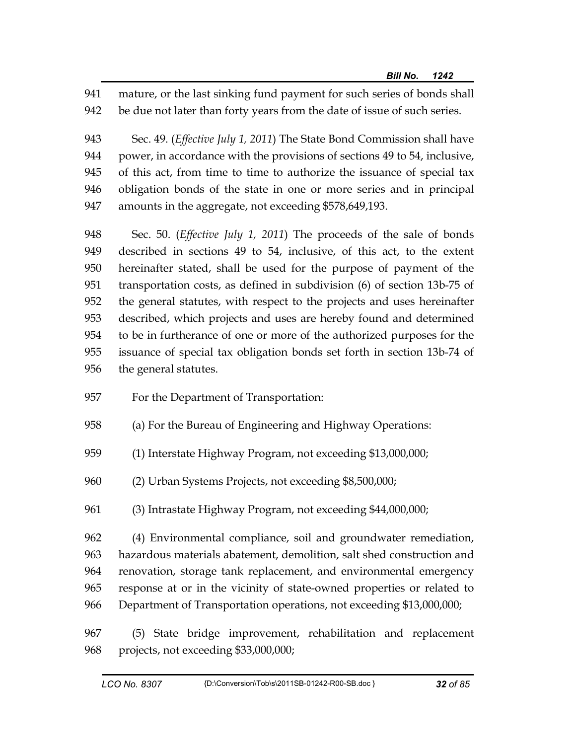mature, or the last sinking fund payment for such series of bonds shall be due not later than forty years from the date of issue of such series.

Sec. 49. (*Effective July 1, 2011*) The State Bond Commission shall have power, in accordance with the provisions of sections 49 to 54, inclusive, of this act, from time to time to authorize the issuance of special tax obligation bonds of the state in one or more series and in principal amounts in the aggregate, not exceeding $578,649,193.

Sec. 50. (*Effective July 1, 2011*) The proceeds of the sale of bonds described in sections 49 to 54, inclusive, of this act, to the extent hereinafter stated, shall be used for the purpose of payment of the transportation costs, as defined in subdivision (6) of section 13b-75 of the general statutes, with respect to the projects and uses hereinafter described, which projects and uses are hereby found and determined to be in furtherance of one or more of the authorized purposes for the issuance of special tax obligation bonds set forth in section 13b-74 of the general statutes.

For the Department of Transportation:

(a) For the Bureau of Engineering and Highway Operations:

(1) Interstate Highway Program, not exceeding $13,000,000;

(2) Urban Systems Projects, not exceeding $8,500,000;

(3) Intrastate Highway Program, not exceeding $44,000,000;

(4) Environmental compliance, soil and groundwater remediation, hazardous materials abatement, demolition, salt shed construction and renovation, storage tank replacement, and environmental emergency response at or in the vicinity of state-owned properties or related to Department of Transportation operations, not exceeding $13,000,000;

(5) State bridge improvement, rehabilitation and replacement projects, not exceeding $33,000,000;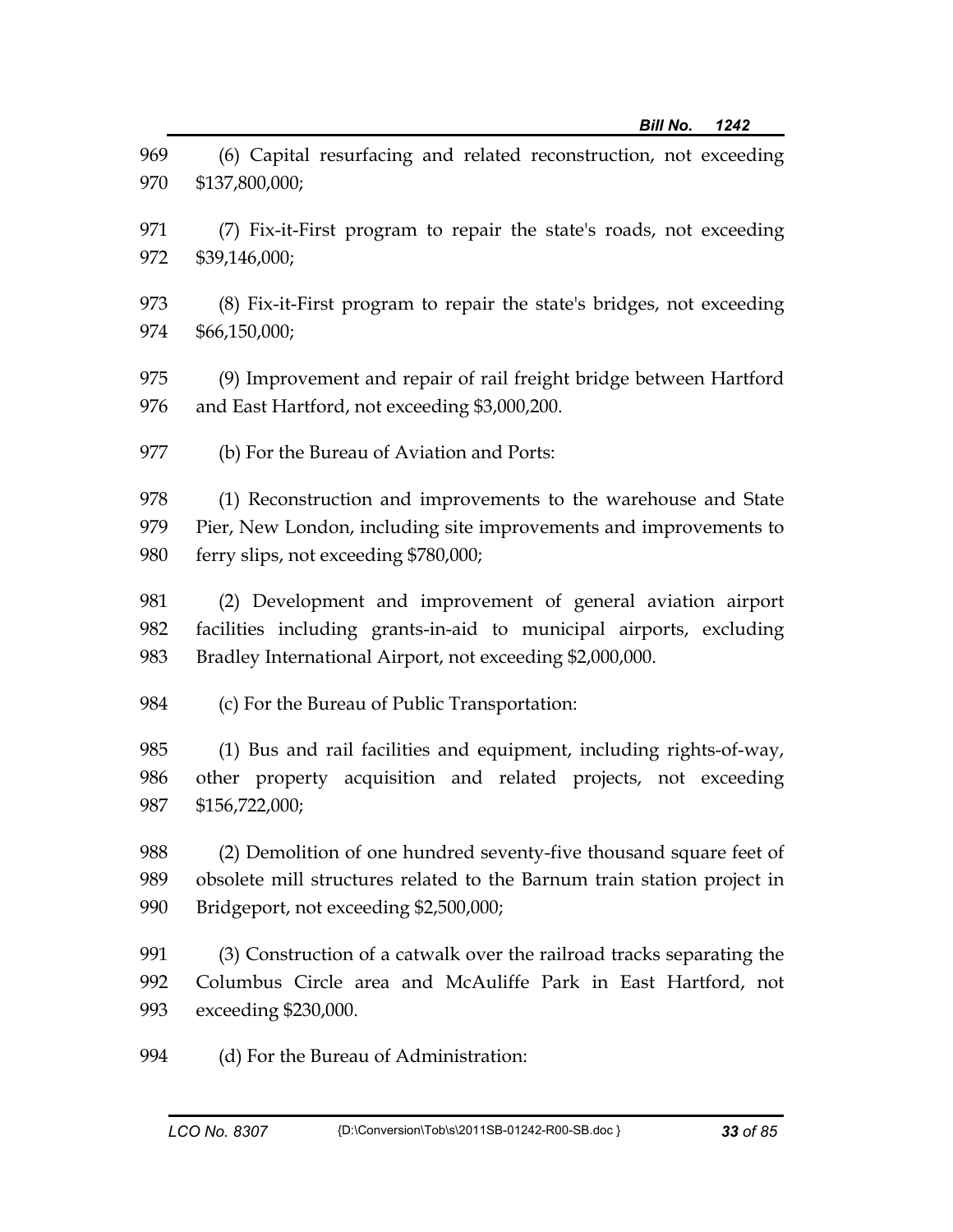(6) Capital resurfacing and related reconstruction, not exceeding $137,800,000;

(7) Fix-it-First program to repair the state's roads, not exceeding $39,146,000;

(8) Fix-it-First program to repair the state's bridges, not exceeding $66,150,000;

(9) Improvement and repair of rail freight bridge between Hartford and East Hartford, not exceeding $3,000,200.

(b) For the Bureau of Aviation and Ports:

(1) Reconstruction and improvements to the warehouse and State Pier, New London, including site improvements and improvements to ferry slips, not exceeding $780,000;

(2) Development and improvement of general aviation airport facilities including grants-in-aid to municipal airports, excluding Bradley International Airport, not exceeding $2,000,000.

(c) For the Bureau of Public Transportation:

(1) Bus and rail facilities and equipment, including rights-of-way, other property acquisition and related projects, not exceeding $156,722,000;

(2) Demolition of one hundred seventy-five thousand square feet of obsolete mill structures related to the Barnum train station project in Bridgeport, not exceeding $2,500,000;

(3) Construction of a catwalk over the railroad tracks separating the Columbus Circle area and McAuliffe Park in East Hartford, not exceeding $230,000.

(d) For the Bureau of Administration: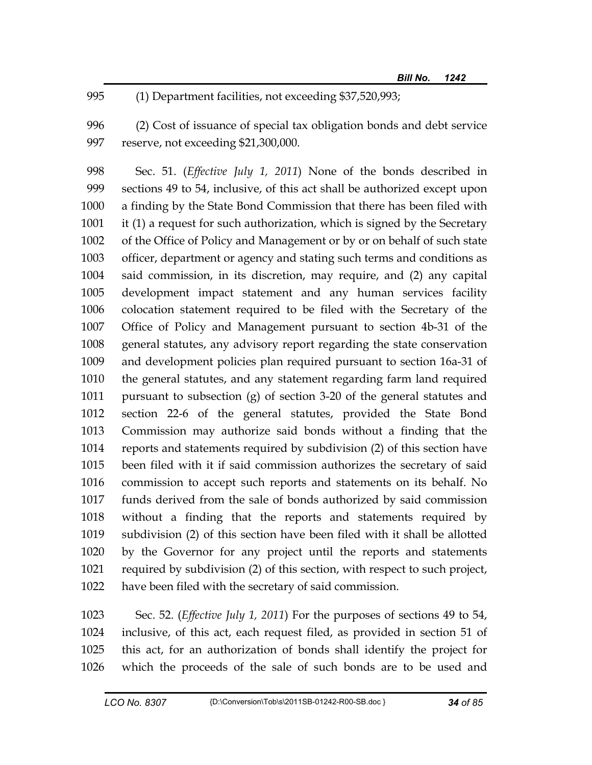(1) Department facilities, not exceeding $37,520,993;

(2) Cost of issuance of special tax obligation bonds and debt service reserve, not exceeding $21,300,000.

Sec. 51. (*Effective July 1, 2011*) None of the bonds described in sections 49 to 54, inclusive, of this act shall be authorized except upon a finding by the State Bond Commission that there has been filed with it (1) a request for such authorization, which is signed by the Secretary of the Office of Policy and Management or by or on behalf of such state officer, department or agency and stating such terms and conditions as said commission, in its discretion, may require, and (2) any capital development impact statement and any human services facility colocation statement required to be filed with the Secretary of the Office of Policy and Management pursuant to section 4b-31 of the general statutes, any advisory report regarding the state conservation and development policies plan required pursuant to section 16a-31 of the general statutes, and any statement regarding farm land required pursuant to subsection (g) of section 3-20 of the general statutes and section 22-6 of the general statutes, provided the State Bond Commission may authorize said bonds without a finding that the reports and statements required by subdivision (2) of this section have been filed with it if said commission authorizes the secretary of said commission to accept such reports and statements on its behalf. No funds derived from the sale of bonds authorized by said commission without a finding that the reports and statements required by subdivision (2) of this section have been filed with it shall be allotted by the Governor for any project until the reports and statements required by subdivision (2) of this section, with respect to such project, have been filed with the secretary of said commission.

Sec. 52. (*Effective July 1, 2011*) For the purposes of sections 49 to 54, inclusive, of this act, each request filed, as provided in section 51 of this act, for an authorization of bonds shall identify the project for which the proceeds of the sale of such bonds are to be used and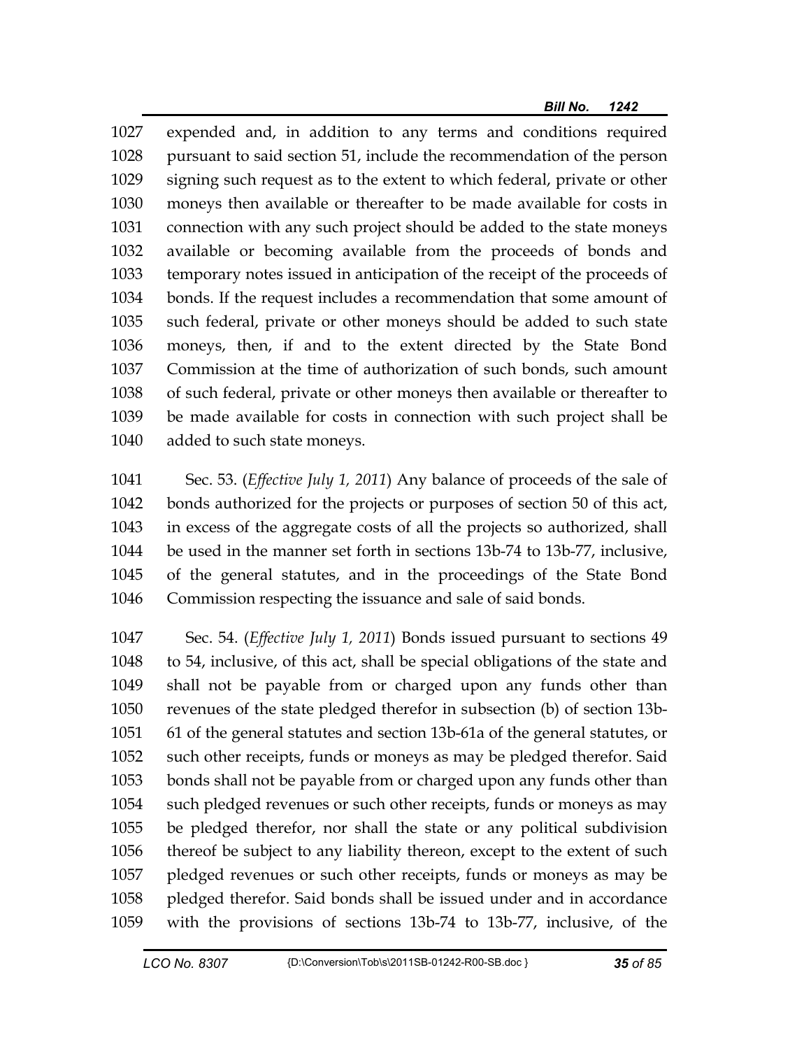1027 expended and, in addition to any terms and conditions required
1028 pursuant to said section 51, include the recommendation of the person
1029 signing such request as to the extent to which federal, private or other
1030 moneys then available or thereafter to be made available for costs in
1031 connection with any such project should be added to the state moneys
1032 available or becoming available from the proceeds of bonds and
1033 temporary notes issued in anticipation of the receipt of the proceeds of
1034 bonds. If the request includes a recommendation that some amount of
1035 such federal, private or other moneys should be added to such state
1036 moneys, then, if and to the extent directed by the State Bond
1037 Commission at the time of authorization of such bonds, such amount
1038 of such federal, private or other moneys then available or thereafter to
1039 be made available for costs in connection with such project shall be
1040 added to such state moneys.

1041 Sec. 53. (*Effective July 1, 2011*) Any balance of proceeds of the sale of
1042 bonds authorized for the projects or purposes of section 50 of this act,
1043 in excess of the aggregate costs of all the projects so authorized, shall
1044 be used in the manner set forth in sections 13b-74 to 13b-77, inclusive,
1045 of the general statutes, and in the proceedings of the State Bond
1046 Commission respecting the issuance and sale of said bonds.

1047 Sec. 54. (*Effective July 1, 2011*) Bonds issued pursuant to sections 49
1048 to 54, inclusive, of this act, shall be special obligations of the state and
1049 shall not be payable from or charged upon any funds other than
1050 revenues of the state pledged therefor in subsection (b) of section 13b-
1051 61 of the general statutes and section 13b-61a of the general statutes, or
1052 such other receipts, funds or moneys as may be pledged therefor. Said
1053 bonds shall not be payable from or charged upon any funds other than
1054 such pledged revenues or such other receipts, funds or moneys as may
1055 be pledged therefor, nor shall the state or any political subdivision
1056 thereof be subject to any liability thereon, except to the extent of such
1057 pledged revenues or such other receipts, funds or moneys as may be
1058 pledged therefor. Said bonds shall be issued under and in accordance
1059 with the provisions of sections 13b-74 to 13b-77, inclusive, of the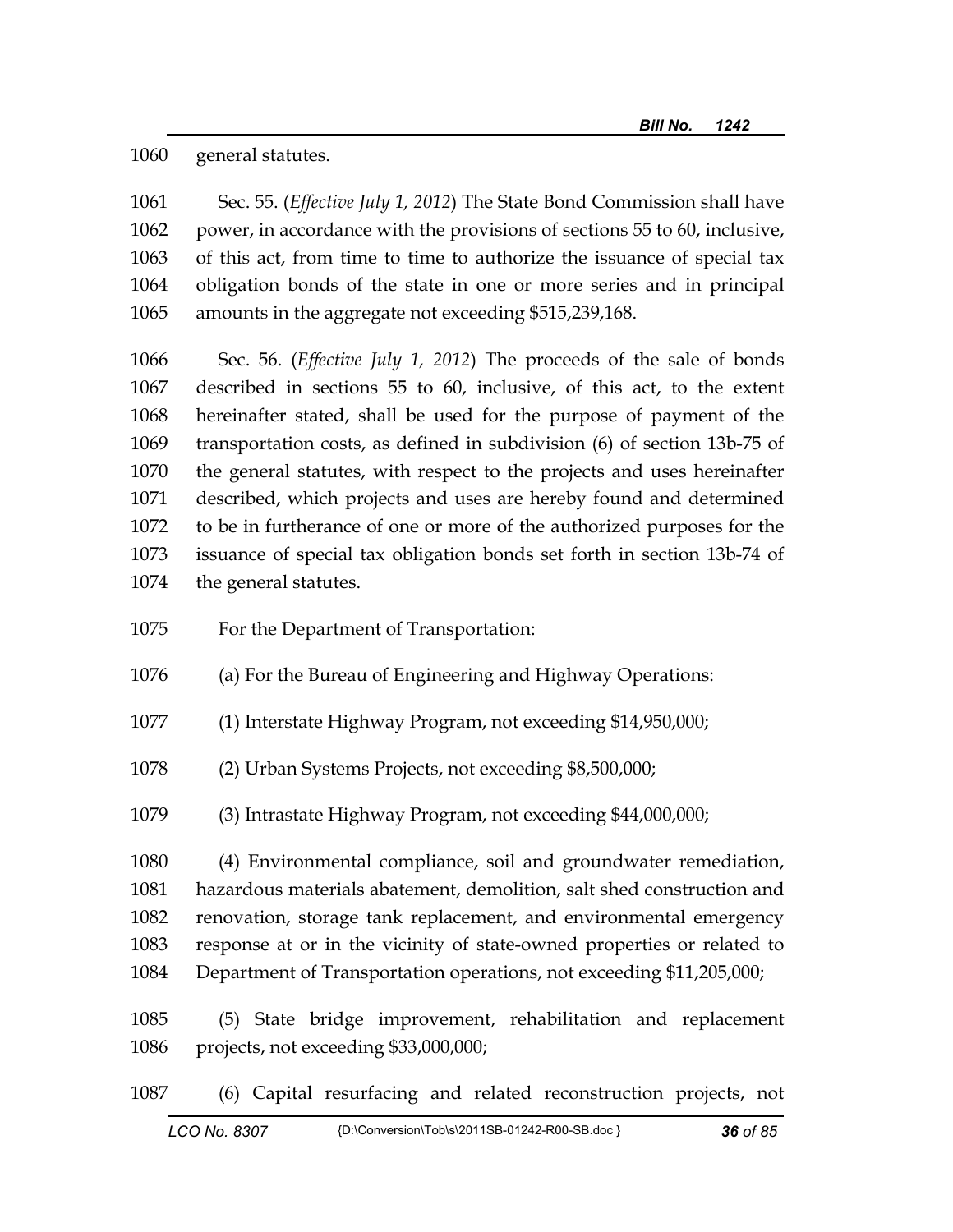general statutes.

Sec. 55. (*Effective July 1, 2012*) The State Bond Commission shall have power, in accordance with the provisions of sections 55 to 60, inclusive, of this act, from time to time to authorize the issuance of special tax obligation bonds of the state in one or more series and in principal amounts in the aggregate not exceeding $515,239,168.

Sec. 56. (*Effective July 1, 2012*) The proceeds of the sale of bonds described in sections 55 to 60, inclusive, of this act, to the extent hereinafter stated, shall be used for the purpose of payment of the transportation costs, as defined in subdivision (6) of section 13b-75 of the general statutes, with respect to the projects and uses hereinafter described, which projects and uses are hereby found and determined to be in furtherance of one or more of the authorized purposes for the issuance of special tax obligation bonds set forth in section 13b-74 of the general statutes.

For the Department of Transportation:

(a) For the Bureau of Engineering and Highway Operations:

(1) Interstate Highway Program, not exceeding $14,950,000;

(2) Urban Systems Projects, not exceeding $8,500,000;

(3) Intrastate Highway Program, not exceeding $44,000,000;

(4) Environmental compliance, soil and groundwater remediation, hazardous materials abatement, demolition, salt shed construction and renovation, storage tank replacement, and environmental emergency response at or in the vicinity of state-owned properties or related to Department of Transportation operations, not exceeding $11,205,000;

(5) State bridge improvement, rehabilitation and replacement projects, not exceeding $33,000,000;

(6) Capital resurfacing and related reconstruction projects, not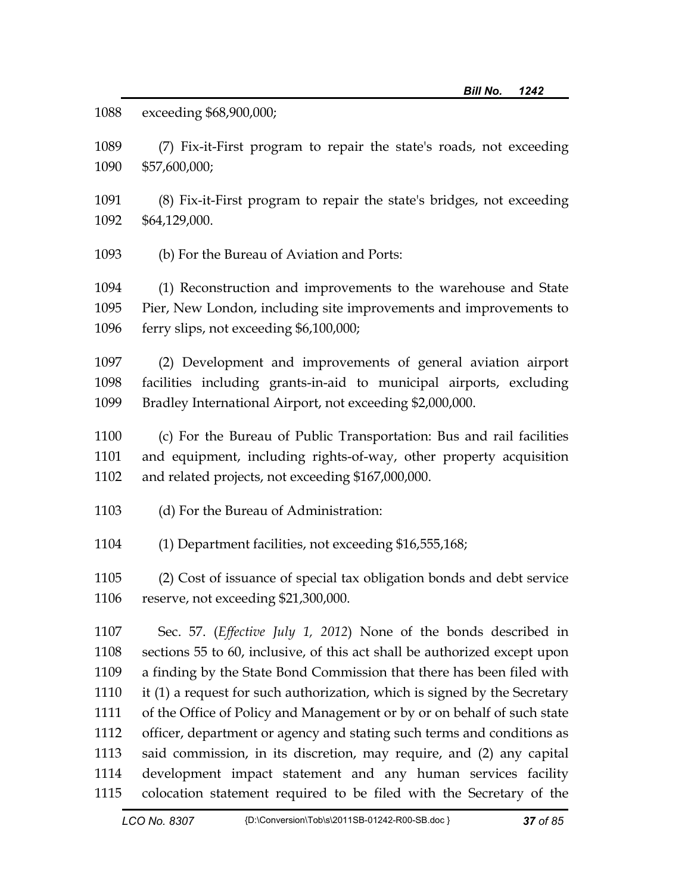exceeding $68,900,000;

(7) Fix-it-First program to repair the state's roads, not exceeding $57,600,000;

(8) Fix-it-First program to repair the state's bridges, not exceeding $64,129,000.

(b) For the Bureau of Aviation and Ports:

(1) Reconstruction and improvements to the warehouse and State Pier, New London, including site improvements and improvements to ferry slips, not exceeding $6,100,000;

(2) Development and improvements of general aviation airport facilities including grants-in-aid to municipal airports, excluding Bradley International Airport, not exceeding $2,000,000.

(c) For the Bureau of Public Transportation: Bus and rail facilities and equipment, including rights-of-way, other property acquisition and related projects, not exceeding $167,000,000.

(d) For the Bureau of Administration:

(1) Department facilities, not exceeding $16,555,168;

(2) Cost of issuance of special tax obligation bonds and debt service reserve, not exceeding $21,300,000.

Sec. 57. (*Effective July 1, 2012*) None of the bonds described in sections 55 to 60, inclusive, of this act shall be authorized except upon a finding by the State Bond Commission that there has been filed with it (1) a request for such authorization, which is signed by the Secretary of the Office of Policy and Management or by or on behalf of such state officer, department or agency and stating such terms and conditions as said commission, in its discretion, may require, and (2) any capital development impact statement and any human services facility colocation statement required to be filed with the Secretary of the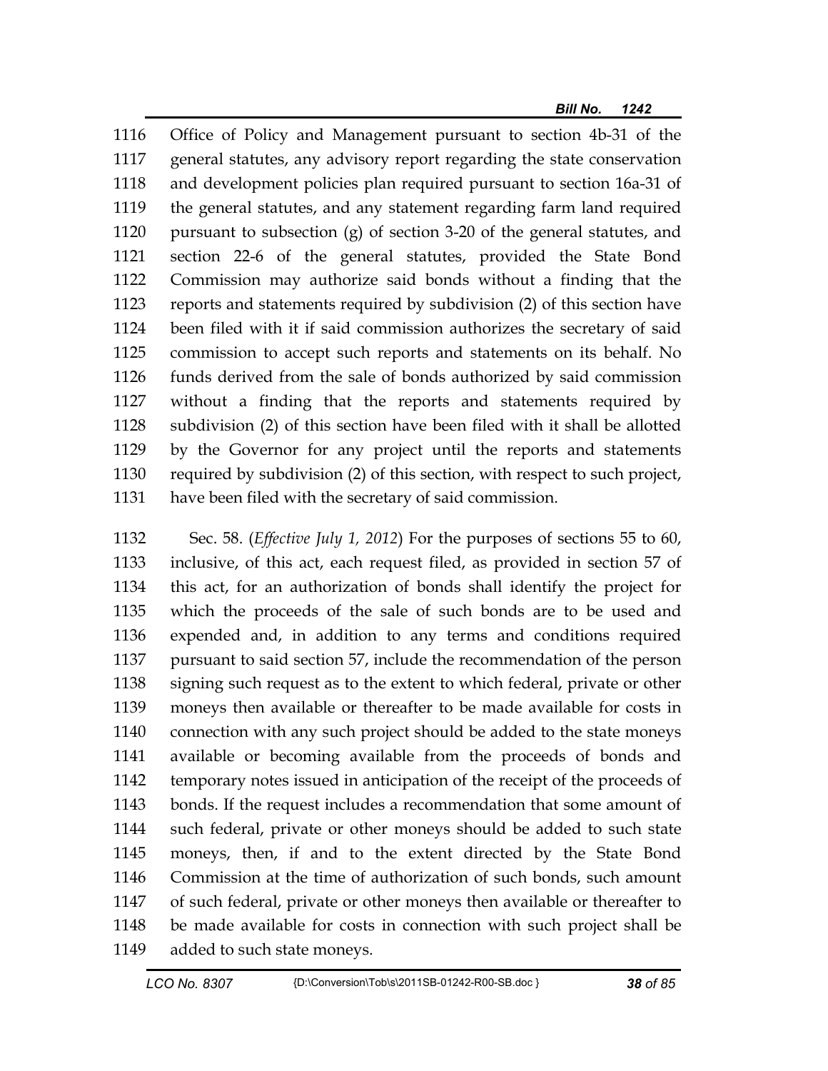Office of Policy and Management pursuant to section 4b-31 of the general statutes, any advisory report regarding the state conservation and development policies plan required pursuant to section 16a-31 of the general statutes, and any statement regarding farm land required pursuant to subsection (g) of section 3-20 of the general statutes, and section 22-6 of the general statutes, provided the State Bond Commission may authorize said bonds without a finding that the reports and statements required by subdivision (2) of this section have been filed with it if said commission authorizes the secretary of said commission to accept such reports and statements on its behalf. No funds derived from the sale of bonds authorized by said commission without a finding that the reports and statements required by subdivision (2) of this section have been filed with it shall be allotted by the Governor for any project until the reports and statements required by subdivision (2) of this section, with respect to such project, have been filed with the secretary of said commission.

Sec. 58. (*Effective July 1, 2012*) For the purposes of sections 55 to 60, inclusive, of this act, each request filed, as provided in section 57 of this act, for an authorization of bonds shall identify the project for which the proceeds of the sale of such bonds are to be used and expended and, in addition to any terms and conditions required pursuant to said section 57, include the recommendation of the person signing such request as to the extent to which federal, private or other moneys then available or thereafter to be made available for costs in connection with any such project should be added to the state moneys available or becoming available from the proceeds of bonds and temporary notes issued in anticipation of the receipt of the proceeds of bonds. If the request includes a recommendation that some amount of such federal, private or other moneys should be added to such state moneys, then, if and to the extent directed by the State Bond Commission at the time of authorization of such bonds, such amount of such federal, private or other moneys then available or thereafter to be made available for costs in connection with such project shall be added to such state moneys.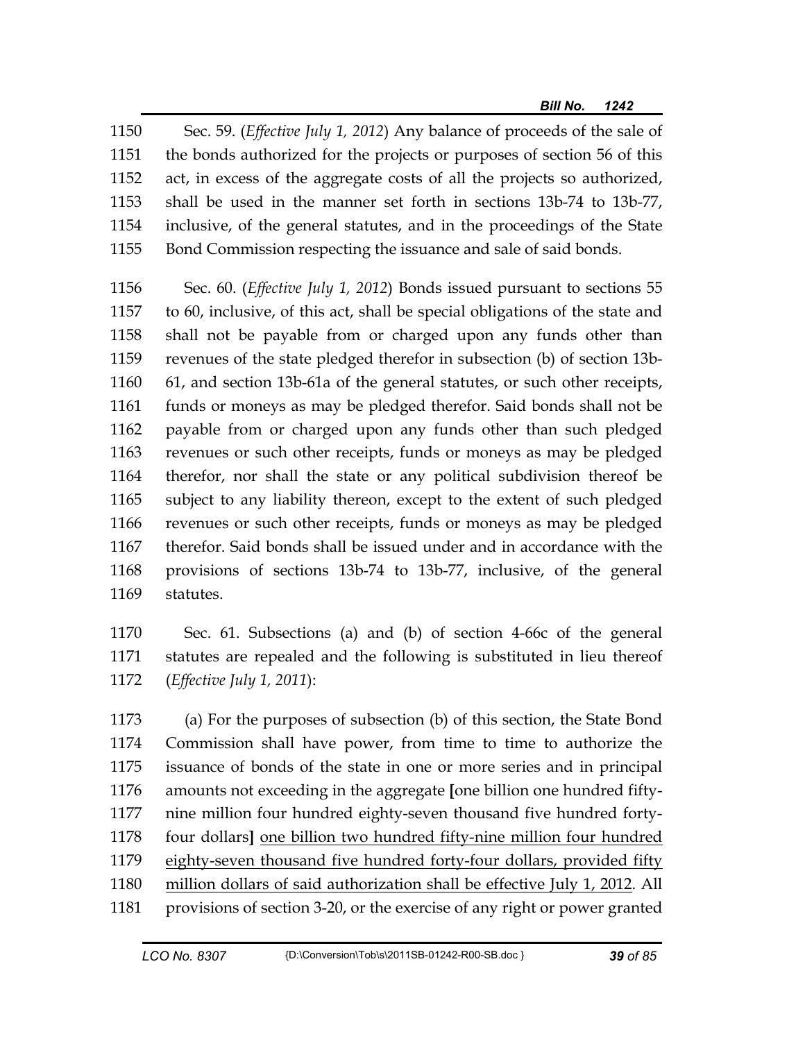1150 Sec. 59. (*Effective July 1, 2012*) Any balance of proceeds of the sale of
1151 the bonds authorized for the projects or purposes of section 56 of this
1152 act, in excess of the aggregate costs of all the projects so authorized,
1153 shall be used in the manner set forth in sections 13b-74 to 13b-77,
1154 inclusive, of the general statutes, and in the proceedings of the State
1155 Bond Commission respecting the issuance and sale of said bonds.

1156 Sec. 60. (*Effective July 1, 2012*) Bonds issued pursuant to sections 55
1157 to 60, inclusive, of this act, shall be special obligations of the state and
1158 shall not be payable from or charged upon any funds other than
1159 revenues of the state pledged therefor in subsection (b) of section 13b-
1160 61, and section 13b-61a of the general statutes, or such other receipts,
1161 funds or moneys as may be pledged therefor. Said bonds shall not be
1162 payable from or charged upon any funds other than such pledged
1163 revenues or such other receipts, funds or moneys as may be pledged
1164 therefor, nor shall the state or any political subdivision thereof be
1165 subject to any liability thereon, except to the extent of such pledged
1166 revenues or such other receipts, funds or moneys as may be pledged
1167 therefor. Said bonds shall be issued under and in accordance with the
1168 provisions of sections 13b-74 to 13b-77, inclusive, of the general
1169 statutes.

1170 Sec. 61. Subsections (a) and (b) of section 4-66c of the general
1171 statutes are repealed and the following is substituted in lieu thereof
1172 (*Effective July 1, 2011*):

1173 (a) For the purposes of subsection (b) of this section, the State Bond
1174 Commission shall have power, from time to time to authorize the
1175 issuance of bonds of the state in one or more series and in principal
1176 amounts not exceeding in the aggregate **[**one billion one hundred fifty-
1177 nine million four hundred eighty-seven thousand five hundred forty-
1178 four dollars**]** <u>one billion two hundred fifty-nine million four hundred</u>
1179 <u>eighty-seven thousand five hundred forty-four dollars, provided fifty</u>
1180 <u>million dollars of said authorization shall be effective July 1, 2012</u>. All
1181 provisions of section 3-20, or the exercise of any right or power granted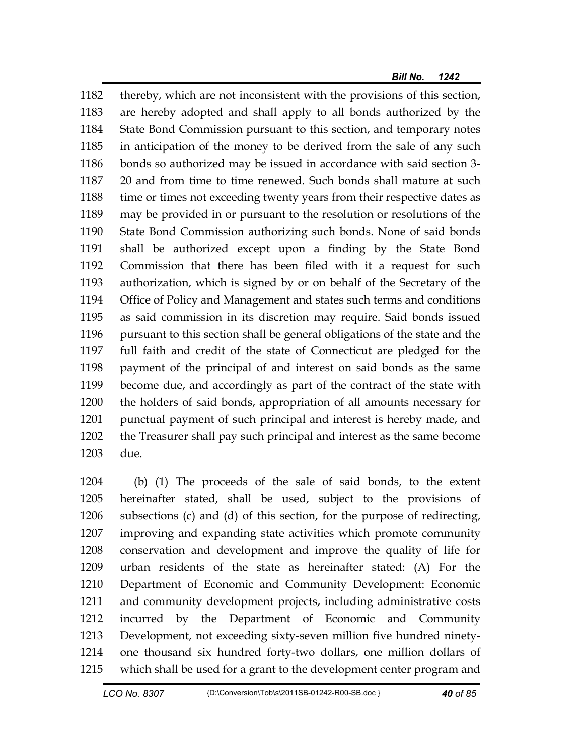1182 thereby, which are not inconsistent with the provisions of this section,
1183 are hereby adopted and shall apply to all bonds authorized by the
1184 State Bond Commission pursuant to this section, and temporary notes
1185 in anticipation of the money to be derived from the sale of any such
1186 bonds so authorized may be issued in accordance with said section 3-
1187 20 and from time to time renewed. Such bonds shall mature at such
1188 time or times not exceeding twenty years from their respective dates as
1189 may be provided in or pursuant to the resolution or resolutions of the
1190 State Bond Commission authorizing such bonds. None of said bonds
1191 shall be authorized except upon a finding by the State Bond
1192 Commission that there has been filed with it a request for such
1193 authorization, which is signed by or on behalf of the Secretary of the
1194 Office of Policy and Management and states such terms and conditions
1195 as said commission in its discretion may require. Said bonds issued
1196 pursuant to this section shall be general obligations of the state and the
1197 full faith and credit of the state of Connecticut are pledged for the
1198 payment of the principal of and interest on said bonds as the same
1199 become due, and accordingly as part of the contract of the state with
1200 the holders of said bonds, appropriation of all amounts necessary for
1201 punctual payment of such principal and interest is hereby made, and
1202 the Treasurer shall pay such principal and interest as the same become
1203 due.

1204 (b) (1) The proceeds of the sale of said bonds, to the extent
1205 hereinafter stated, shall be used, subject to the provisions of
1206 subsections (c) and (d) of this section, for the purpose of redirecting,
1207 improving and expanding state activities which promote community
1208 conservation and development and improve the quality of life for
1209 urban residents of the state as hereinafter stated: (A) For the
1210 Department of Economic and Community Development: Economic
1211 and community development projects, including administrative costs
1212 incurred by the Department of Economic and Community
1213 Development, not exceeding sixty-seven million five hundred ninety-
1214 one thousand six hundred forty-two dollars, one million dollars of
1215 which shall be used for a grant to the development center program and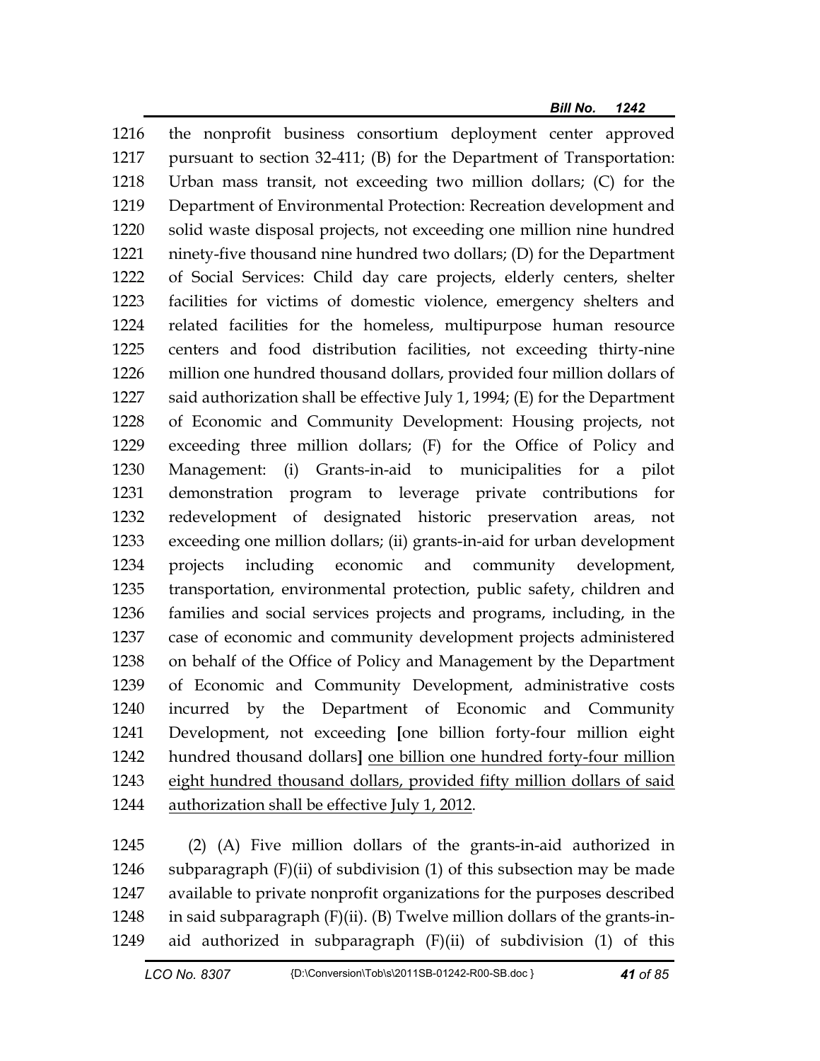1216 the nonprofit business consortium deployment center approved
1217 pursuant to section 32-411; (B) for the Department of Transportation:
1218 Urban mass transit, not exceeding two million dollars; (C) for the
1219 Department of Environmental Protection: Recreation development and
1220 solid waste disposal projects, not exceeding one million nine hundred
1221 ninety-five thousand nine hundred two dollars; (D) for the Department
1222 of Social Services: Child day care projects, elderly centers, shelter
1223 facilities for victims of domestic violence, emergency shelters and
1224 related facilities for the homeless, multipurpose human resource
1225 centers and food distribution facilities, not exceeding thirty-nine
1226 million one hundred thousand dollars, provided four million dollars of
1227 said authorization shall be effective July 1, 1994; (E) for the Department
1228 of Economic and Community Development: Housing projects, not
1229 exceeding three million dollars; (F) for the Office of Policy and
1230 Management: (i) Grants-in-aid to municipalities for a pilot
1231 demonstration program to leverage private contributions for
1232 redevelopment of designated historic preservation areas, not
1233 exceeding one million dollars; (ii) grants-in-aid for urban development
1234 projects including economic and community development,
1235 transportation, environmental protection, public safety, children and
1236 families and social services projects and programs, including, in the
1237 case of economic and community development projects administered
1238 on behalf of the Office of Policy and Management by the Department
1239 of Economic and Community Development, administrative costs
1240 incurred by the Department of Economic and Community
1241 Development, not exceeding [one billion forty-four million eight
1242 hundred thousand dollars] <u>one billion one hundred forty-four million</u>
1243 <u>eight hundred thousand dollars, provided fifty million dollars of said</u>
1244 <u>authorization shall be effective July 1, 2012</u>.

1245 (2) (A) Five million dollars of the grants-in-aid authorized in
1246 subparagraph (F)(ii) of subdivision (1) of this subsection may be made
1247 available to private nonprofit organizations for the purposes described
1248 in said subparagraph (F)(ii). (B) Twelve million dollars of the grants-in-
1249 aid authorized in subparagraph (F)(ii) of subdivision (1) of this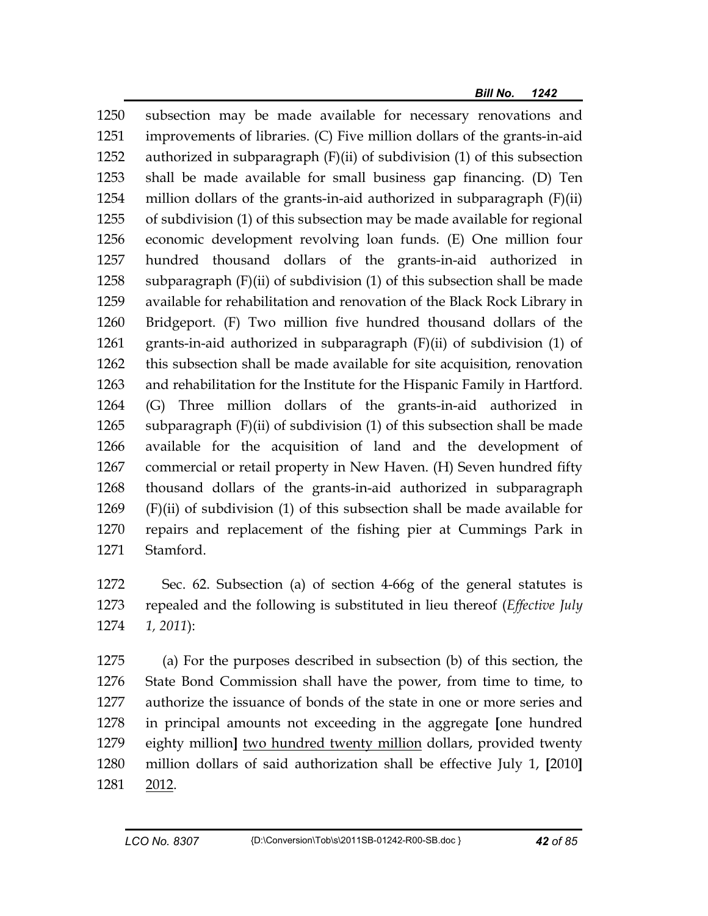subsection may be made available for necessary renovations and improvements of libraries. (C) Five million dollars of the grants-in-aid authorized in subparagraph (F)(ii) of subdivision (1) of this subsection shall be made available for small business gap financing. (D) Ten million dollars of the grants-in-aid authorized in subparagraph (F)(ii) of subdivision (1) of this subsection may be made available for regional economic development revolving loan funds. (E) One million four hundred thousand dollars of the grants-in-aid authorized in subparagraph (F)(ii) of subdivision (1) of this subsection shall be made available for rehabilitation and renovation of the Black Rock Library in Bridgeport. (F) Two million five hundred thousand dollars of the grants-in-aid authorized in subparagraph (F)(ii) of subdivision (1) of this subsection shall be made available for site acquisition, renovation and rehabilitation for the Institute for the Hispanic Family in Hartford. (G) Three million dollars of the grants-in-aid authorized in subparagraph (F)(ii) of subdivision (1) of this subsection shall be made available for the acquisition of land and the development of commercial or retail property in New Haven. (H) Seven hundred fifty thousand dollars of the grants-in-aid authorized in subparagraph (F)(ii) of subdivision (1) of this subsection shall be made available for repairs and replacement of the fishing pier at Cummings Park in Stamford.

Sec. 62. Subsection (a) of section 4-66g of the general statutes is repealed and the following is substituted in lieu thereof (*Effective July 1, 2011*):

(a) For the purposes described in subsection (b) of this section, the State Bond Commission shall have the power, from time to time, to authorize the issuance of bonds of the state in one or more series and in principal amounts not exceeding in the aggregate **[**one hundred eighty million**]** <u>two hundred twenty million</u> dollars, provided twenty million dollars of said authorization shall be effective July 1, **[**2010**]** <u>2012</u>.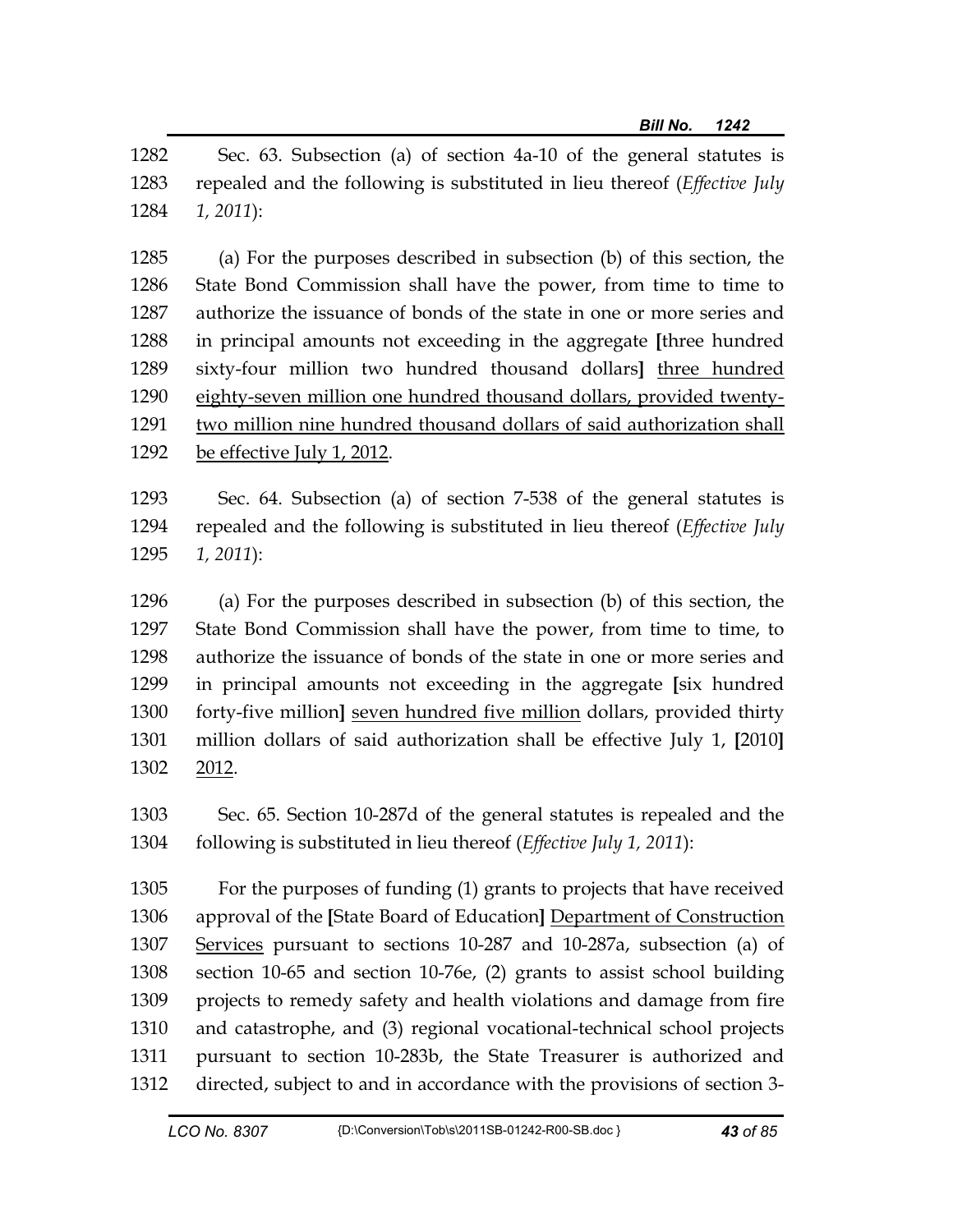1282 Sec. 63. Subsection (a) of section 4a-10 of the general statutes is
1283 repealed and the following is substituted in lieu thereof (*Effective July*
1284 *1, 2011*):

1285 (a) For the purposes described in subsection (b) of this section, the
1286 State Bond Commission shall have the power, from time to time to
1287 authorize the issuance of bonds of the state in one or more series and
1288 in principal amounts not exceeding in the aggregate [three hundred
1289 sixty-four million two hundred thousand dollars] <u>three hundred</u>
1290 <u>eighty-seven million one hundred thousand dollars, provided twenty-</u>
1291 <u>two million nine hundred thousand dollars of said authorization shall</u>
1292 <u>be effective July 1, 2012</u>.

1293 Sec. 64. Subsection (a) of section 7-538 of the general statutes is
1294 repealed and the following is substituted in lieu thereof (*Effective July*
1295 *1, 2011*):

1296 (a) For the purposes described in subsection (b) of this section, the
1297 State Bond Commission shall have the power, from time to time, to
1298 authorize the issuance of bonds of the state in one or more series and
1299 in principal amounts not exceeding in the aggregate [six hundred
1300 forty-five million] <u>seven hundred five million</u> dollars, provided thirty
1301 million dollars of said authorization shall be effective July 1, [2010]
1302 <u>2012</u>.

1303 Sec. 65. Section 10-287d of the general statutes is repealed and the
1304 following is substituted in lieu thereof (*Effective July 1, 2011*):

1305 For the purposes of funding (1) grants to projects that have received
1306 approval of the [State Board of Education] <u>Department of Construction</u>
1307 <u>Services</u> pursuant to sections 10-287 and 10-287a, subsection (a) of
1308 section 10-65 and section 10-76e, (2) grants to assist school building
1309 projects to remedy safety and health violations and damage from fire
1310 and catastrophe, and (3) regional vocational-technical school projects
1311 pursuant to section 10-283b, the State Treasurer is authorized and
1312 directed, subject to and in accordance with the provisions of section 3-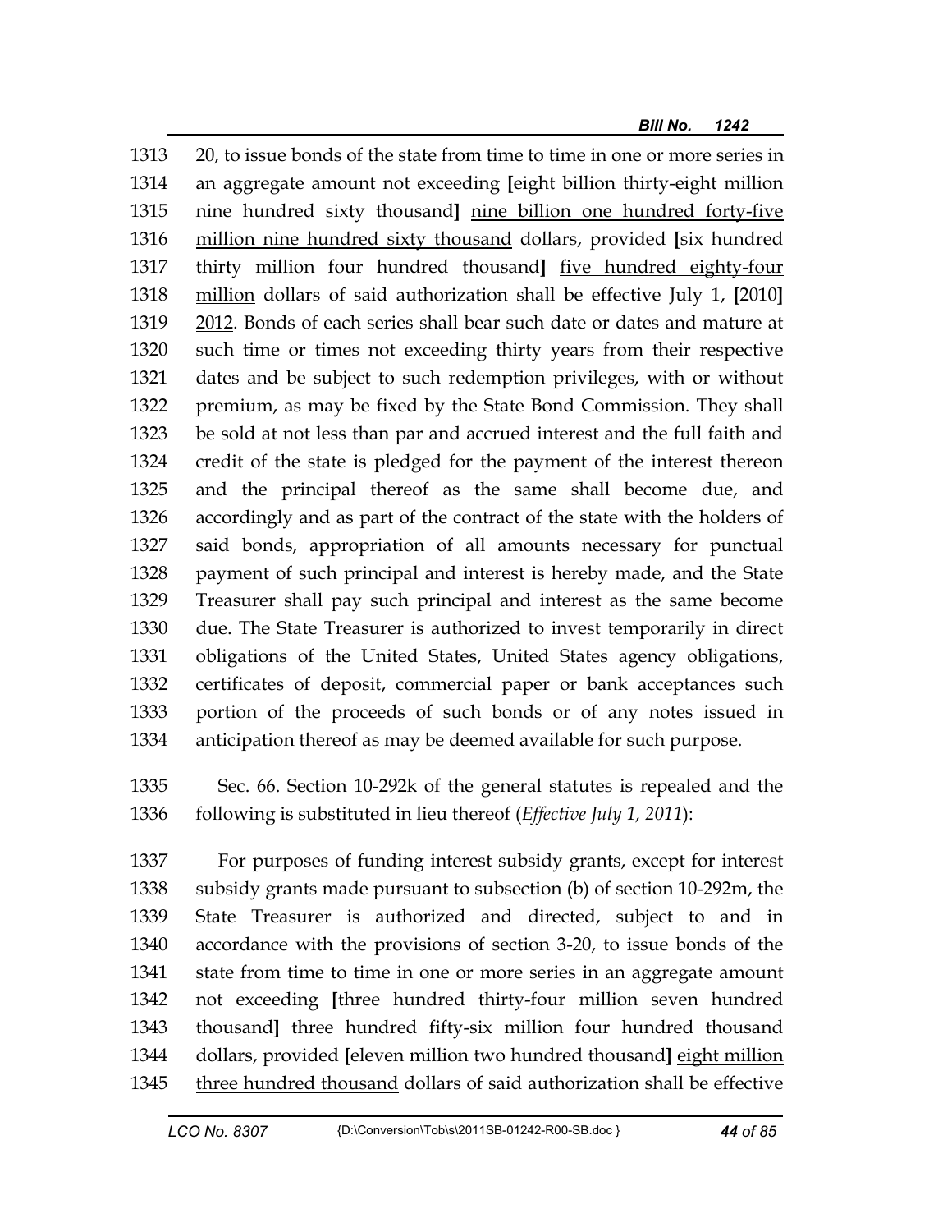20, to issue bonds of the state from time to time in one or more series in an aggregate amount not exceeding [eight billion thirty-eight million nine hundred sixty thousand] <u>nine billion one hundred forty-five million nine hundred sixty thousand</u> dollars, provided [six hundred thirty million four hundred thousand] <u>five hundred eighty-four million</u> dollars of said authorization shall be effective July 1, [2010] <u>2012</u>. Bonds of each series shall bear such date or dates and mature at such time or times not exceeding thirty years from their respective dates and be subject to such redemption privileges, with or without premium, as may be fixed by the State Bond Commission. They shall be sold at not less than par and accrued interest and the full faith and credit of the state is pledged for the payment of the interest thereon and the principal thereof as the same shall become due, and accordingly and as part of the contract of the state with the holders of said bonds, appropriation of all amounts necessary for punctual payment of such principal and interest is hereby made, and the State Treasurer shall pay such principal and interest as the same become due. The State Treasurer is authorized to invest temporarily in direct obligations of the United States, United States agency obligations, certificates of deposit, commercial paper or bank acceptances such portion of the proceeds of such bonds or of any notes issued in anticipation thereof as may be deemed available for such purpose.

Sec. 66. Section 10-292k of the general statutes is repealed and the following is substituted in lieu thereof (*Effective July 1, 2011*):

For purposes of funding interest subsidy grants, except for interest subsidy grants made pursuant to subsection (b) of section 10-292m, the State Treasurer is authorized and directed, subject to and in accordance with the provisions of section 3-20, to issue bonds of the state from time to time in one or more series in an aggregate amount not exceeding [three hundred thirty-four million seven hundred thousand] <u>three hundred fifty-six million four hundred thousand</u> dollars, provided [eleven million two hundred thousand] <u>eight million three hundred thousand</u> dollars of said authorization shall be effective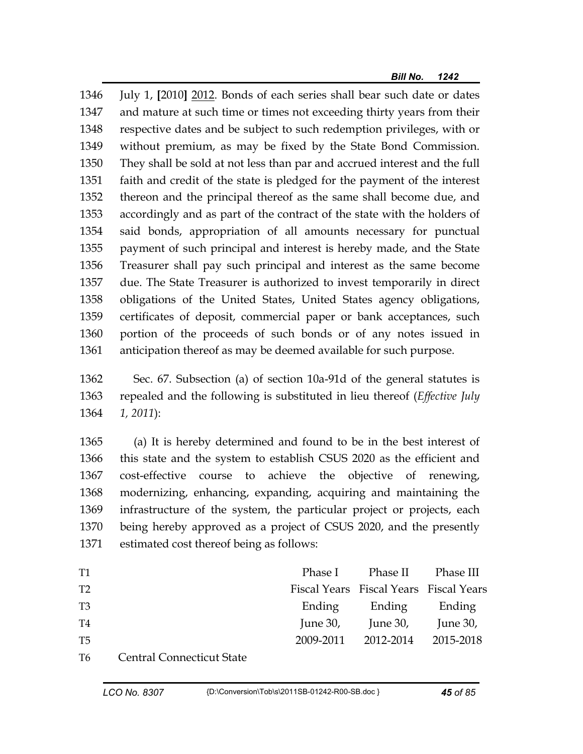July 1, [2010] 2012. Bonds of each series shall bear such date or dates and mature at such time or times not exceeding thirty years from their respective dates and be subject to such redemption privileges, with or without premium, as may be fixed by the State Bond Commission. They shall be sold at not less than par and accrued interest and the full faith and credit of the state is pledged for the payment of the interest thereon and the principal thereof as the same shall become due, and accordingly and as part of the contract of the state with the holders of said bonds, appropriation of all amounts necessary for punctual payment of such principal and interest is hereby made, and the State Treasurer shall pay such principal and interest as the same become due. The State Treasurer is authorized to invest temporarily in direct obligations of the United States, United States agency obligations, certificates of deposit, commercial paper or bank acceptances, such portion of the proceeds of such bonds or of any notes issued in anticipation thereof as may be deemed available for such purpose.

Sec. 67. Subsection (a) of section 10a-91d of the general statutes is repealed and the following is substituted in lieu thereof (*Effective July 1, 2011*):

(a) It is hereby determined and found to be in the best interest of this state and the system to establish CSUS 2020 as the efficient and cost-effective course to achieve the objective of renewing, modernizing, enhancing, expanding, acquiring and maintaining the infrastructure of the system, the particular project or projects, each being hereby approved as a project of CSUS 2020, and the presently estimated cost thereof being as follows:

| | | Phase I | Phase II | Phase III |
|---|---|---|---|---|
| T1 | | Phase I | Phase II | Phase III |
| T2 | | Fiscal Years | Fiscal Years | Fiscal Years |
| T3 | | Ending | Ending | Ending |
| T4 | | June 30, | June 30, | June 30, |
| T5 | | 2009-2011 | 2012-2014 | 2015-2018 |
| T6 | Central Connecticut State | | | |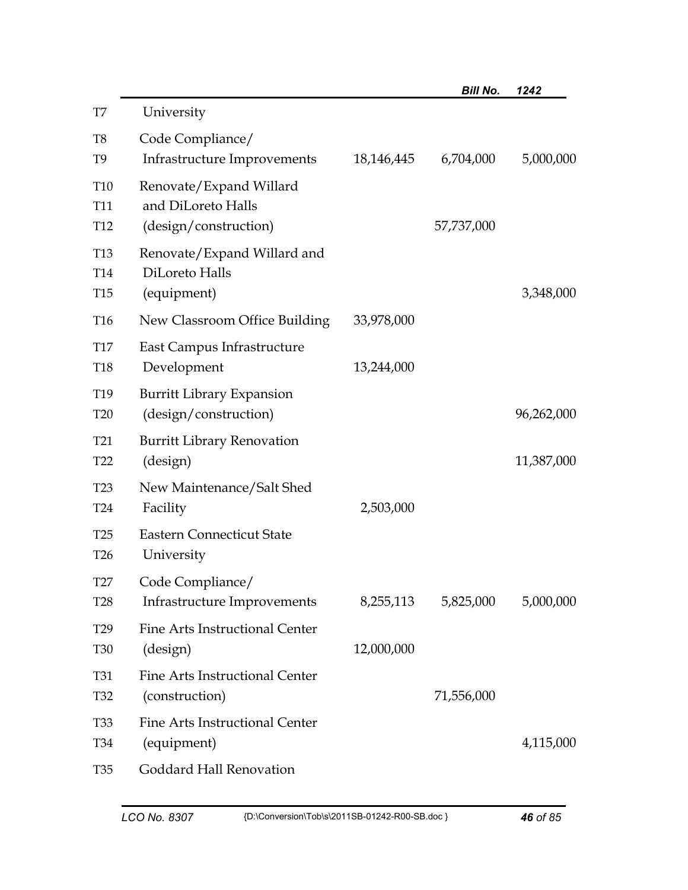| Line | Item | | | |
|---|---|---|---|---|
| T7 | University | | | |
| T8<br>T9 | Code Compliance/<br>Infrastructure Improvements | 18,146,445 | 6,704,000 | 5,000,000 |
| T10<br>T11<br>T12 | Renovate/Expand Willard<br>and DiLoreto Halls<br>(design/construction) | | 57,737,000 | |
| T13<br>T14<br>T15 | Renovate/Expand Willard and<br>DiLoreto Halls<br>(equipment) | | | 3,348,000 |
| T16 | New Classroom Office Building | 33,978,000 | | |
| T17<br>T18 | East Campus Infrastructure<br>Development | 13,244,000 | | |
| T19<br>T20 | Burritt Library Expansion<br>(design/construction) | | | 96,262,000 |
| T21<br>T22 | Burritt Library Renovation<br>(design) | | | 11,387,000 |
| T23<br>T24 | New Maintenance/Salt Shed<br>Facility | 2,503,000 | | |
| T25<br>T26 | Eastern Connecticut State<br>University | | | |
| T27<br>T28 | Code Compliance/<br>Infrastructure Improvements | 8,255,113 | 5,825,000 | 5,000,000 |
| T29<br>T30 | Fine Arts Instructional Center<br>(design) | 12,000,000 | | |
| T31<br>T32 | Fine Arts Instructional Center<br>(construction) | | 71,556,000 | |
| T33<br>T34 | Fine Arts Instructional Center<br>(equipment) | | | 4,115,000 |
| T35 | Goddard Hall Renovation | | | |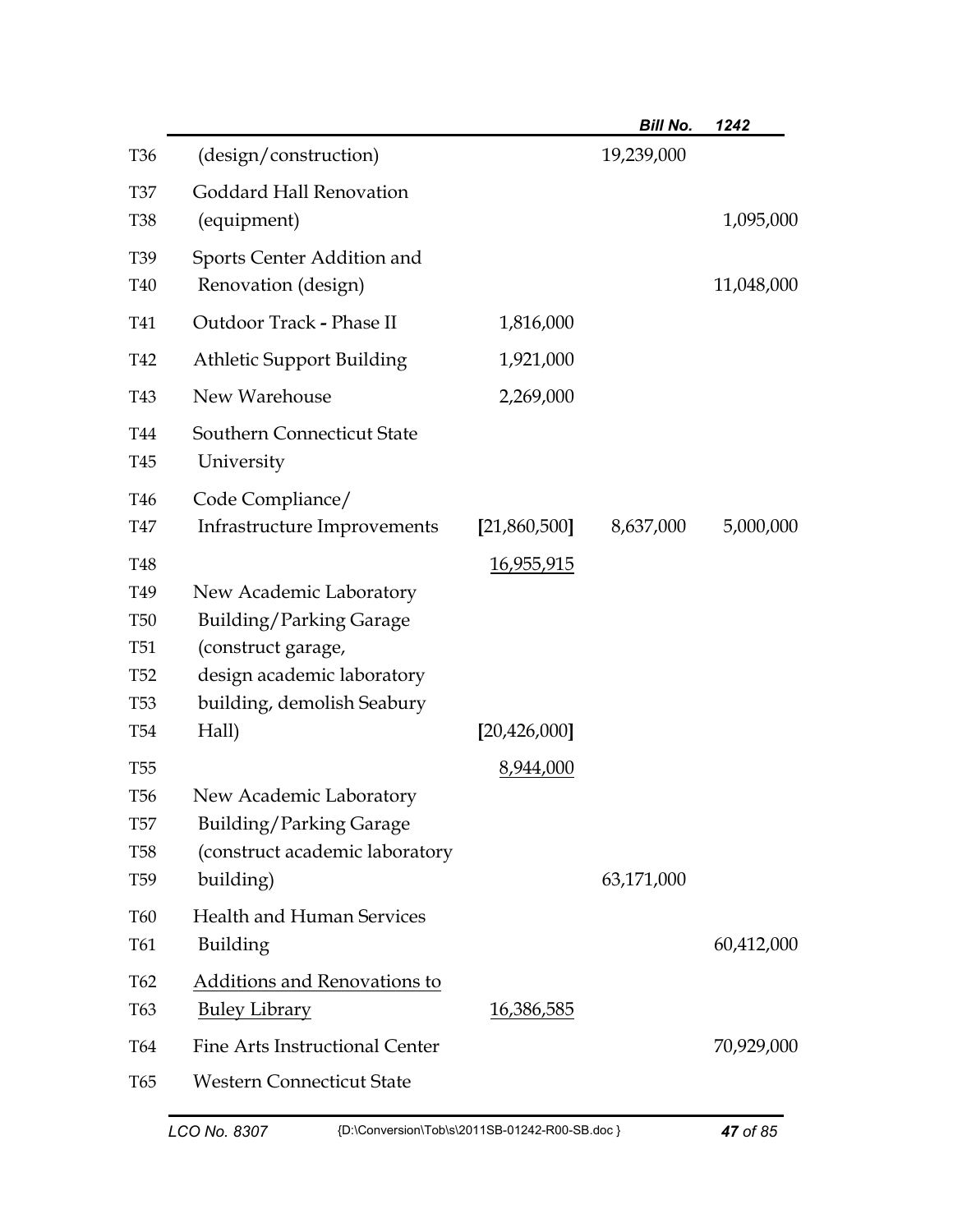| | | | | |
|---|---|---|---|---|
| T36 | (design/construction) | | 19,239,000 | |
| T37 | Goddard Hall Renovation | | | |
| T38 | (equipment) | | | 1,095,000 |
| T39 | Sports Center Addition and | | | |
| T40 | Renovation (design) | | | 11,048,000 |
| T41 | Outdoor Track - Phase II | 1,816,000 | | |
| T42 | Athletic Support Building | 1,921,000 | | |
| T43 | New Warehouse | 2,269,000 | | |
| T44 | Southern Connecticut State | | | |
| T45 | University | | | |
| T46 | Code Compliance/ | | | |
| T47 | Infrastructure Improvements | [21,860,500] | 8,637,000 | 5,000,000 |
| T48 | | <u>16,955,915</u> | | |
| T49 | New Academic Laboratory | | | |
| T50 | Building/Parking Garage | | | |
| T51 | (construct garage, | | | |
| T52 | design academic laboratory | | | |
| T53 | building, demolish Seabury | | | |
| T54 | Hall) | [20,426,000] | | |
| T55 | | <u>8,944,000</u> | | |
| T56 | New Academic Laboratory | | | |
| T57 | Building/Parking Garage | | | |
| T58 | (construct academic laboratory | | | |
| T59 | building) | | 63,171,000 | |
| T60 | Health and Human Services | | | |
| T61 | Building | | | 60,412,000 |
| T62 | <u>Additions and Renovations to</u> | | | |
| T63 | <u>Buley Library</u> | <u>16,386,585</u> | | |
| T64 | Fine Arts Instructional Center | | | 70,929,000 |
| T65 | Western Connecticut State | | | |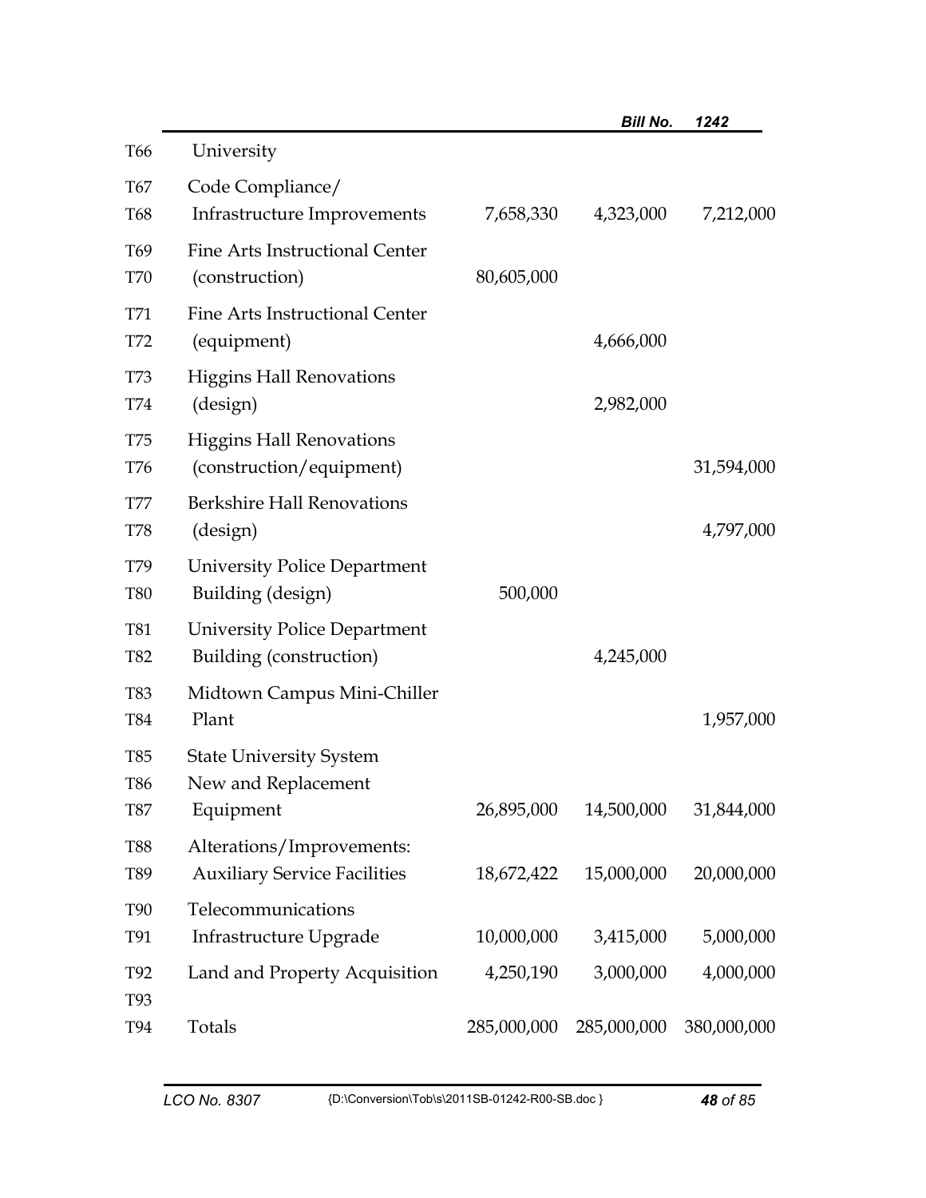| | | | | |
|---|---|---|---|---|
| T66 | University | | | |
| T67<br>T68 | Code Compliance/<br>Infrastructure Improvements | 7,658,330 | 4,323,000 | 7,212,000 |
| T69<br>T70 | Fine Arts Instructional Center<br>(construction) | 80,605,000 | | |
| T71<br>T72 | Fine Arts Instructional Center<br>(equipment) | | 4,666,000 | |
| T73<br>T74 | Higgins Hall Renovations<br>(design) | | 2,982,000 | |
| T75<br>T76 | Higgins Hall Renovations<br>(construction/equipment) | | | 31,594,000 |
| T77<br>T78 | Berkshire Hall Renovations<br>(design) | | | 4,797,000 |
| T79<br>T80 | University Police Department<br>Building (design) | 500,000 | | |
| T81<br>T82 | University Police Department<br>Building (construction) | | 4,245,000 | |
| T83<br>T84 | Midtown Campus Mini-Chiller<br>Plant | | | 1,957,000 |
| T85<br>T86<br>T87 | State University System<br>New and Replacement<br>Equipment | 26,895,000 | 14,500,000 | 31,844,000 |
| T88<br>T89 | Alterations/Improvements:<br>Auxiliary Service Facilities | 18,672,422 | 15,000,000 | 20,000,000 |
| T90<br>T91 | Telecommunications<br>Infrastructure Upgrade | 10,000,000 | 3,415,000 | 5,000,000 |
| T92 | Land and Property Acquisition | 4,250,190 | 3,000,000 | 4,000,000 |
| T93 | | | | |
| T94 | Totals | 285,000,000 | 285,000,000 | 380,000,000 |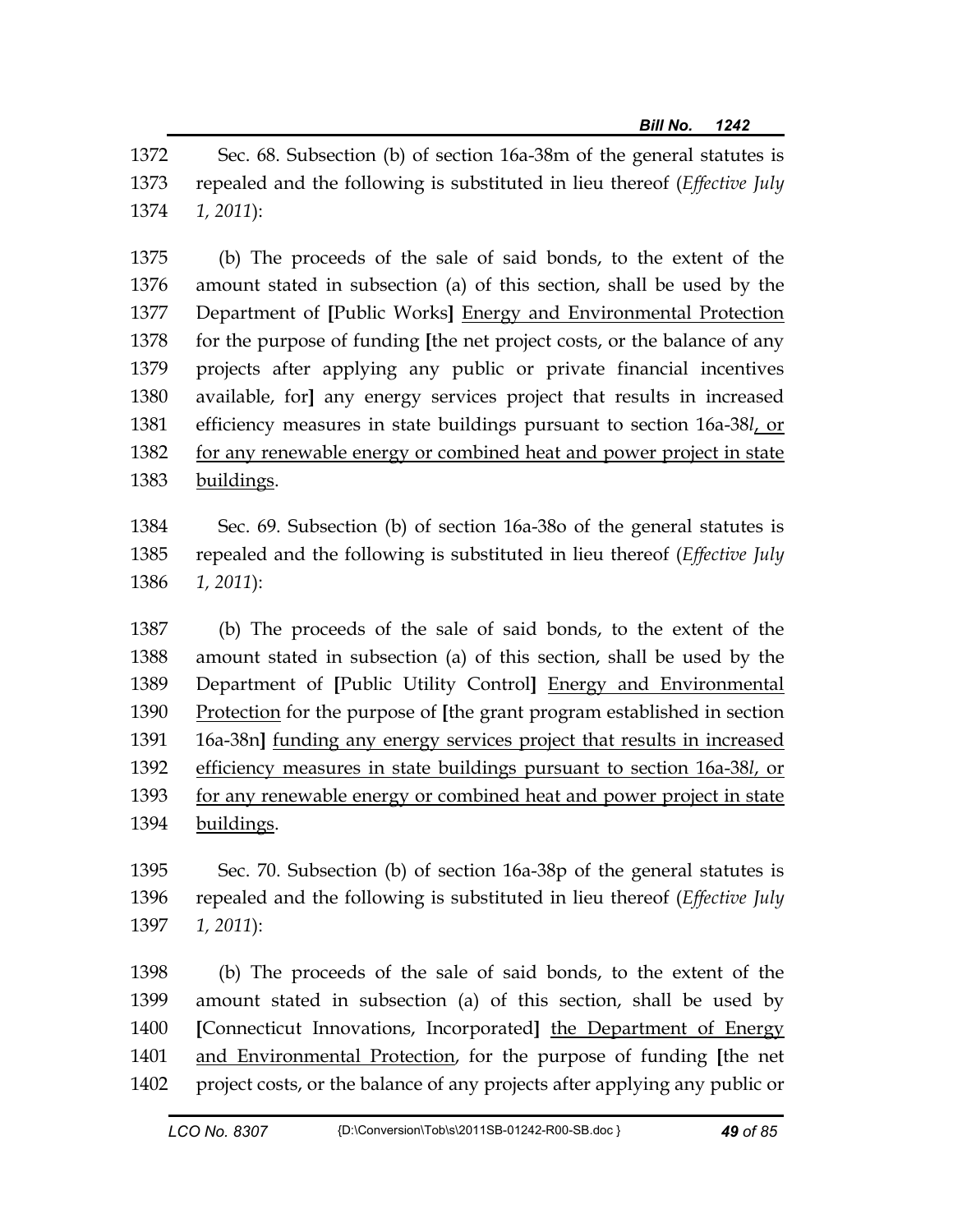1372 Sec. 68. Subsection (b) of section 16a-38m of the general statutes is
1373 repealed and the following is substituted in lieu thereof (*Effective July*
1374 *1, 2011*):

1375 (b) The proceeds of the sale of said bonds, to the extent of the
1376 amount stated in subsection (a) of this section, shall be used by the
1377 Department of **[**Public Works**]** <u>Energy and Environmental Protection</u>
1378 for the purpose of funding **[**the net project costs, or the balance of any
1379 projects after applying any public or private financial incentives
1380 available, for**]** any energy services project that results in increased
1381 efficiency measures in state buildings pursuant to section 16a-38*l*<u>, or</u>
1382 <u>for any renewable energy or combined heat and power project in state</u>
1383 <u>buildings</u>.

1384 Sec. 69. Subsection (b) of section 16a-38o of the general statutes is
1385 repealed and the following is substituted in lieu thereof (*Effective July*
1386 *1, 2011*):

1387 (b) The proceeds of the sale of said bonds, to the extent of the
1388 amount stated in subsection (a) of this section, shall be used by the
1389 Department of **[**Public Utility Control**]** <u>Energy and Environmental</u>
1390 <u>Protection</u> for the purpose of **[**the grant program established in section
1391 16a-38n**]** <u>funding any energy services project that results in increased</u>
1392 <u>efficiency measures in state buildings pursuant to section 16a-38*l*, or</u>
1393 <u>for any renewable energy or combined heat and power project in state</u>
1394 <u>buildings</u>.

1395 Sec. 70. Subsection (b) of section 16a-38p of the general statutes is
1396 repealed and the following is substituted in lieu thereof (*Effective July*
1397 *1, 2011*):

1398 (b) The proceeds of the sale of said bonds, to the extent of the
1399 amount stated in subsection (a) of this section, shall be used by
1400 **[**Connecticut Innovations, Incorporated**]** <u>the Department of Energy</u>
1401 <u>and Environmental Protection</u>, for the purpose of funding **[**the net
1402 project costs, or the balance of any projects after applying any public or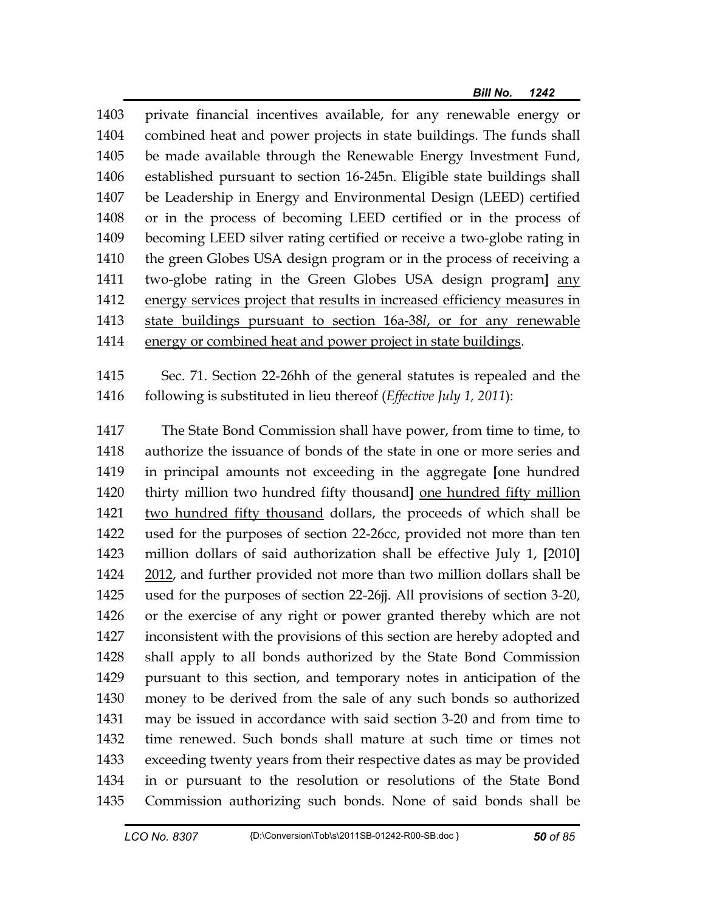private financial incentives available, for any renewable energy or combined heat and power projects in state buildings. The funds shall be made available through the Renewable Energy Investment Fund, established pursuant to section 16-245n. Eligible state buildings shall be Leadership in Energy and Environmental Design (LEED) certified or in the process of becoming LEED certified or in the process of becoming LEED silver rating certified or receive a two-globe rating in the green Globes USA design program or in the process of receiving a two-globe rating in the Green Globes USA design program**]** <u>any energy services project that results in increased efficiency measures in state buildings pursuant to section 16a-38*l*, or for any renewable energy or combined heat and power project in state buildings</u>.

Sec. 71. Section 22-26hh of the general statutes is repealed and the following is substituted in lieu thereof (*Effective July 1, 2011*):

The State Bond Commission shall have power, from time to time, to authorize the issuance of bonds of the state in one or more series and in principal amounts not exceeding in the aggregate **[**one hundred thirty million two hundred fifty thousand**]** <u>one hundred fifty million two hundred fifty thousand</u> dollars, the proceeds of which shall be used for the purposes of section 22-26cc, provided not more than ten million dollars of said authorization shall be effective July 1, **[**2010**]** <u>2012</u>, and further provided not more than two million dollars shall be used for the purposes of section 22-26jj. All provisions of section 3-20, or the exercise of any right or power granted thereby which are not inconsistent with the provisions of this section are hereby adopted and shall apply to all bonds authorized by the State Bond Commission pursuant to this section, and temporary notes in anticipation of the money to be derived from the sale of any such bonds so authorized may be issued in accordance with said section 3-20 and from time to time renewed. Such bonds shall mature at such time or times not exceeding twenty years from their respective dates as may be provided in or pursuant to the resolution or resolutions of the State Bond Commission authorizing such bonds. None of said bonds shall be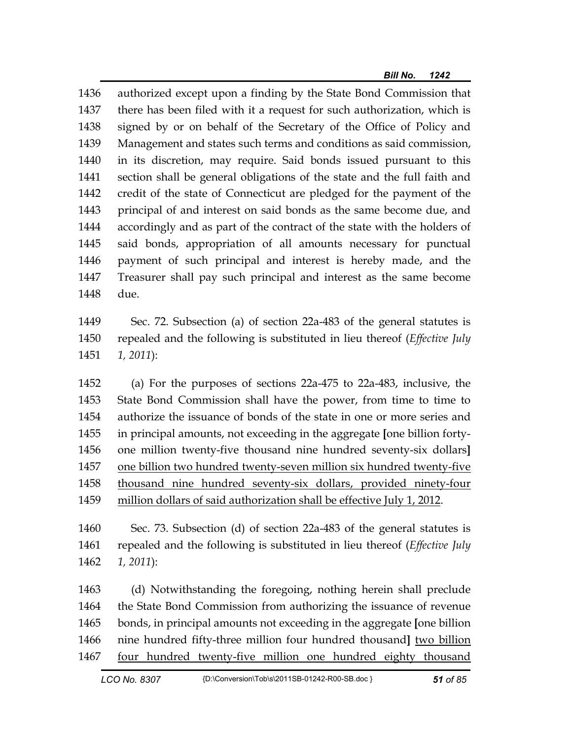authorized except upon a finding by the State Bond Commission that there has been filed with it a request for such authorization, which is signed by or on behalf of the Secretary of the Office of Policy and Management and states such terms and conditions as said commission, in its discretion, may require. Said bonds issued pursuant to this section shall be general obligations of the state and the full faith and credit of the state of Connecticut are pledged for the payment of the principal of and interest on said bonds as the same become due, and accordingly and as part of the contract of the state with the holders of said bonds, appropriation of all amounts necessary for punctual payment of such principal and interest is hereby made, and the Treasurer shall pay such principal and interest as the same become due.

Sec. 72. Subsection (a) of section 22a-483 of the general statutes is repealed and the following is substituted in lieu thereof (*Effective July 1, 2011*):

(a) For the purposes of sections 22a-475 to 22a-483, inclusive, the State Bond Commission shall have the power, from time to time to authorize the issuance of bonds of the state in one or more series and in principal amounts, not exceeding in the aggregate **[**one billion forty-one million twenty-five thousand nine hundred seventy-six dollars**]** <u>one billion two hundred twenty-seven million six hundred twenty-five thousand nine hundred seventy-six dollars, provided ninety-four million dollars of said authorization shall be effective July 1, 2012</u>.

Sec. 73. Subsection (d) of section 22a-483 of the general statutes is repealed and the following is substituted in lieu thereof (*Effective July 1, 2011*):

(d) Notwithstanding the foregoing, nothing herein shall preclude the State Bond Commission from authorizing the issuance of revenue bonds, in principal amounts not exceeding in the aggregate **[**one billion nine hundred fifty-three million four hundred thousand**]** <u>two billion four hundred twenty-five million one hundred eighty thousand</u>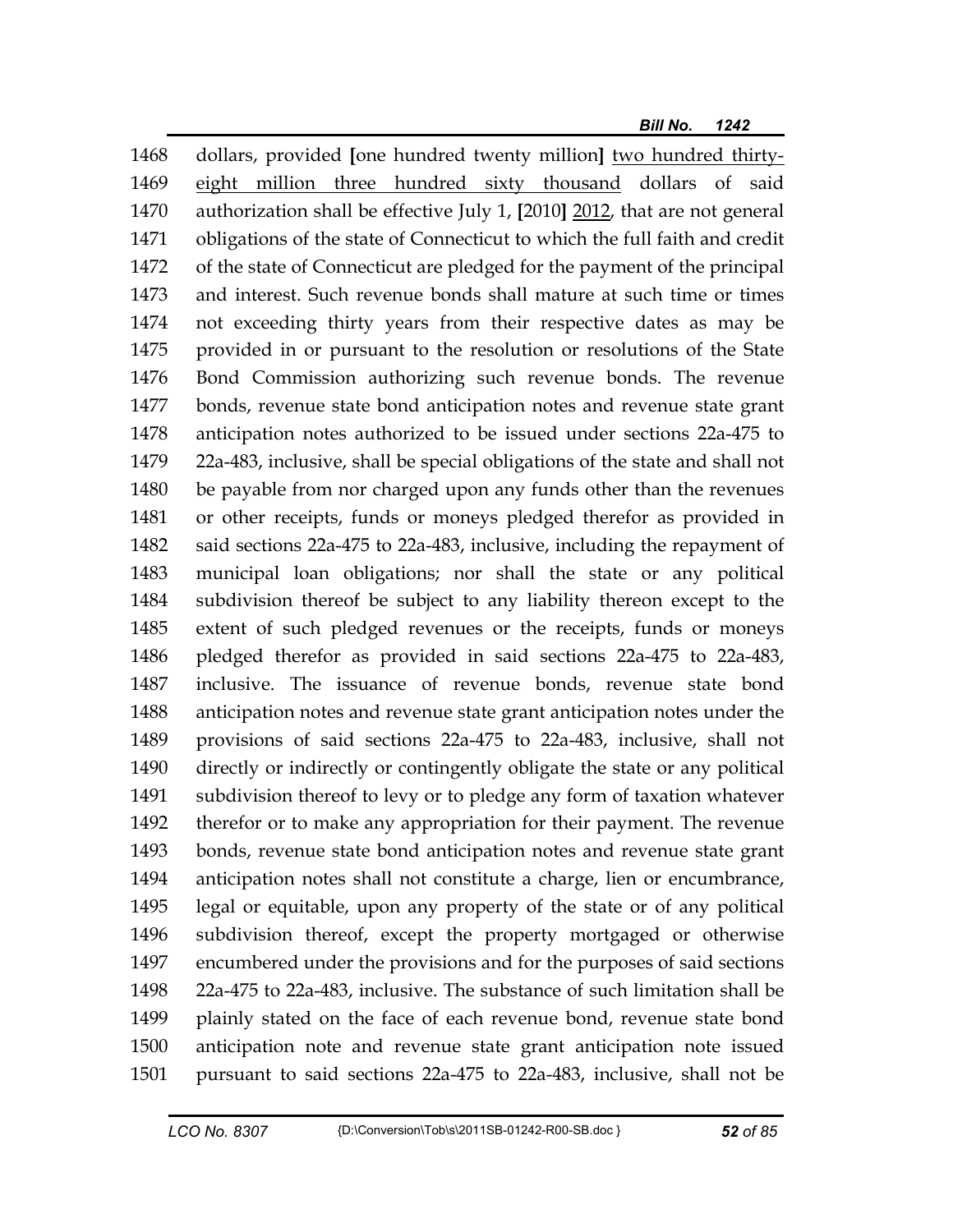1468 dollars, provided [one hundred twenty million] two hundred thirty-
1469 eight million three hundred sixty thousand dollars of said
1470 authorization shall be effective July 1, [2010] 2012, that are not general
1471 obligations of the state of Connecticut to which the full faith and credit
1472 of the state of Connecticut are pledged for the payment of the principal
1473 and interest. Such revenue bonds shall mature at such time or times
1474 not exceeding thirty years from their respective dates as may be
1475 provided in or pursuant to the resolution or resolutions of the State
1476 Bond Commission authorizing such revenue bonds. The revenue
1477 bonds, revenue state bond anticipation notes and revenue state grant
1478 anticipation notes authorized to be issued under sections 22a-475 to
1479 22a-483, inclusive, shall be special obligations of the state and shall not
1480 be payable from nor charged upon any funds other than the revenues
1481 or other receipts, funds or moneys pledged therefor as provided in
1482 said sections 22a-475 to 22a-483, inclusive, including the repayment of
1483 municipal loan obligations; nor shall the state or any political
1484 subdivision thereof be subject to any liability thereon except to the
1485 extent of such pledged revenues or the receipts, funds or moneys
1486 pledged therefor as provided in said sections 22a-475 to 22a-483,
1487 inclusive. The issuance of revenue bonds, revenue state bond
1488 anticipation notes and revenue state grant anticipation notes under the
1489 provisions of said sections 22a-475 to 22a-483, inclusive, shall not
1490 directly or indirectly or contingently obligate the state or any political
1491 subdivision thereof to levy or to pledge any form of taxation whatever
1492 therefor or to make any appropriation for their payment. The revenue
1493 bonds, revenue state bond anticipation notes and revenue state grant
1494 anticipation notes shall not constitute a charge, lien or encumbrance,
1495 legal or equitable, upon any property of the state or of any political
1496 subdivision thereof, except the property mortgaged or otherwise
1497 encumbered under the provisions and for the purposes of said sections
1498 22a-475 to 22a-483, inclusive. The substance of such limitation shall be
1499 plainly stated on the face of each revenue bond, revenue state bond
1500 anticipation note and revenue state grant anticipation note issued
1501 pursuant to said sections 22a-475 to 22a-483, inclusive, shall not be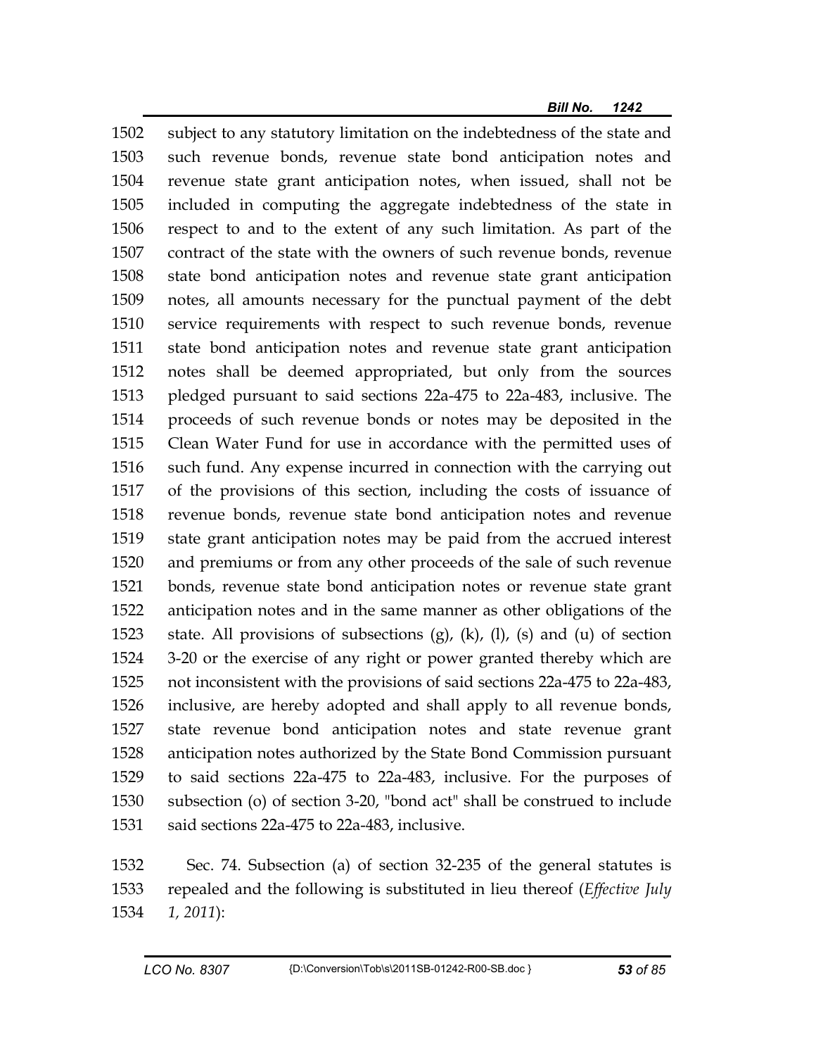1502 subject to any statutory limitation on the indebtedness of the state and
1503 such revenue bonds, revenue state bond anticipation notes and
1504 revenue state grant anticipation notes, when issued, shall not be
1505 included in computing the aggregate indebtedness of the state in
1506 respect to and to the extent of any such limitation. As part of the
1507 contract of the state with the owners of such revenue bonds, revenue
1508 state bond anticipation notes and revenue state grant anticipation
1509 notes, all amounts necessary for the punctual payment of the debt
1510 service requirements with respect to such revenue bonds, revenue
1511 state bond anticipation notes and revenue state grant anticipation
1512 notes shall be deemed appropriated, but only from the sources
1513 pledged pursuant to said sections 22a-475 to 22a-483, inclusive. The
1514 proceeds of such revenue bonds or notes may be deposited in the
1515 Clean Water Fund for use in accordance with the permitted uses of
1516 such fund. Any expense incurred in connection with the carrying out
1517 of the provisions of this section, including the costs of issuance of
1518 revenue bonds, revenue state bond anticipation notes and revenue
1519 state grant anticipation notes may be paid from the accrued interest
1520 and premiums or from any other proceeds of the sale of such revenue
1521 bonds, revenue state bond anticipation notes or revenue state grant
1522 anticipation notes and in the same manner as other obligations of the
1523 state. All provisions of subsections (g), (k), (l), (s) and (u) of section
1524 3-20 or the exercise of any right or power granted thereby which are
1525 not inconsistent with the provisions of said sections 22a-475 to 22a-483,
1526 inclusive, are hereby adopted and shall apply to all revenue bonds,
1527 state revenue bond anticipation notes and state revenue grant
1528 anticipation notes authorized by the State Bond Commission pursuant
1529 to said sections 22a-475 to 22a-483, inclusive. For the purposes of
1530 subsection (o) of section 3-20, "bond act" shall be construed to include
1531 said sections 22a-475 to 22a-483, inclusive.

1532 Sec. 74. Subsection (a) of section 32-235 of the general statutes is
1533 repealed and the following is substituted in lieu thereof (*Effective July*
1534 *1, 2011*):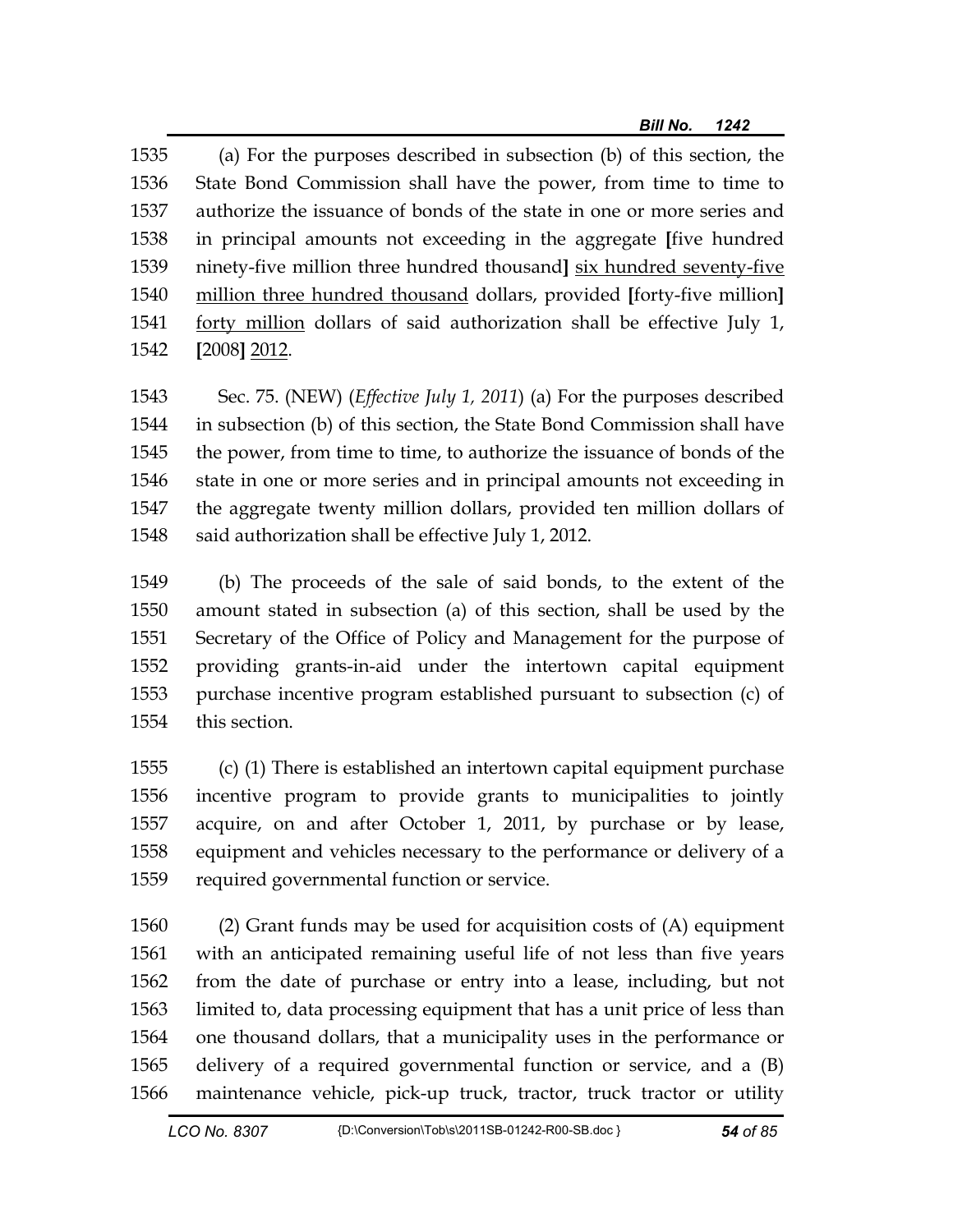(a) For the purposes described in subsection (b) of this section, the State Bond Commission shall have the power, from time to time to authorize the issuance of bonds of the state in one or more series and in principal amounts not exceeding in the aggregate **[**five hundred ninety-five million three hundred thousand**]** <u>six hundred seventy-five million three hundred thousand</u> dollars, provided **[**forty-five million**]** <u>forty million</u> dollars of said authorization shall be effective July 1, **[**2008**]** <u>2012</u>.

Sec. 75. (NEW) (*Effective July 1, 2011*) (a) For the purposes described in subsection (b) of this section, the State Bond Commission shall have the power, from time to time, to authorize the issuance of bonds of the state in one or more series and in principal amounts not exceeding in the aggregate twenty million dollars, provided ten million dollars of said authorization shall be effective July 1, 2012.

(b) The proceeds of the sale of said bonds, to the extent of the amount stated in subsection (a) of this section, shall be used by the Secretary of the Office of Policy and Management for the purpose of providing grants-in-aid under the intertown capital equipment purchase incentive program established pursuant to subsection (c) of this section.

(c) (1) There is established an intertown capital equipment purchase incentive program to provide grants to municipalities to jointly acquire, on and after October 1, 2011, by purchase or by lease, equipment and vehicles necessary to the performance or delivery of a required governmental function or service.

(2) Grant funds may be used for acquisition costs of (A) equipment with an anticipated remaining useful life of not less than five years from the date of purchase or entry into a lease, including, but not limited to, data processing equipment that has a unit price of less than one thousand dollars, that a municipality uses in the performance or delivery of a required governmental function or service, and a (B) maintenance vehicle, pick-up truck, tractor, truck tractor or utility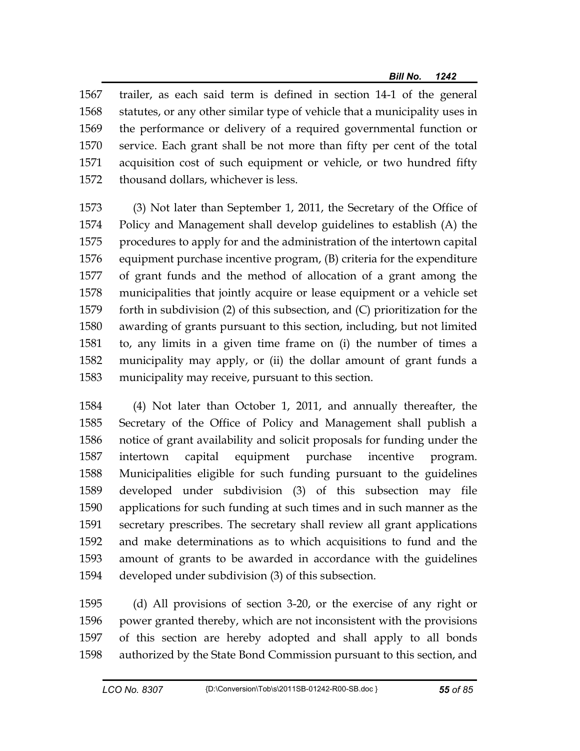trailer, as each said term is defined in section 14-1 of the general statutes, or any other similar type of vehicle that a municipality uses in the performance or delivery of a required governmental function or service. Each grant shall be not more than fifty per cent of the total acquisition cost of such equipment or vehicle, or two hundred fifty thousand dollars, whichever is less.

(3) Not later than September 1, 2011, the Secretary of the Office of Policy and Management shall develop guidelines to establish (A) the procedures to apply for and the administration of the intertown capital equipment purchase incentive program, (B) criteria for the expenditure of grant funds and the method of allocation of a grant among the municipalities that jointly acquire or lease equipment or a vehicle set forth in subdivision (2) of this subsection, and (C) prioritization for the awarding of grants pursuant to this section, including, but not limited to, any limits in a given time frame on (i) the number of times a municipality may apply, or (ii) the dollar amount of grant funds a municipality may receive, pursuant to this section.

(4) Not later than October 1, 2011, and annually thereafter, the Secretary of the Office of Policy and Management shall publish a notice of grant availability and solicit proposals for funding under the intertown capital equipment purchase incentive program. Municipalities eligible for such funding pursuant to the guidelines developed under subdivision (3) of this subsection may file applications for such funding at such times and in such manner as the secretary prescribes. The secretary shall review all grant applications and make determinations as to which acquisitions to fund and the amount of grants to be awarded in accordance with the guidelines developed under subdivision (3) of this subsection.

(d) All provisions of section 3-20, or the exercise of any right or power granted thereby, which are not inconsistent with the provisions of this section are hereby adopted and shall apply to all bonds authorized by the State Bond Commission pursuant to this section, and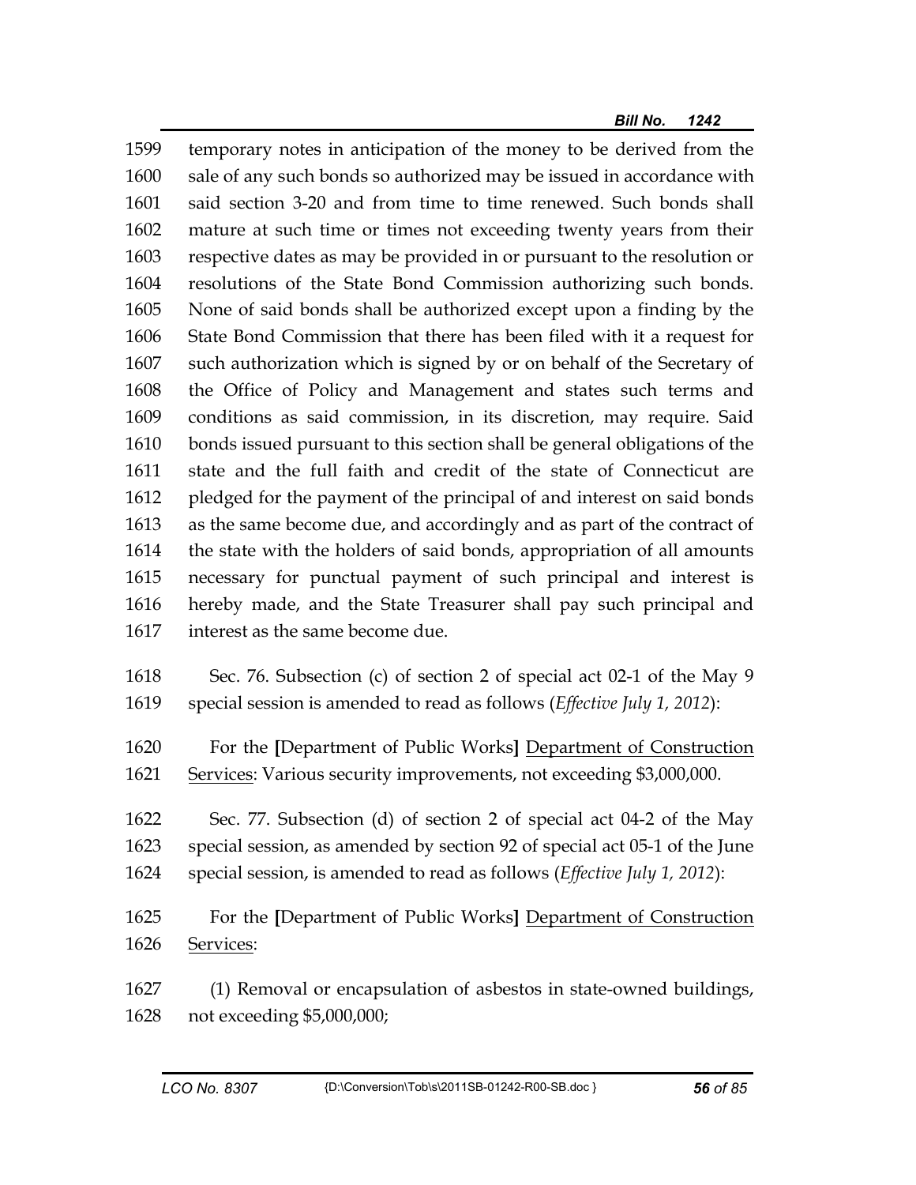temporary notes in anticipation of the money to be derived from the sale of any such bonds so authorized may be issued in accordance with said section 3-20 and from time to time renewed. Such bonds shall mature at such time or times not exceeding twenty years from their respective dates as may be provided in or pursuant to the resolution or resolutions of the State Bond Commission authorizing such bonds. None of said bonds shall be authorized except upon a finding by the State Bond Commission that there has been filed with it a request for such authorization which is signed by or on behalf of the Secretary of the Office of Policy and Management and states such terms and conditions as said commission, in its discretion, may require. Said bonds issued pursuant to this section shall be general obligations of the state and the full faith and credit of the state of Connecticut are pledged for the payment of the principal of and interest on said bonds as the same become due, and accordingly and as part of the contract of the state with the holders of said bonds, appropriation of all amounts necessary for punctual payment of such principal and interest is hereby made, and the State Treasurer shall pay such principal and interest as the same become due.

Sec. 76. Subsection (c) of section 2 of special act 02-1 of the May 9 special session is amended to read as follows (*Effective July 1, 2012*):

For the **[**Department of Public Works**]** <u>Department of Construction Services</u>: Various security improvements, not exceeding $3,000,000.

Sec. 77. Subsection (d) of section 2 of special act 04-2 of the May special session, as amended by section 92 of special act 05-1 of the June special session, is amended to read as follows (*Effective July 1, 2012*):

For the **[**Department of Public Works**]** <u>Department of Construction Services</u>:

(1) Removal or encapsulation of asbestos in state-owned buildings, not exceeding $5,000,000;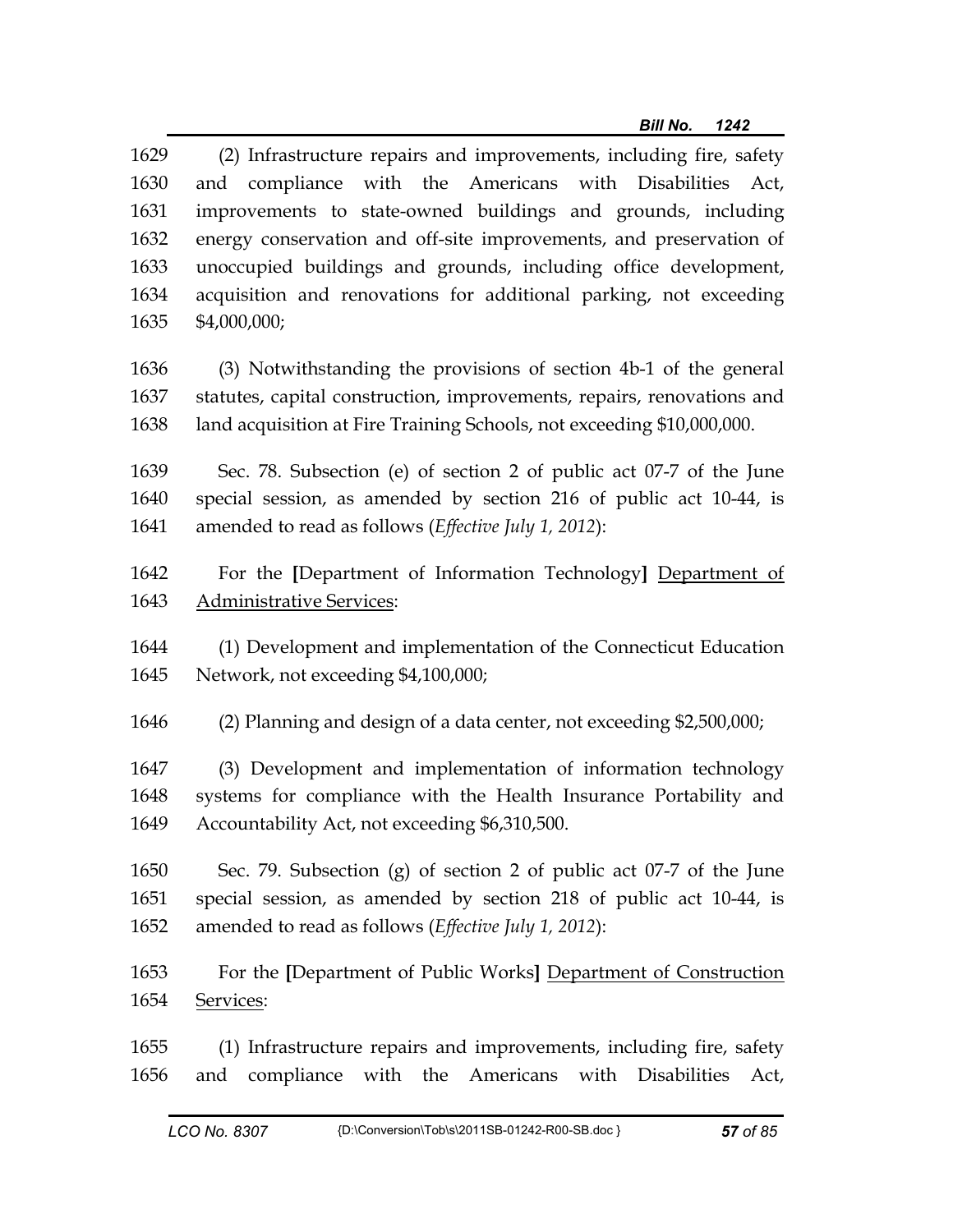(2) Infrastructure repairs and improvements, including fire, safety and compliance with the Americans with Disabilities Act, improvements to state-owned buildings and grounds, including energy conservation and off-site improvements, and preservation of unoccupied buildings and grounds, including office development, acquisition and renovations for additional parking, not exceeding $4,000,000;

(3) Notwithstanding the provisions of section 4b-1 of the general statutes, capital construction, improvements, repairs, renovations and land acquisition at Fire Training Schools, not exceeding $10,000,000.

Sec. 78. Subsection (e) of section 2 of public act 07-7 of the June special session, as amended by section 216 of public act 10-44, is amended to read as follows (*Effective July 1, 2012*):

For the **[**Department of Information Technology**]** <u>Department of Administrative Services</u>:

(1) Development and implementation of the Connecticut Education Network, not exceeding $4,100,000;

(2) Planning and design of a data center, not exceeding $2,500,000;

(3) Development and implementation of information technology systems for compliance with the Health Insurance Portability and Accountability Act, not exceeding $6,310,500.

Sec. 79. Subsection (g) of section 2 of public act 07-7 of the June special session, as amended by section 218 of public act 10-44, is amended to read as follows (*Effective July 1, 2012*):

For the **[**Department of Public Works**]** <u>Department of Construction Services</u>:

(1) Infrastructure repairs and improvements, including fire, safety and compliance with the Americans with Disabilities Act,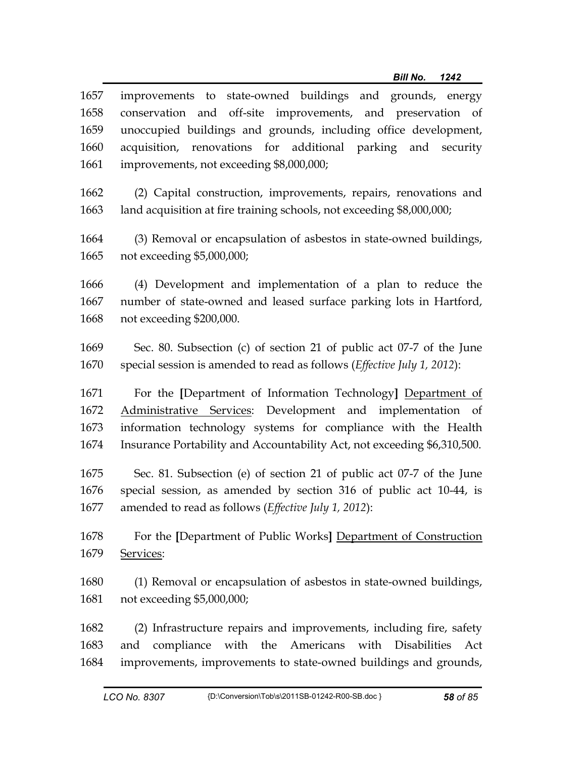1657 improvements to state-owned buildings and grounds, energy
1658 conservation and off-site improvements, and preservation of
1659 unoccupied buildings and grounds, including office development,
1660 acquisition, renovations for additional parking and security
1661 improvements, not exceeding $8,000,000;

1662 (2) Capital construction, improvements, repairs, renovations and
1663 land acquisition at fire training schools, not exceeding $8,000,000;

1664 (3) Removal or encapsulation of asbestos in state-owned buildings,
1665 not exceeding $5,000,000;

1666 (4) Development and implementation of a plan to reduce the
1667 number of state-owned and leased surface parking lots in Hartford,
1668 not exceeding $200,000.

1669 Sec. 80. Subsection (c) of section 21 of public act 07-7 of the June
1670 special session is amended to read as follows (*Effective July 1, 2012*):

1671 For the **[**Department of Information Technology**]** <u>Department of</u>
1672 <u>Administrative Services</u>: Development and implementation of
1673 information technology systems for compliance with the Health
1674 Insurance Portability and Accountability Act, not exceeding $6,310,500.

1675 Sec. 81. Subsection (e) of section 21 of public act 07-7 of the June
1676 special session, as amended by section 316 of public act 10-44, is
1677 amended to read as follows (*Effective July 1, 2012*):

1678 For the **[**Department of Public Works**]** <u>Department of Construction</u>
1679 <u>Services</u>:

1680 (1) Removal or encapsulation of asbestos in state-owned buildings,
1681 not exceeding $5,000,000;

1682 (2) Infrastructure repairs and improvements, including fire, safety
1683 and compliance with the Americans with Disabilities Act
1684 improvements, improvements to state-owned buildings and grounds,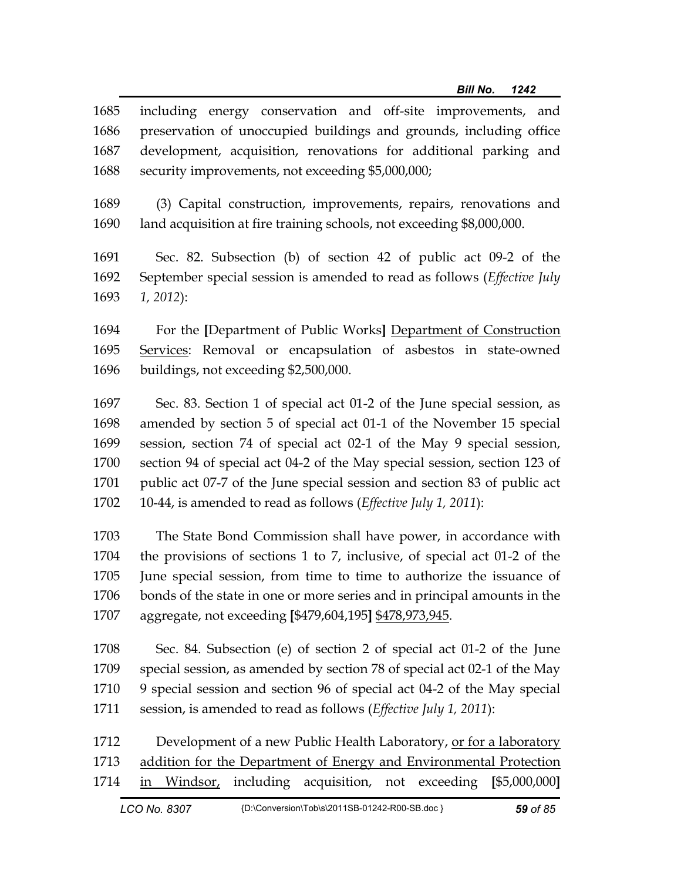1685 including energy conservation and off-site improvements, and
1686 preservation of unoccupied buildings and grounds, including office
1687 development, acquisition, renovations for additional parking and
1688 security improvements, not exceeding $5,000,000;

1689 (3) Capital construction, improvements, repairs, renovations and
1690 land acquisition at fire training schools, not exceeding $8,000,000.

1691 Sec. 82. Subsection (b) of section 42 of public act 09-2 of the
1692 September special session is amended to read as follows (*Effective July*
1693 *1, 2012*):

1694 For the **[**Department of Public Works**]** <u>Department of Construction</u>
1695 <u>Services</u>: Removal or encapsulation of asbestos in state-owned
1696 buildings, not exceeding $2,500,000.

1697 Sec. 83. Section 1 of special act 01-2 of the June special session, as
1698 amended by section 5 of special act 01-1 of the November 15 special
1699 session, section 74 of special act 02-1 of the May 9 special session,
1700 section 94 of special act 04-2 of the May special session, section 123 of
1701 public act 07-7 of the June special session and section 83 of public act
1702 10-44, is amended to read as follows (*Effective July 1, 2011*):

1703 The State Bond Commission shall have power, in accordance with
1704 the provisions of sections 1 to 7, inclusive, of special act 01-2 of the
1705 June special session, from time to time to authorize the issuance of
1706 bonds of the state in one or more series and in principal amounts in the
1707 aggregate, not exceeding **[**$479,604,195**]** <u>$478,973,945</u>.

1708 Sec. 84. Subsection (e) of section 2 of special act 01-2 of the June
1709 special session, as amended by section 78 of special act 02-1 of the May
1710 9 special session and section 96 of special act 04-2 of the May special
1711 session, is amended to read as follows (*Effective July 1, 2011*):

1712 Development of a new Public Health Laboratory, <u>or for a laboratory</u>
1713 <u>addition for the Department of Energy and Environmental Protection</u>
1714 <u>in Windsor,</u> including acquisition, not exceeding **[**$5,000,000**]**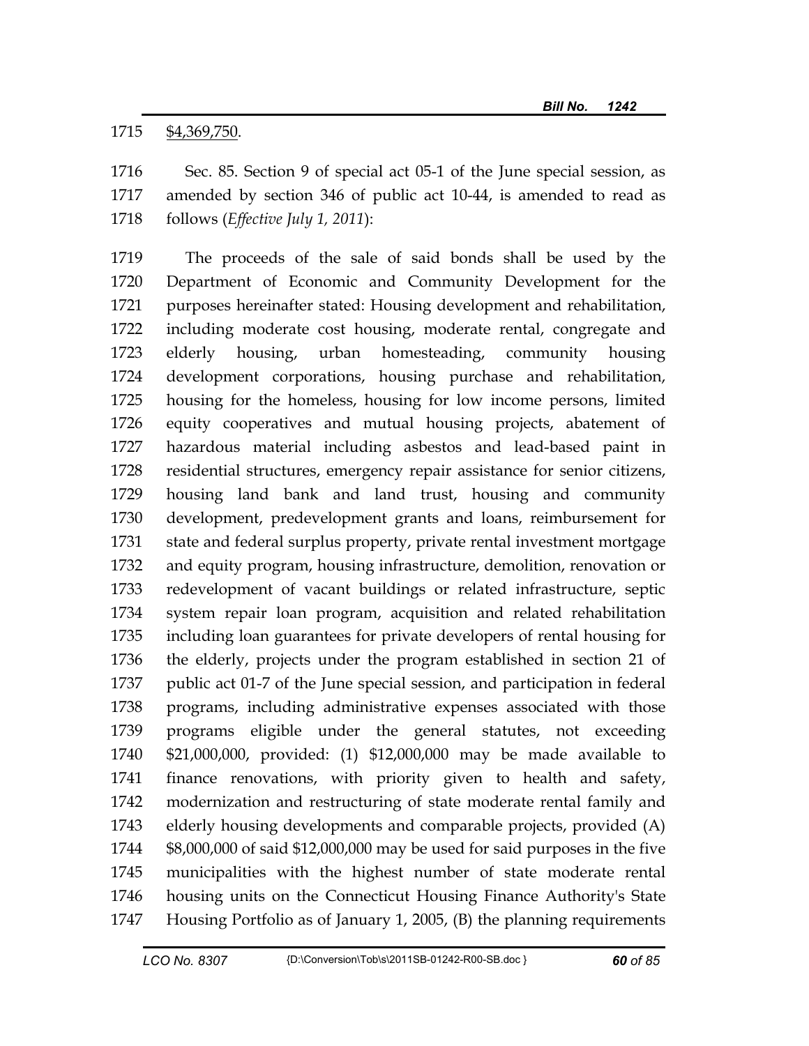$4,369,750.

Sec. 85. Section 9 of special act 05-1 of the June special session, as amended by section 346 of public act 10-44, is amended to read as follows (*Effective July 1, 2011*):

The proceeds of the sale of said bonds shall be used by the Department of Economic and Community Development for the purposes hereinafter stated: Housing development and rehabilitation, including moderate cost housing, moderate rental, congregate and elderly housing, urban homesteading, community housing development corporations, housing purchase and rehabilitation, housing for the homeless, housing for low income persons, limited equity cooperatives and mutual housing projects, abatement of hazardous material including asbestos and lead-based paint in residential structures, emergency repair assistance for senior citizens, housing land bank and land trust, housing and community development, predevelopment grants and loans, reimbursement for state and federal surplus property, private rental investment mortgage and equity program, housing infrastructure, demolition, renovation or redevelopment of vacant buildings or related infrastructure, septic system repair loan program, acquisition and related rehabilitation including loan guarantees for private developers of rental housing for the elderly, projects under the program established in section 21 of public act 01-7 of the June special session, and participation in federal programs, including administrative expenses associated with those programs eligible under the general statutes, not exceeding $21,000,000, provided: (1) $12,000,000 may be made available to finance renovations, with priority given to health and safety, modernization and restructuring of state moderate rental family and elderly housing developments and comparable projects, provided (A) $8,000,000 of said $12,000,000 may be used for said purposes in the five municipalities with the highest number of state moderate rental housing units on the Connecticut Housing Finance Authority's State Housing Portfolio as of January 1, 2005, (B) the planning requirements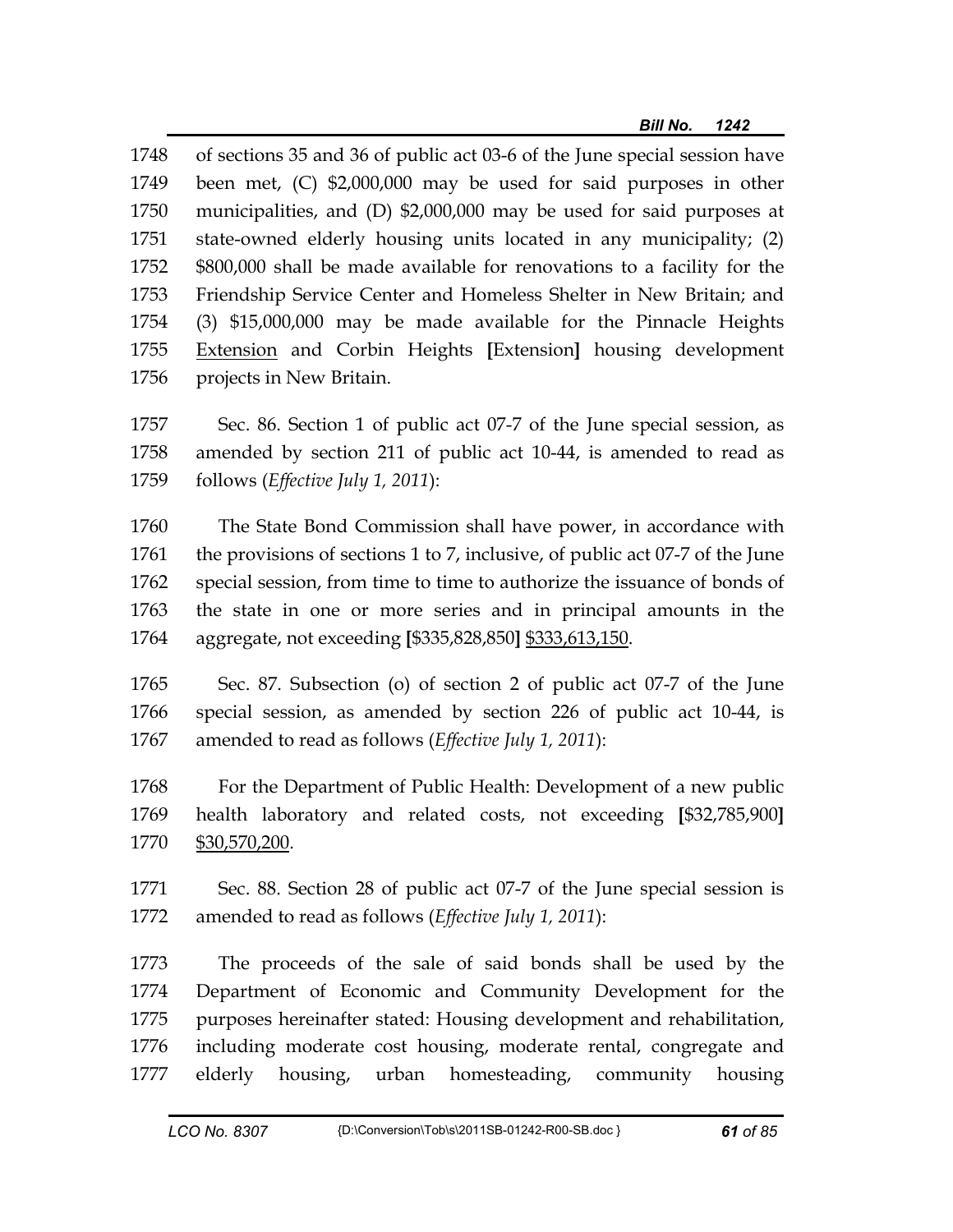of sections 35 and 36 of public act 03-6 of the June special session have been met, (C) $2,000,000 may be used for said purposes in other municipalities, and (D) $2,000,000 may be used for said purposes at state-owned elderly housing units located in any municipality; (2) $800,000 shall be made available for renovations to a facility for the Friendship Service Center and Homeless Shelter in New Britain; and (3) $15,000,000 may be made available for the Pinnacle Heights <u>Extension</u> and Corbin Heights **[**Extension**]** housing development projects in New Britain.

Sec. 86. Section 1 of public act 07-7 of the June special session, as amended by section 211 of public act 10-44, is amended to read as follows (*Effective July 1, 2011*):

The State Bond Commission shall have power, in accordance with the provisions of sections 1 to 7, inclusive, of public act 07-7 of the June special session, from time to time to authorize the issuance of bonds of the state in one or more series and in principal amounts in the aggregate, not exceeding **[**$335,828,850**]** <u>$333,613,150</u>.

Sec. 87. Subsection (o) of section 2 of public act 07-7 of the June special session, as amended by section 226 of public act 10-44, is amended to read as follows (*Effective July 1, 2011*):

For the Department of Public Health: Development of a new public health laboratory and related costs, not exceeding **[**$32,785,900**]** <u>$30,570,200</u>.

Sec. 88. Section 28 of public act 07-7 of the June special session is amended to read as follows (*Effective July 1, 2011*):

The proceeds of the sale of said bonds shall be used by the Department of Economic and Community Development for the purposes hereinafter stated: Housing development and rehabilitation, including moderate cost housing, moderate rental, congregate and elderly housing, urban homesteading, community housing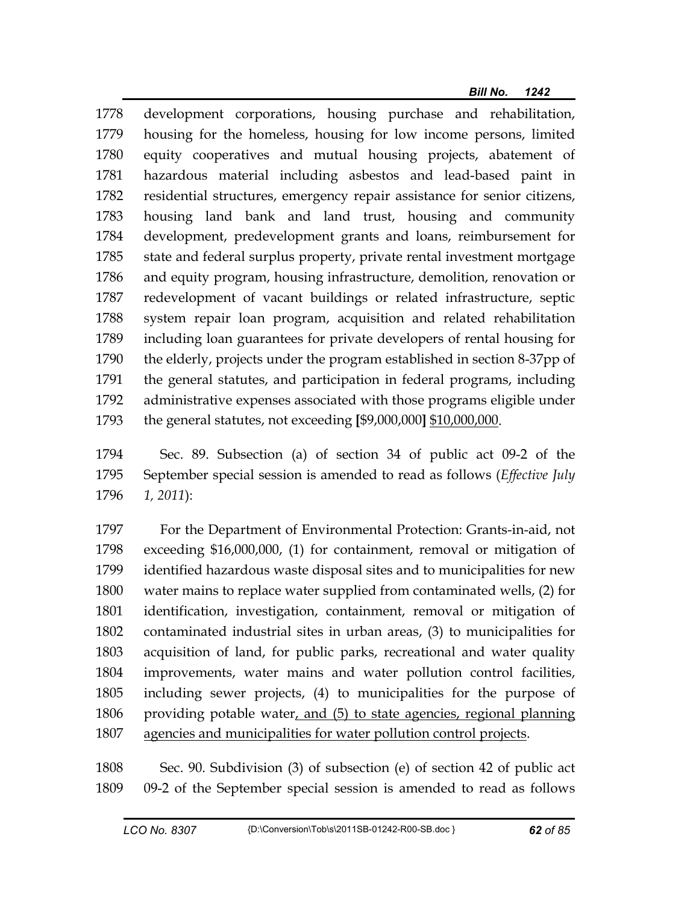development corporations, housing purchase and rehabilitation, housing for the homeless, housing for low income persons, limited equity cooperatives and mutual housing projects, abatement of hazardous material including asbestos and lead-based paint in residential structures, emergency repair assistance for senior citizens, housing land bank and land trust, housing and community development, predevelopment grants and loans, reimbursement for state and federal surplus property, private rental investment mortgage and equity program, housing infrastructure, demolition, renovation or redevelopment of vacant buildings or related infrastructure, septic system repair loan program, acquisition and related rehabilitation including loan guarantees for private developers of rental housing for the elderly, projects under the program established in section 8-37pp of the general statutes, and participation in federal programs, including administrative expenses associated with those programs eligible under the general statutes, not exceeding **[**$9,000,000**]** <u>$10,000,000</u>.

Sec. 89. Subsection (a) of section 34 of public act 09-2 of the September special session is amended to read as follows (*Effective July 1, 2011*):

For the Department of Environmental Protection: Grants-in-aid, not exceeding $16,000,000, (1) for containment, removal or mitigation of identified hazardous waste disposal sites and to municipalities for new water mains to replace water supplied from contaminated wells, (2) for identification, investigation, containment, removal or mitigation of contaminated industrial sites in urban areas, (3) to municipalities for acquisition of land, for public parks, recreational and water quality improvements, water mains and water pollution control facilities, including sewer projects, (4) to municipalities for the purpose of providing potable water<u>, and (5) to state agencies, regional planning agencies and municipalities for water pollution control projects</u>.

Sec. 90. Subdivision (3) of subsection (e) of section 42 of public act 09-2 of the September special session is amended to read as follows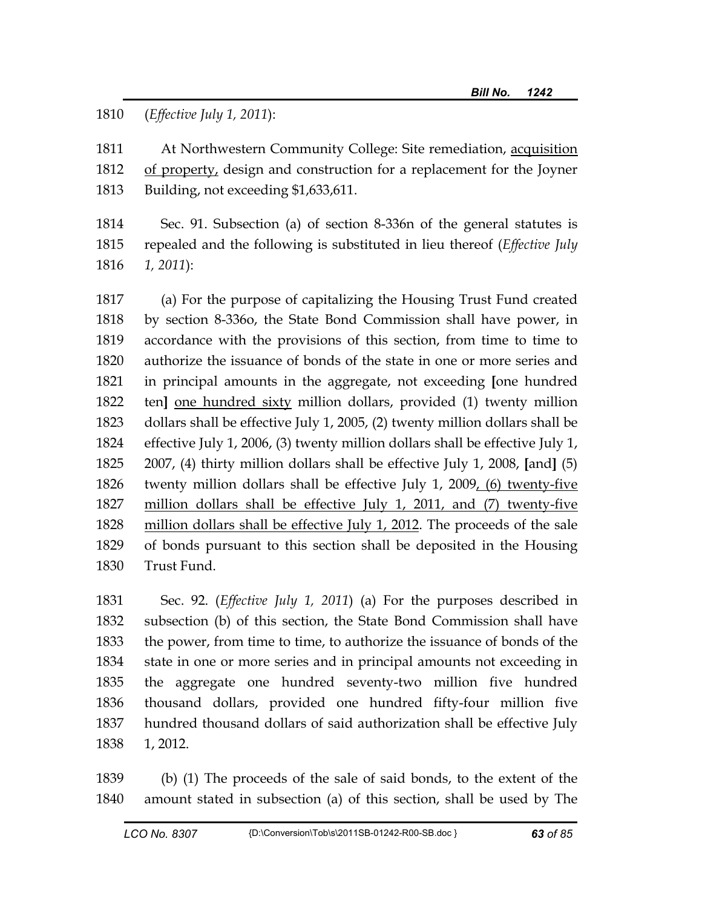1810 (*Effective July 1, 2011*):

1811 At Northwestern Community College: Site remediation, <u>acquisition</u>
1812 <u>of property,</u> design and construction for a replacement for the Joyner
1813 Building, not exceeding $1,633,611.

1814 Sec. 91. Subsection (a) of section 8-336n of the general statutes is
1815 repealed and the following is substituted in lieu thereof (*Effective July*
1816 *1, 2011*):

1817 (a) For the purpose of capitalizing the Housing Trust Fund created
1818 by section 8-336o, the State Bond Commission shall have power, in
1819 accordance with the provisions of this section, from time to time to
1820 authorize the issuance of bonds of the state in one or more series and
1821 in principal amounts in the aggregate, not exceeding **[**one hundred
1822 ten**]** <u>one hundred sixty</u> million dollars, provided (1) twenty million
1823 dollars shall be effective July 1, 2005, (2) twenty million dollars shall be
1824 effective July 1, 2006, (3) twenty million dollars shall be effective July 1,
1825 2007, (4) thirty million dollars shall be effective July 1, 2008, **[**and**]** (5)
1826 twenty million dollars shall be effective July 1, 2009<u>, (6) twenty-five</u>
1827 <u>million dollars shall be effective July 1, 2011, and (7) twenty-five</u>
1828 <u>million dollars shall be effective July 1, 2012</u>. The proceeds of the sale
1829 of bonds pursuant to this section shall be deposited in the Housing
1830 Trust Fund.

1831 Sec. 92. (*Effective July 1, 2011*) (a) For the purposes described in
1832 subsection (b) of this section, the State Bond Commission shall have
1833 the power, from time to time, to authorize the issuance of bonds of the
1834 state in one or more series and in principal amounts not exceeding in
1835 the aggregate one hundred seventy-two million five hundred
1836 thousand dollars, provided one hundred fifty-four million five
1837 hundred thousand dollars of said authorization shall be effective July
1838 1, 2012.

1839 (b) (1) The proceeds of the sale of said bonds, to the extent of the
1840 amount stated in subsection (a) of this section, shall be used by The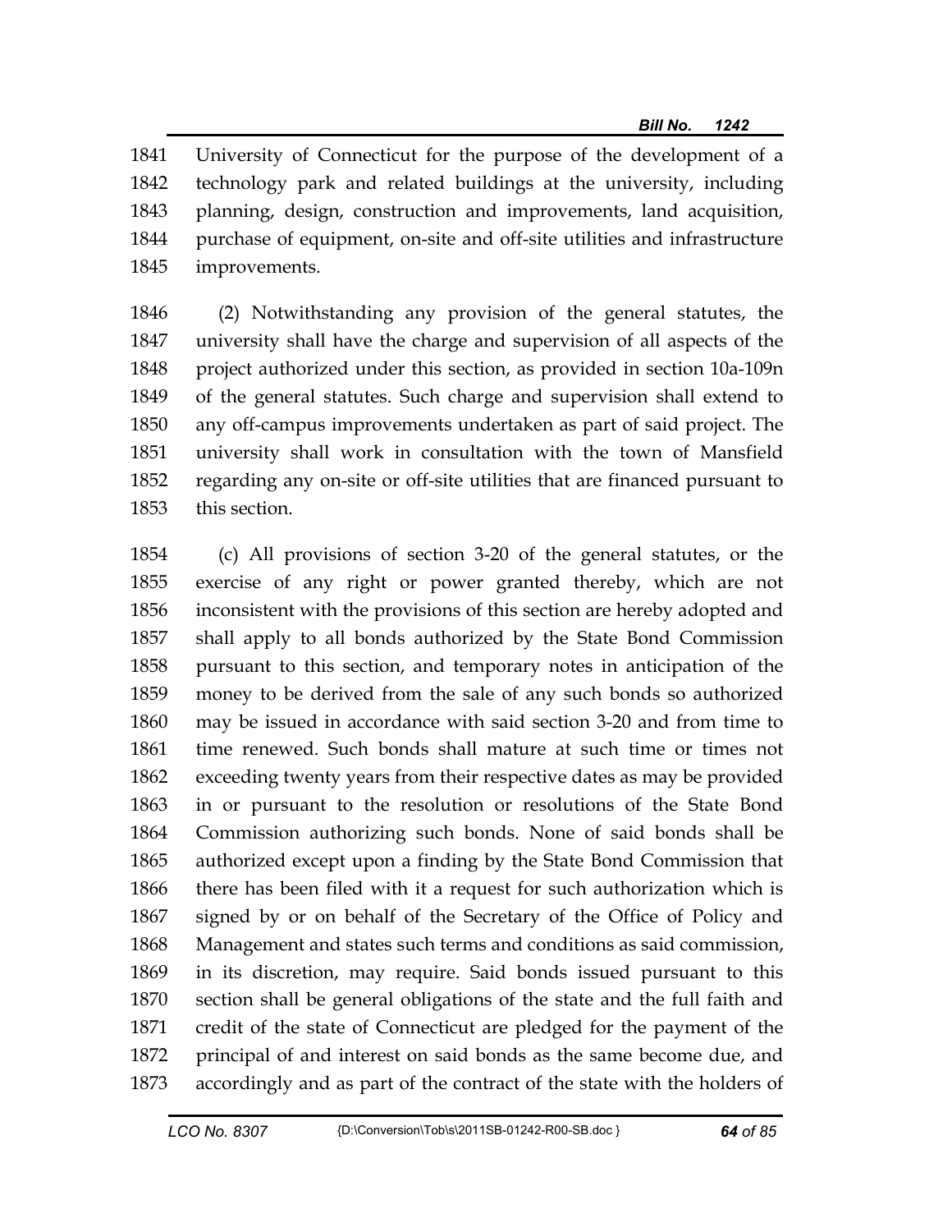University of Connecticut for the purpose of the development of a technology park and related buildings at the university, including planning, design, construction and improvements, land acquisition, purchase of equipment, on-site and off-site utilities and infrastructure improvements.

(2) Notwithstanding any provision of the general statutes, the university shall have the charge and supervision of all aspects of the project authorized under this section, as provided in section 10a-109n of the general statutes. Such charge and supervision shall extend to any off-campus improvements undertaken as part of said project. The university shall work in consultation with the town of Mansfield regarding any on-site or off-site utilities that are financed pursuant to this section.

(c) All provisions of section 3-20 of the general statutes, or the exercise of any right or power granted thereby, which are not inconsistent with the provisions of this section are hereby adopted and shall apply to all bonds authorized by the State Bond Commission pursuant to this section, and temporary notes in anticipation of the money to be derived from the sale of any such bonds so authorized may be issued in accordance with said section 3-20 and from time to time renewed. Such bonds shall mature at such time or times not exceeding twenty years from their respective dates as may be provided in or pursuant to the resolution or resolutions of the State Bond Commission authorizing such bonds. None of said bonds shall be authorized except upon a finding by the State Bond Commission that there has been filed with it a request for such authorization which is signed by or on behalf of the Secretary of the Office of Policy and Management and states such terms and conditions as said commission, in its discretion, may require. Said bonds issued pursuant to this section shall be general obligations of the state and the full faith and credit of the state of Connecticut are pledged for the payment of the principal of and interest on said bonds as the same become due, and accordingly and as part of the contract of the state with the holders of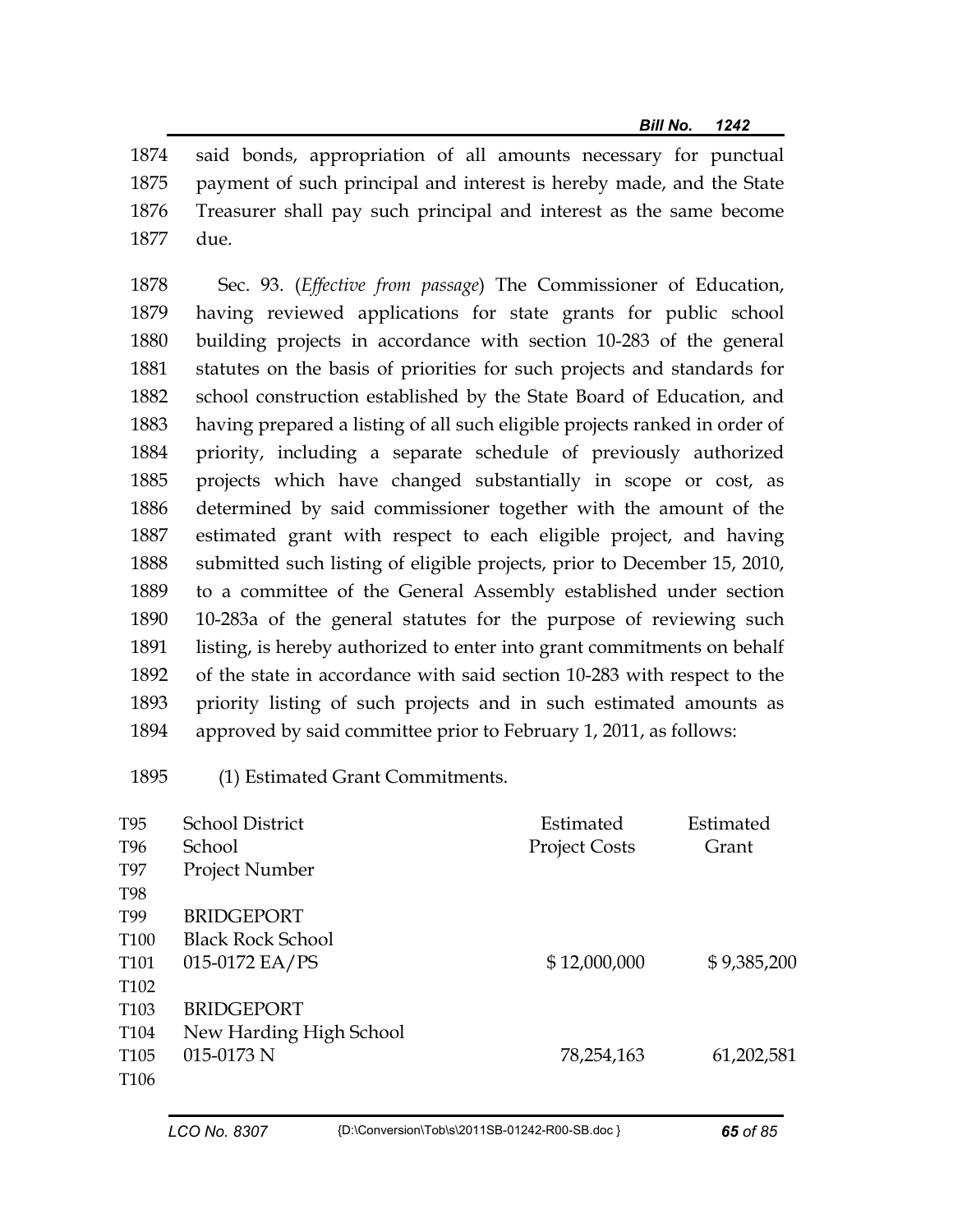1874 said bonds, appropriation of all amounts necessary for punctual 1875 payment of such principal and interest is hereby made, and the State 1876 Treasurer shall pay such principal and interest as the same become 1877 due.

1878 Sec. 93. (*Effective from passage*) The Commissioner of Education, 1879 having reviewed applications for state grants for public school 1880 building projects in accordance with section 10-283 of the general 1881 statutes on the basis of priorities for such projects and standards for 1882 school construction established by the State Board of Education, and 1883 having prepared a listing of all such eligible projects ranked in order of 1884 priority, including a separate schedule of previously authorized 1885 projects which have changed substantially in scope or cost, as 1886 determined by said commissioner together with the amount of the 1887 estimated grant with respect to each eligible project, and having 1888 submitted such listing of eligible projects, prior to December 15, 2010, 1889 to a committee of the General Assembly established under section 1890 10-283a of the general statutes for the purpose of reviewing such 1891 listing, is hereby authorized to enter into grant commitments on behalf 1892 of the state in accordance with said section 10-283 with respect to the 1893 priority listing of such projects and in such estimated amounts as 1894 approved by said committee prior to February 1, 2011, as follows:

1895 (1) Estimated Grant Commitments.

| | | | |
|---|---|---|---|
| T95 | School District | Estimated | Estimated |
| T96 | School | Project Costs | Grant |
| T97 | Project Number | | |
| T98 | | | |
| T99 | BRIDGEPORT | | |
| T100 | Black Rock School | | |
| T101 | 015-0172 EA/PS | $ 12,000,000 | $ 9,385,200 |
| T102 | | | |
| T103 | BRIDGEPORT | | |
| T104 | New Harding High School | | |
| T105 | 015-0173 N | 78,254,163 | 61,202,581 |
| T106 | | | |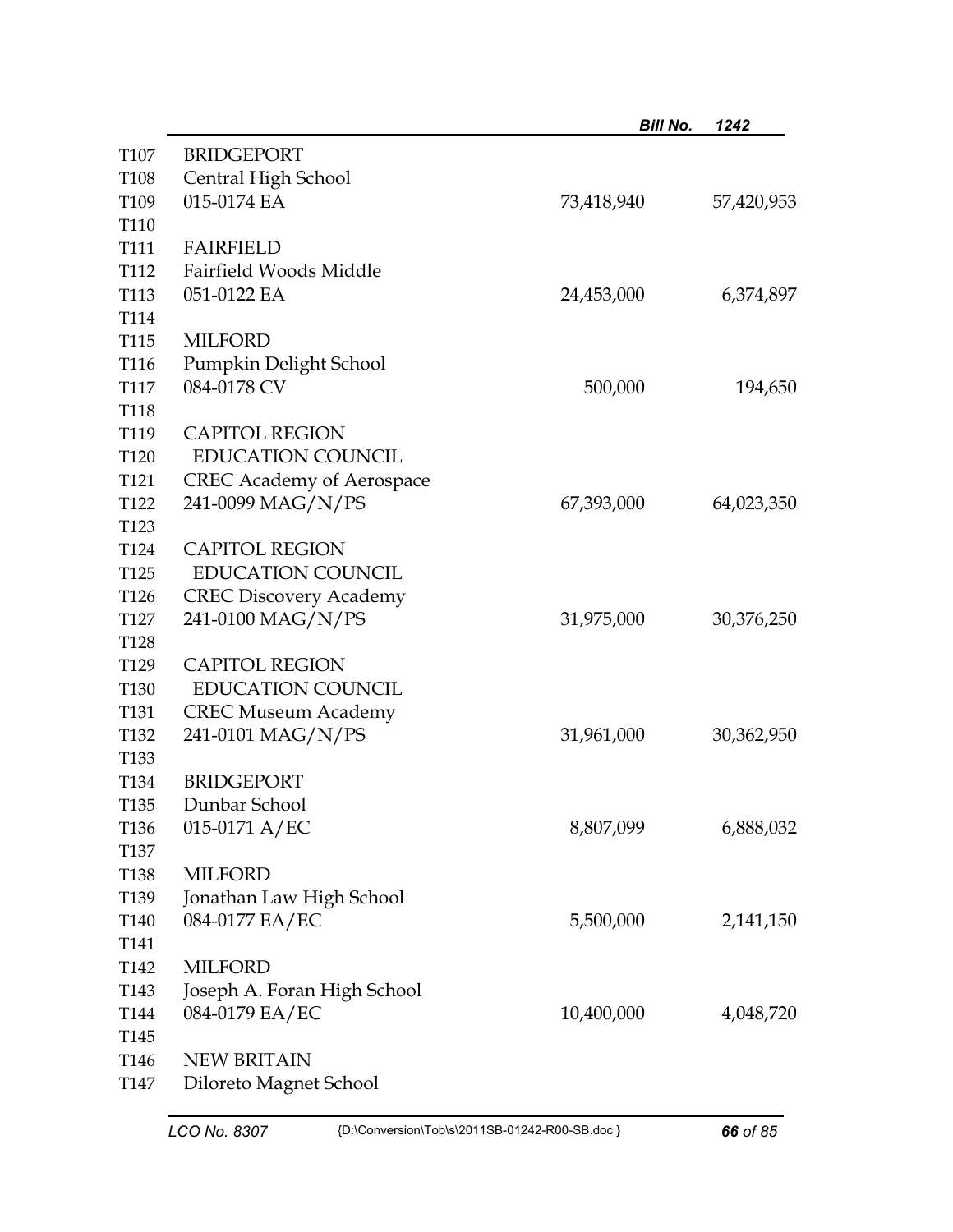| | | | |
|---|---|---|---|
| T107 | BRIDGEPORT | | |
| T108 | Central High School | | |
| T109 | 015-0174 EA | 73,418,940 | 57,420,953 |
| T110 | | | |
| T111 | FAIRFIELD | | |
| T112 | Fairfield Woods Middle | | |
| T113 | 051-0122 EA | 24,453,000 | 6,374,897 |
| T114 | | | |
| T115 | MILFORD | | |
| T116 | Pumpkin Delight School | | |
| T117 | 084-0178 CV | 500,000 | 194,650 |
| T118 | | | |
| T119 | CAPITOL REGION | | |
| T120 | EDUCATION COUNCIL | | |
| T121 | CREC Academy of Aerospace | | |
| T122 | 241-0099 MAG/N/PS | 67,393,000 | 64,023,350 |
| T123 | | | |
| T124 | CAPITOL REGION | | |
| T125 | EDUCATION COUNCIL | | |
| T126 | CREC Discovery Academy | | |
| T127 | 241-0100 MAG/N/PS | 31,975,000 | 30,376,250 |
| T128 | | | |
| T129 | CAPITOL REGION | | |
| T130 | EDUCATION COUNCIL | | |
| T131 | CREC Museum Academy | | |
| T132 | 241-0101 MAG/N/PS | 31,961,000 | 30,362,950 |
| T133 | | | |
| T134 | BRIDGEPORT | | |
| T135 | Dunbar School | | |
| T136 | 015-0171 A/EC | 8,807,099 | 6,888,032 |
| T137 | | | |
| T138 | MILFORD | | |
| T139 | Jonathan Law High School | | |
| T140 | 084-0177 EA/EC | 5,500,000 | 2,141,150 |
| T141 | | | |
| T142 | MILFORD | | |
| T143 | Joseph A. Foran High School | | |
| T144 | 084-0179 EA/EC | 10,400,000 | 4,048,720 |
| T145 | | | |
| T146 | NEW BRITAIN | | |
| T147 | Diloreto Magnet School | | |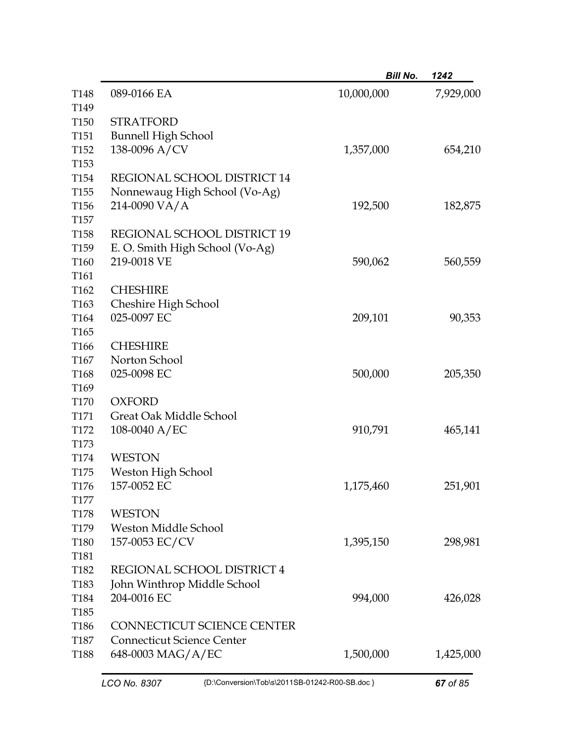| | | | |
|---|---|---|---|
| T148 | 089-0166 EA | 10,000,000 | 7,929,000 |
| T149 | | | |
| T150 | STRATFORD | | |
| T151 | Bunnell High School | | |
| T152 | 138-0096 A/CV | 1,357,000 | 654,210 |
| T153 | | | |
| T154 | REGIONAL SCHOOL DISTRICT 14 | | |
| T155 | Nonnewaug High School (Vo-Ag) | | |
| T156 | 214-0090 VA/A | 192,500 | 182,875 |
| T157 | | | |
| T158 | REGIONAL SCHOOL DISTRICT 19 | | |
| T159 | E. O. Smith High School (Vo-Ag) | | |
| T160 | 219-0018 VE | 590,062 | 560,559 |
| T161 | | | |
| T162 | CHESHIRE | | |
| T163 | Cheshire High School | | |
| T164 | 025-0097 EC | 209,101 | 90,353 |
| T165 | | | |
| T166 | CHESHIRE | | |
| T167 | Norton School | | |
| T168 | 025-0098 EC | 500,000 | 205,350 |
| T169 | | | |
| T170 | OXFORD | | |
| T171 | Great Oak Middle School | | |
| T172 | 108-0040 A/EC | 910,791 | 465,141 |
| T173 | | | |
| T174 | WESTON | | |
| T175 | Weston High School | | |
| T176 | 157-0052 EC | 1,175,460 | 251,901 |
| T177 | | | |
| T178 | WESTON | | |
| T179 | Weston Middle School | | |
| T180 | 157-0053 EC/CV | 1,395,150 | 298,981 |
| T181 | | | |
| T182 | REGIONAL SCHOOL DISTRICT 4 | | |
| T183 | John Winthrop Middle School | | |
| T184 | 204-0016 EC | 994,000 | 426,028 |
| T185 | | | |
| T186 | CONNECTICUT SCIENCE CENTER | | |
| T187 | Connecticut Science Center | | |
| T188 | 648-0003 MAG/A/EC | 1,500,000 | 1,425,000 |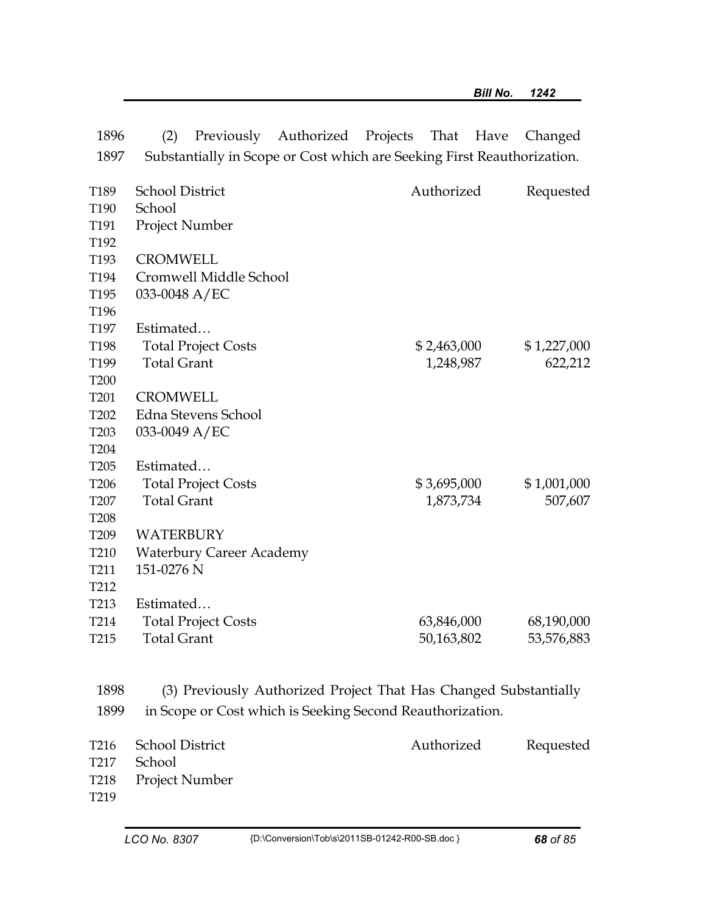1896 (2) Previously Authorized Projects That Have Changed
1897 Substantially in Scope or Cost which are Seeking First Reauthorization.

| T189 | School District | Authorized | Requested |
|---|---|---|---|
| T190 | School | | |
| T191 | Project Number | | |
| T192 | | | |
| T193 | CROMWELL | | |
| T194 | Cromwell Middle School | | |
| T195 | 033-0048 A/EC | | |
| T196 | | | |
| T197 | Estimated… | | |
| T198 | Total Project Costs | $ 2,463,000 | $ 1,227,000 |
| T199 | Total Grant | 1,248,987 | 622,212 |
| T200 | | | |
| T201 | CROMWELL | | |
| T202 | Edna Stevens School | | |
| T203 | 033-0049 A/EC | | |
| T204 | | | |
| T205 | Estimated… | | |
| T206 | Total Project Costs | $ 3,695,000 | $ 1,001,000 |
| T207 | Total Grant | 1,873,734 | 507,607 |
| T208 | | | |
| T209 | WATERBURY | | |
| T210 | Waterbury Career Academy | | |
| T211 | 151-0276 N | | |
| T212 | | | |
| T213 | Estimated… | | |
| T214 | Total Project Costs | 63,846,000 | 68,190,000 |
| T215 | Total Grant | 50,163,802 | 53,576,883 |

1898 (3) Previously Authorized Project That Has Changed Substantially
1899 in Scope or Cost which is Seeking Second Reauthorization.

| T216 | School District | Authorized | Requested |
|---|---|---|---|
| T217 | School | | |
| T218 | Project Number | | |
| T219 | | | |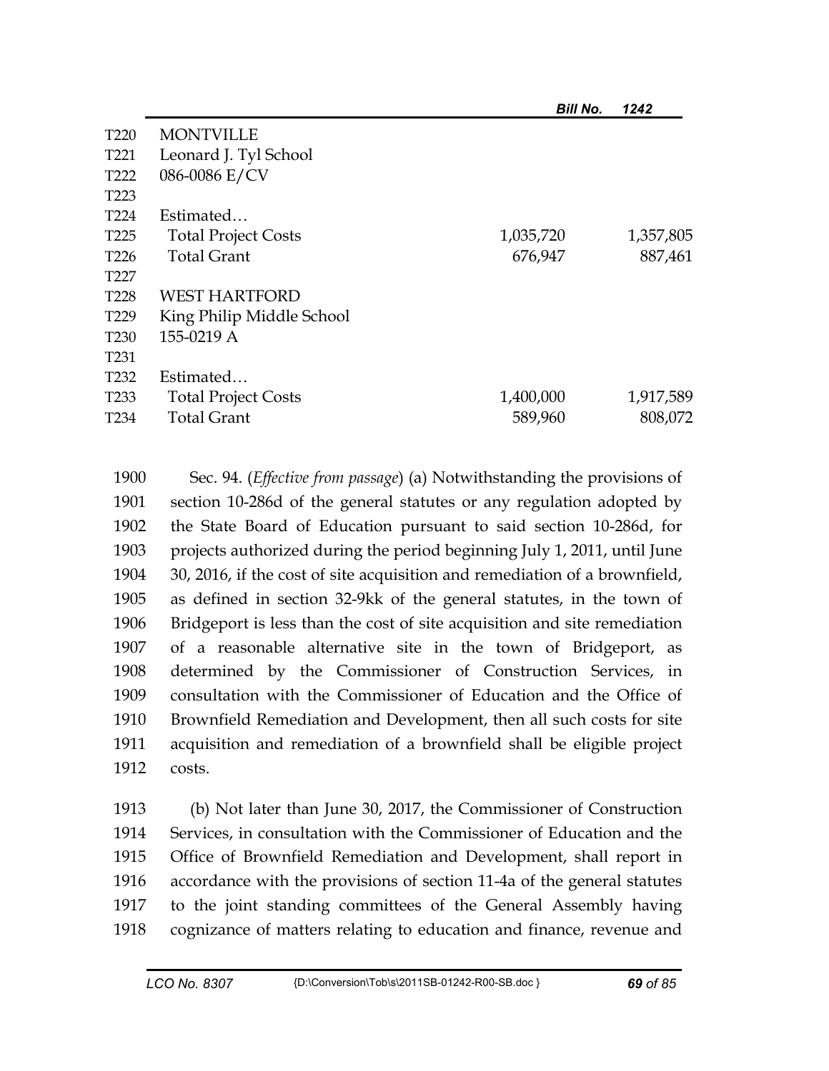| | | | |
|---|---|---|---|
| T220 | MONTVILLE | | |
| T221 | Leonard J. Tyl School | | |
| T222 | 086-0086 E/CV | | |
| T223 | | | |
| T224 | Estimated… | | |
| T225 | Total Project Costs | 1,035,720 | 1,357,805 |
| T226 | Total Grant | 676,947 | 887,461 |
| T227 | | | |
| T228 | WEST HARTFORD | | |
| T229 | King Philip Middle School | | |
| T230 | 155-0219 A | | |
| T231 | | | |
| T232 | Estimated… | | |
| T233 | Total Project Costs | 1,400,000 | 1,917,589 |
| T234 | Total Grant | 589,960 | 808,072 |

1900 Sec. 94. (*Effective from passage*) (a) Notwithstanding the provisions of
1901 section 10-286d of the general statutes or any regulation adopted by
1902 the State Board of Education pursuant to said section 10-286d, for
1903 projects authorized during the period beginning July 1, 2011, until June
1904 30, 2016, if the cost of site acquisition and remediation of a brownfield,
1905 as defined in section 32-9kk of the general statutes, in the town of
1906 Bridgeport is less than the cost of site acquisition and site remediation
1907 of a reasonable alternative site in the town of Bridgeport, as
1908 determined by the Commissioner of Construction Services, in
1909 consultation with the Commissioner of Education and the Office of
1910 Brownfield Remediation and Development, then all such costs for site
1911 acquisition and remediation of a brownfield shall be eligible project
1912 costs.

1913 (b) Not later than June 30, 2017, the Commissioner of Construction
1914 Services, in consultation with the Commissioner of Education and the
1915 Office of Brownfield Remediation and Development, shall report in
1916 accordance with the provisions of section 11-4a of the general statutes
1917 to the joint standing committees of the General Assembly having
1918 cognizance of matters relating to education and finance, revenue and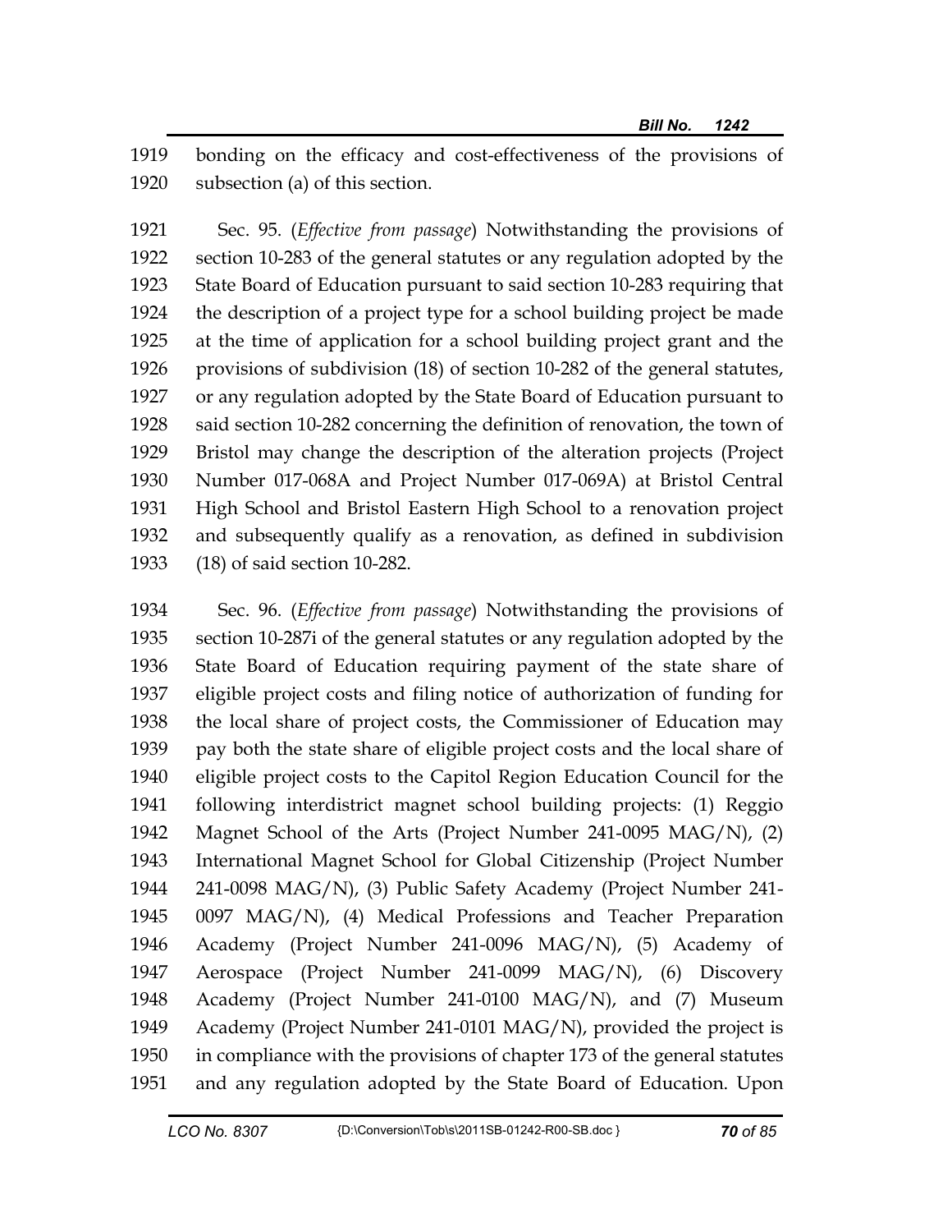bonding on the efficacy and cost-effectiveness of the provisions of subsection (a) of this section.

Sec. 95. (*Effective from passage*) Notwithstanding the provisions of section 10-283 of the general statutes or any regulation adopted by the State Board of Education pursuant to said section 10-283 requiring that the description of a project type for a school building project be made at the time of application for a school building project grant and the provisions of subdivision (18) of section 10-282 of the general statutes, or any regulation adopted by the State Board of Education pursuant to said section 10-282 concerning the definition of renovation, the town of Bristol may change the description of the alteration projects (Project Number 017-068A and Project Number 017-069A) at Bristol Central High School and Bristol Eastern High School to a renovation project and subsequently qualify as a renovation, as defined in subdivision (18) of said section 10-282.

Sec. 96. (*Effective from passage*) Notwithstanding the provisions of section 10-287i of the general statutes or any regulation adopted by the State Board of Education requiring payment of the state share of eligible project costs and filing notice of authorization of funding for the local share of project costs, the Commissioner of Education may pay both the state share of eligible project costs and the local share of eligible project costs to the Capitol Region Education Council for the following interdistrict magnet school building projects: (1) Reggio Magnet School of the Arts (Project Number 241-0095 MAG/N), (2) International Magnet School for Global Citizenship (Project Number 241-0098 MAG/N), (3) Public Safety Academy (Project Number 241-0097 MAG/N), (4) Medical Professions and Teacher Preparation Academy (Project Number 241-0096 MAG/N), (5) Academy of Aerospace (Project Number 241-0099 MAG/N), (6) Discovery Academy (Project Number 241-0100 MAG/N), and (7) Museum Academy (Project Number 241-0101 MAG/N), provided the project is in compliance with the provisions of chapter 173 of the general statutes and any regulation adopted by the State Board of Education. Upon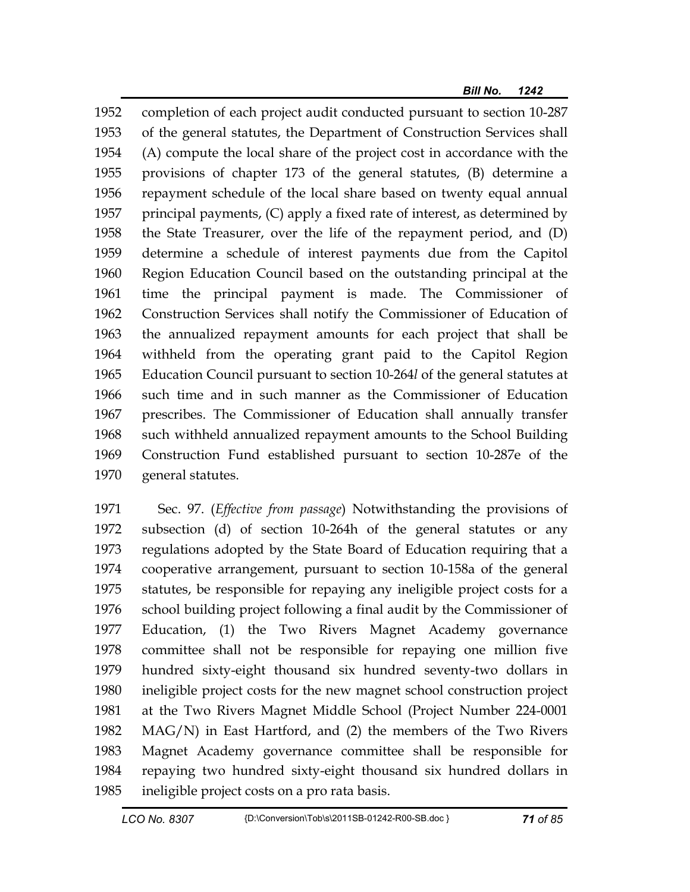1952 completion of each project audit conducted pursuant to section 10-287
1953 of the general statutes, the Department of Construction Services shall
1954 (A) compute the local share of the project cost in accordance with the
1955 provisions of chapter 173 of the general statutes, (B) determine a
1956 repayment schedule of the local share based on twenty equal annual
1957 principal payments, (C) apply a fixed rate of interest, as determined by
1958 the State Treasurer, over the life of the repayment period, and (D)
1959 determine a schedule of interest payments due from the Capitol
1960 Region Education Council based on the outstanding principal at the
1961 time the principal payment is made. The Commissioner of
1962 Construction Services shall notify the Commissioner of Education of
1963 the annualized repayment amounts for each project that shall be
1964 withheld from the operating grant paid to the Capitol Region
1965 Education Council pursuant to section 10-264*l* of the general statutes at
1966 such time and in such manner as the Commissioner of Education
1967 prescribes. The Commissioner of Education shall annually transfer
1968 such withheld annualized repayment amounts to the School Building
1969 Construction Fund established pursuant to section 10-287e of the
1970 general statutes.

1971 Sec. 97. (*Effective from passage*) Notwithstanding the provisions of
1972 subsection (d) of section 10-264h of the general statutes or any
1973 regulations adopted by the State Board of Education requiring that a
1974 cooperative arrangement, pursuant to section 10-158a of the general
1975 statutes, be responsible for repaying any ineligible project costs for a
1976 school building project following a final audit by the Commissioner of
1977 Education, (1) the Two Rivers Magnet Academy governance
1978 committee shall not be responsible for repaying one million five
1979 hundred sixty-eight thousand six hundred seventy-two dollars in
1980 ineligible project costs for the new magnet school construction project
1981 at the Two Rivers Magnet Middle School (Project Number 224-0001
1982 MAG/N) in East Hartford, and (2) the members of the Two Rivers
1983 Magnet Academy governance committee shall be responsible for
1984 repaying two hundred sixty-eight thousand six hundred dollars in
1985 ineligible project costs on a pro rata basis.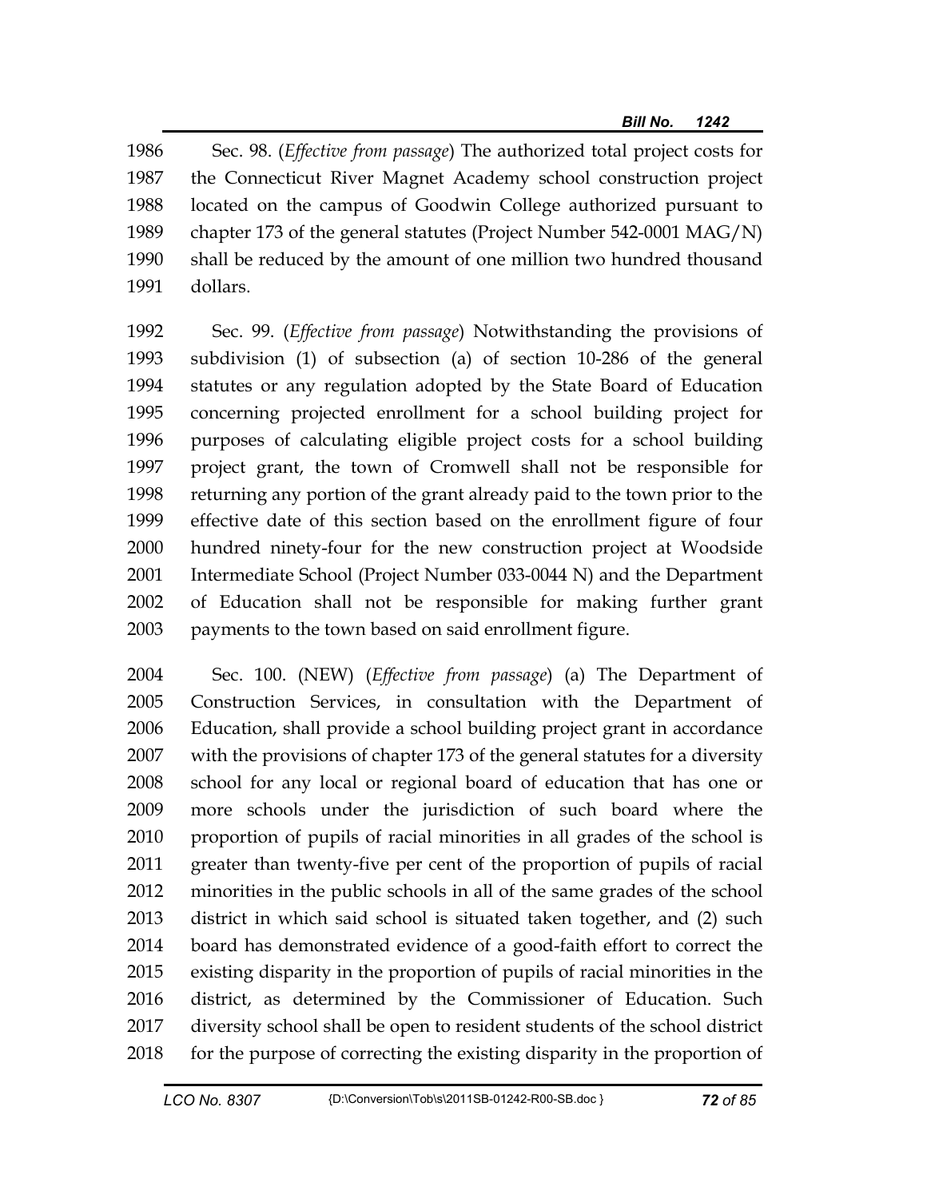Sec. 98. (*Effective from passage*) The authorized total project costs for the Connecticut River Magnet Academy school construction project located on the campus of Goodwin College authorized pursuant to chapter 173 of the general statutes (Project Number 542-0001 MAG/N) shall be reduced by the amount of one million two hundred thousand dollars.

Sec. 99. (*Effective from passage*) Notwithstanding the provisions of subdivision (1) of subsection (a) of section 10-286 of the general statutes or any regulation adopted by the State Board of Education concerning projected enrollment for a school building project for purposes of calculating eligible project costs for a school building project grant, the town of Cromwell shall not be responsible for returning any portion of the grant already paid to the town prior to the effective date of this section based on the enrollment figure of four hundred ninety-four for the new construction project at Woodside Intermediate School (Project Number 033-0044 N) and the Department of Education shall not be responsible for making further grant payments to the town based on said enrollment figure.

Sec. 100. (NEW) (*Effective from passage*) (a) The Department of Construction Services, in consultation with the Department of Education, shall provide a school building project grant in accordance with the provisions of chapter 173 of the general statutes for a diversity school for any local or regional board of education that has one or more schools under the jurisdiction of such board where the proportion of pupils of racial minorities in all grades of the school is greater than twenty-five per cent of the proportion of pupils of racial minorities in the public schools in all of the same grades of the school district in which said school is situated taken together, and (2) such board has demonstrated evidence of a good-faith effort to correct the existing disparity in the proportion of pupils of racial minorities in the district, as determined by the Commissioner of Education. Such diversity school shall be open to resident students of the school district for the purpose of correcting the existing disparity in the proportion of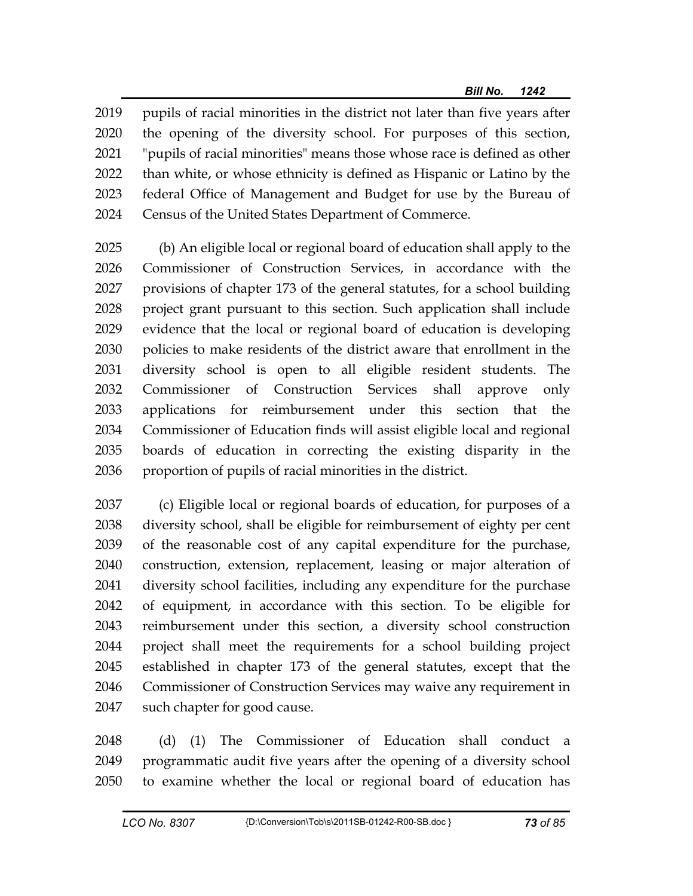pupils of racial minorities in the district not later than five years after the opening of the diversity school. For purposes of this section, "pupils of racial minorities" means those whose race is defined as other than white, or whose ethnicity is defined as Hispanic or Latino by the federal Office of Management and Budget for use by the Bureau of Census of the United States Department of Commerce.

(b) An eligible local or regional board of education shall apply to the Commissioner of Construction Services, in accordance with the provisions of chapter 173 of the general statutes, for a school building project grant pursuant to this section. Such application shall include evidence that the local or regional board of education is developing policies to make residents of the district aware that enrollment in the diversity school is open to all eligible resident students. The Commissioner of Construction Services shall approve only applications for reimbursement under this section that the Commissioner of Education finds will assist eligible local and regional boards of education in correcting the existing disparity in the proportion of pupils of racial minorities in the district.

(c) Eligible local or regional boards of education, for purposes of a diversity school, shall be eligible for reimbursement of eighty per cent of the reasonable cost of any capital expenditure for the purchase, construction, extension, replacement, leasing or major alteration of diversity school facilities, including any expenditure for the purchase of equipment, in accordance with this section. To be eligible for reimbursement under this section, a diversity school construction project shall meet the requirements for a school building project established in chapter 173 of the general statutes, except that the Commissioner of Construction Services may waive any requirement in such chapter for good cause.

(d) (1) The Commissioner of Education shall conduct a programmatic audit five years after the opening of a diversity school to examine whether the local or regional board of education has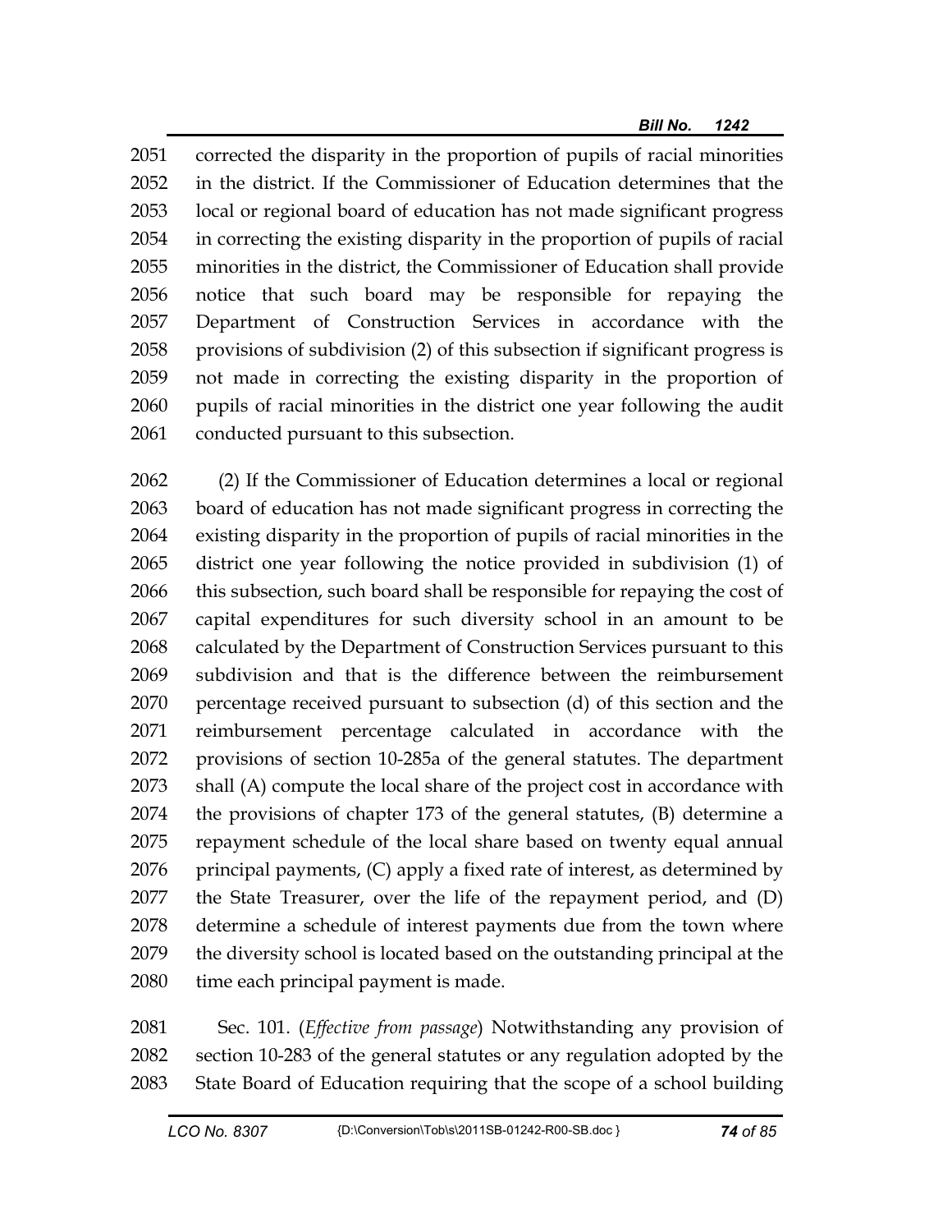corrected the disparity in the proportion of pupils of racial minorities in the district. If the Commissioner of Education determines that the local or regional board of education has not made significant progress in correcting the existing disparity in the proportion of pupils of racial minorities in the district, the Commissioner of Education shall provide notice that such board may be responsible for repaying the Department of Construction Services in accordance with the provisions of subdivision (2) of this subsection if significant progress is not made in correcting the existing disparity in the proportion of pupils of racial minorities in the district one year following the audit conducted pursuant to this subsection.

(2) If the Commissioner of Education determines a local or regional board of education has not made significant progress in correcting the existing disparity in the proportion of pupils of racial minorities in the district one year following the notice provided in subdivision (1) of this subsection, such board shall be responsible for repaying the cost of capital expenditures for such diversity school in an amount to be calculated by the Department of Construction Services pursuant to this subdivision and that is the difference between the reimbursement percentage received pursuant to subsection (d) of this section and the reimbursement percentage calculated in accordance with the provisions of section 10-285a of the general statutes. The department shall (A) compute the local share of the project cost in accordance with the provisions of chapter 173 of the general statutes, (B) determine a repayment schedule of the local share based on twenty equal annual principal payments, (C) apply a fixed rate of interest, as determined by the State Treasurer, over the life of the repayment period, and (D) determine a schedule of interest payments due from the town where the diversity school is located based on the outstanding principal at the time each principal payment is made.

Sec. 101. (*Effective from passage*) Notwithstanding any provision of section 10-283 of the general statutes or any regulation adopted by the State Board of Education requiring that the scope of a school building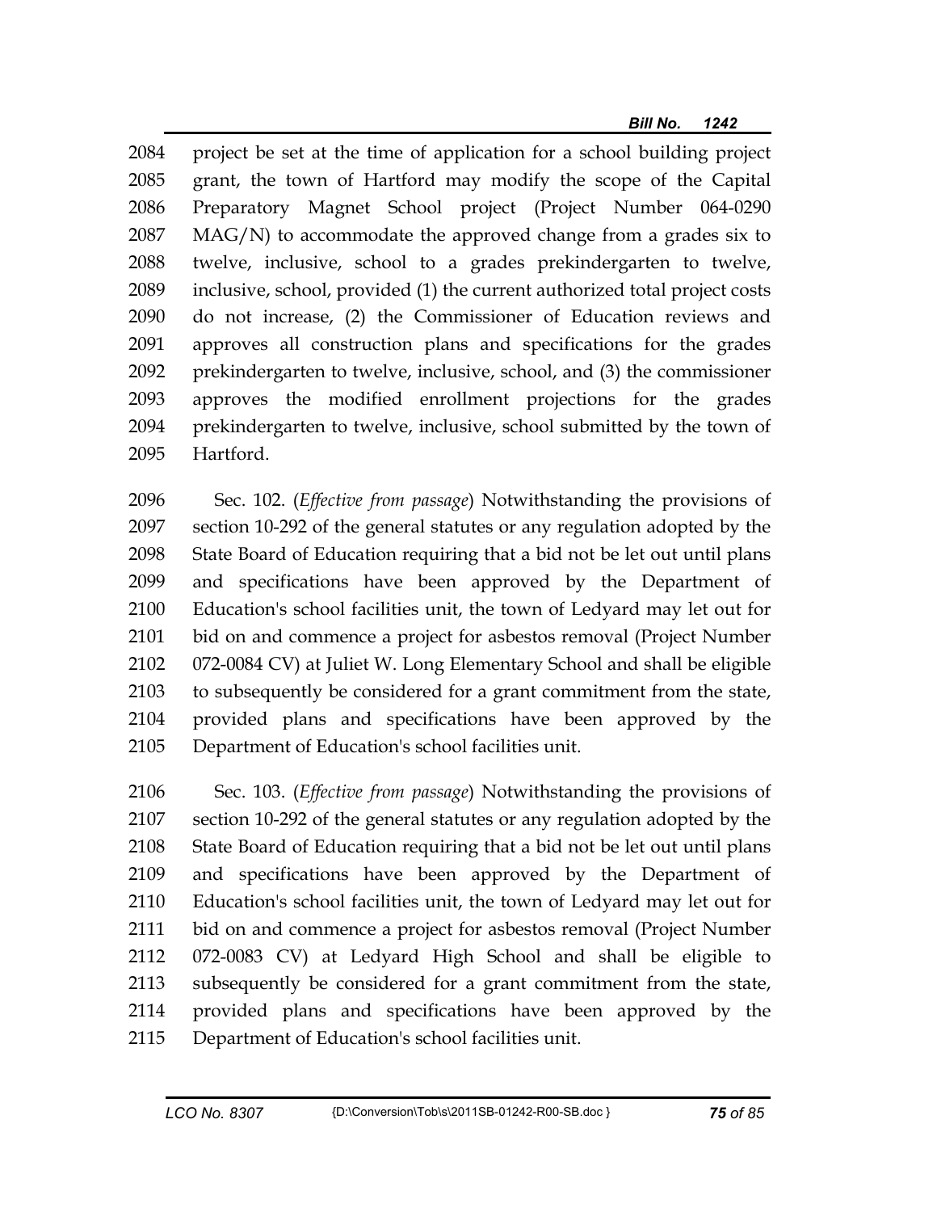project be set at the time of application for a school building project grant, the town of Hartford may modify the scope of the Capital Preparatory Magnet School project (Project Number 064-0290 MAG/N) to accommodate the approved change from a grades six to twelve, inclusive, school to a grades prekindergarten to twelve, inclusive, school, provided (1) the current authorized total project costs do not increase, (2) the Commissioner of Education reviews and approves all construction plans and specifications for the grades prekindergarten to twelve, inclusive, school, and (3) the commissioner approves the modified enrollment projections for the grades prekindergarten to twelve, inclusive, school submitted by the town of Hartford.

Sec. 102. (*Effective from passage*) Notwithstanding the provisions of section 10-292 of the general statutes or any regulation adopted by the State Board of Education requiring that a bid not be let out until plans and specifications have been approved by the Department of Education's school facilities unit, the town of Ledyard may let out for bid on and commence a project for asbestos removal (Project Number 072-0084 CV) at Juliet W. Long Elementary School and shall be eligible to subsequently be considered for a grant commitment from the state, provided plans and specifications have been approved by the Department of Education's school facilities unit.

Sec. 103. (*Effective from passage*) Notwithstanding the provisions of section 10-292 of the general statutes or any regulation adopted by the State Board of Education requiring that a bid not be let out until plans and specifications have been approved by the Department of Education's school facilities unit, the town of Ledyard may let out for bid on and commence a project for asbestos removal (Project Number 072-0083 CV) at Ledyard High School and shall be eligible to subsequently be considered for a grant commitment from the state, provided plans and specifications have been approved by the Department of Education's school facilities unit.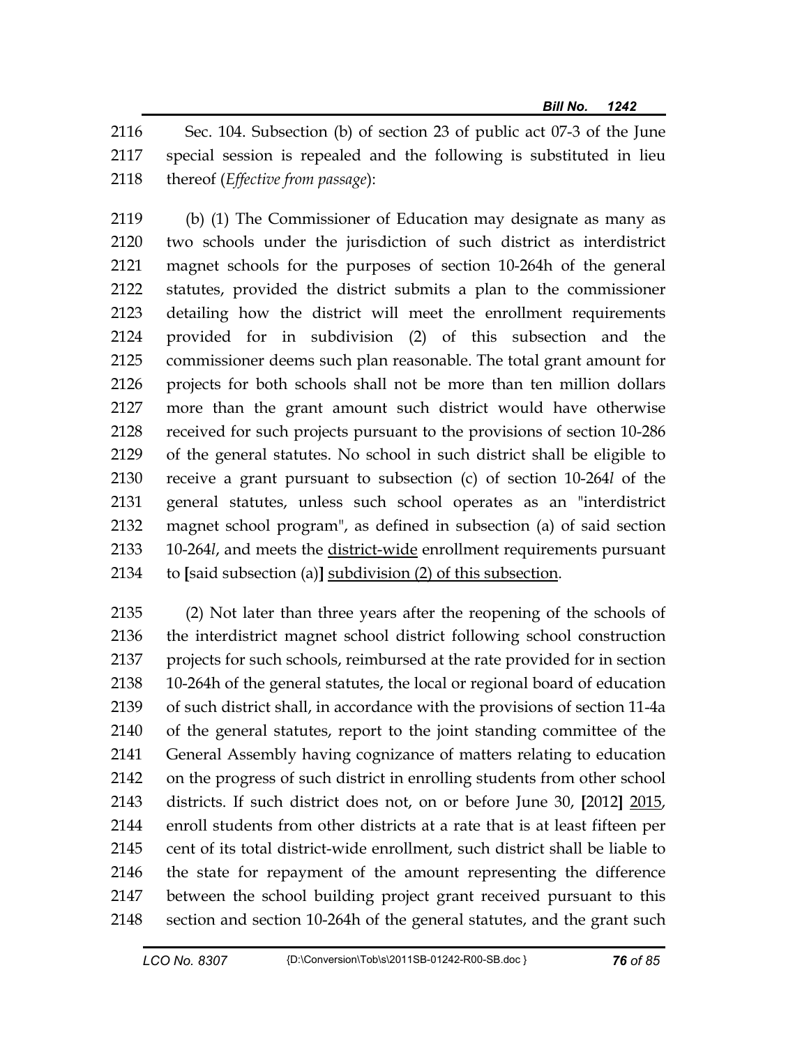Sec. 104. Subsection (b) of section 23 of public act 07-3 of the June special session is repealed and the following is substituted in lieu thereof (*Effective from passage*):

(b) (1) The Commissioner of Education may designate as many as two schools under the jurisdiction of such district as interdistrict magnet schools for the purposes of section 10-264h of the general statutes, provided the district submits a plan to the commissioner detailing how the district will meet the enrollment requirements provided for in subdivision (2) of this subsection and the commissioner deems such plan reasonable. The total grant amount for projects for both schools shall not be more than ten million dollars more than the grant amount such district would have otherwise received for such projects pursuant to the provisions of section 10-286 of the general statutes. No school in such district shall be eligible to receive a grant pursuant to subsection (c) of section 10-264*l* of the general statutes, unless such school operates as an "interdistrict magnet school program", as defined in subsection (a) of said section 10-264*l*, and meets the <u>district-wide</u> enrollment requirements pursuant to **[**said subsection (a)**]** <u>subdivision (2) of this subsection</u>.

(2) Not later than three years after the reopening of the schools of the interdistrict magnet school district following school construction projects for such schools, reimbursed at the rate provided for in section 10-264h of the general statutes, the local or regional board of education of such district shall, in accordance with the provisions of section 11-4a of the general statutes, report to the joint standing committee of the General Assembly having cognizance of matters relating to education on the progress of such district in enrolling students from other school districts. If such district does not, on or before June 30, **[**2012**]** <u>2015</u>, enroll students from other districts at a rate that is at least fifteen per cent of its total district-wide enrollment, such district shall be liable to the state for repayment of the amount representing the difference between the school building project grant received pursuant to this section and section 10-264h of the general statutes, and the grant such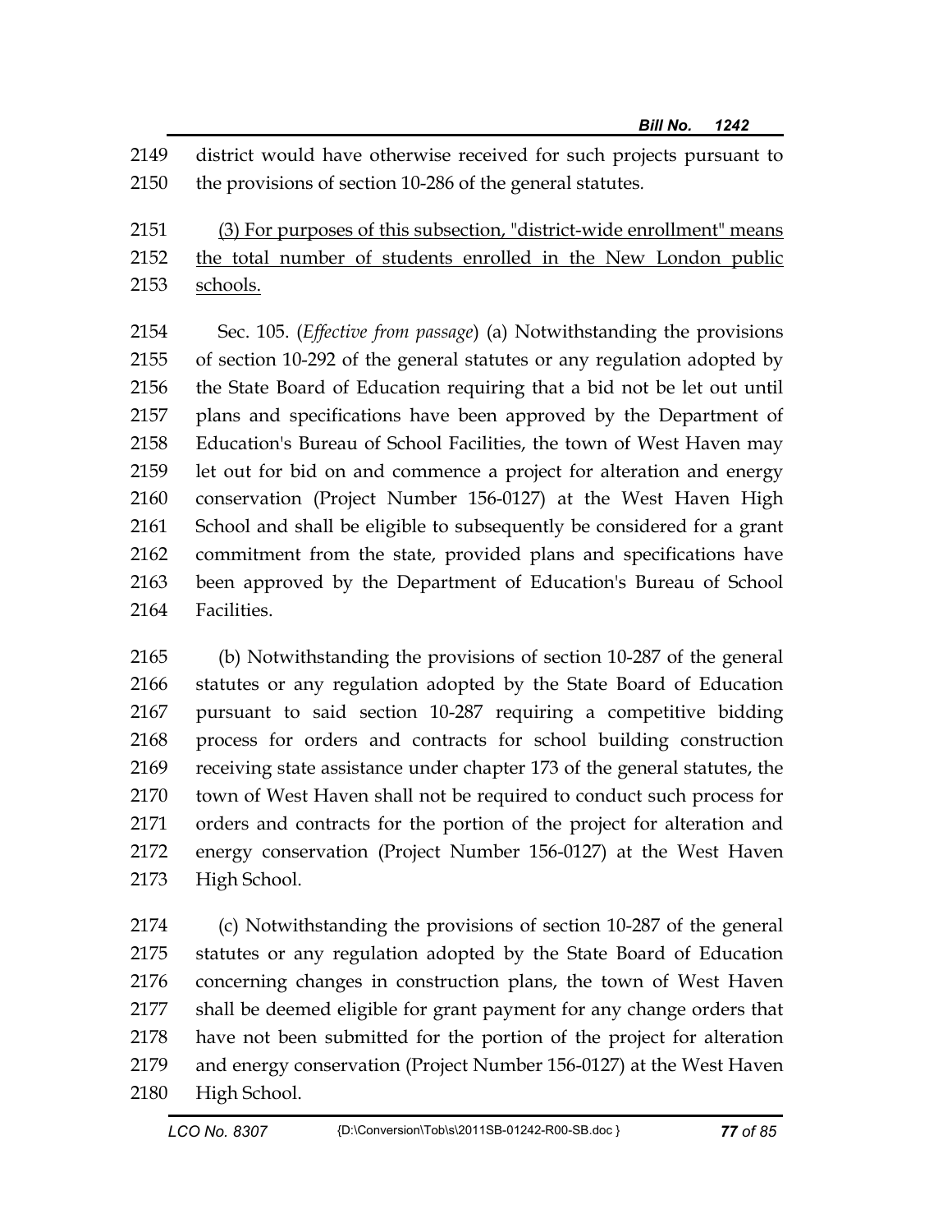district would have otherwise received for such projects pursuant to the provisions of section 10-286 of the general statutes.

<u>(3) For purposes of this subsection, "district-wide enrollment" means the total number of students enrolled in the New London public schools.</u>

Sec. 105. (*Effective from passage*) (a) Notwithstanding the provisions of section 10-292 of the general statutes or any regulation adopted by the State Board of Education requiring that a bid not be let out until plans and specifications have been approved by the Department of Education's Bureau of School Facilities, the town of West Haven may let out for bid on and commence a project for alteration and energy conservation (Project Number 156-0127) at the West Haven High School and shall be eligible to subsequently be considered for a grant commitment from the state, provided plans and specifications have been approved by the Department of Education's Bureau of School Facilities.

(b) Notwithstanding the provisions of section 10-287 of the general statutes or any regulation adopted by the State Board of Education pursuant to said section 10-287 requiring a competitive bidding process for orders and contracts for school building construction receiving state assistance under chapter 173 of the general statutes, the town of West Haven shall not be required to conduct such process for orders and contracts for the portion of the project for alteration and energy conservation (Project Number 156-0127) at the West Haven High School.

(c) Notwithstanding the provisions of section 10-287 of the general statutes or any regulation adopted by the State Board of Education concerning changes in construction plans, the town of West Haven shall be deemed eligible for grant payment for any change orders that have not been submitted for the portion of the project for alteration and energy conservation (Project Number 156-0127) at the West Haven High School.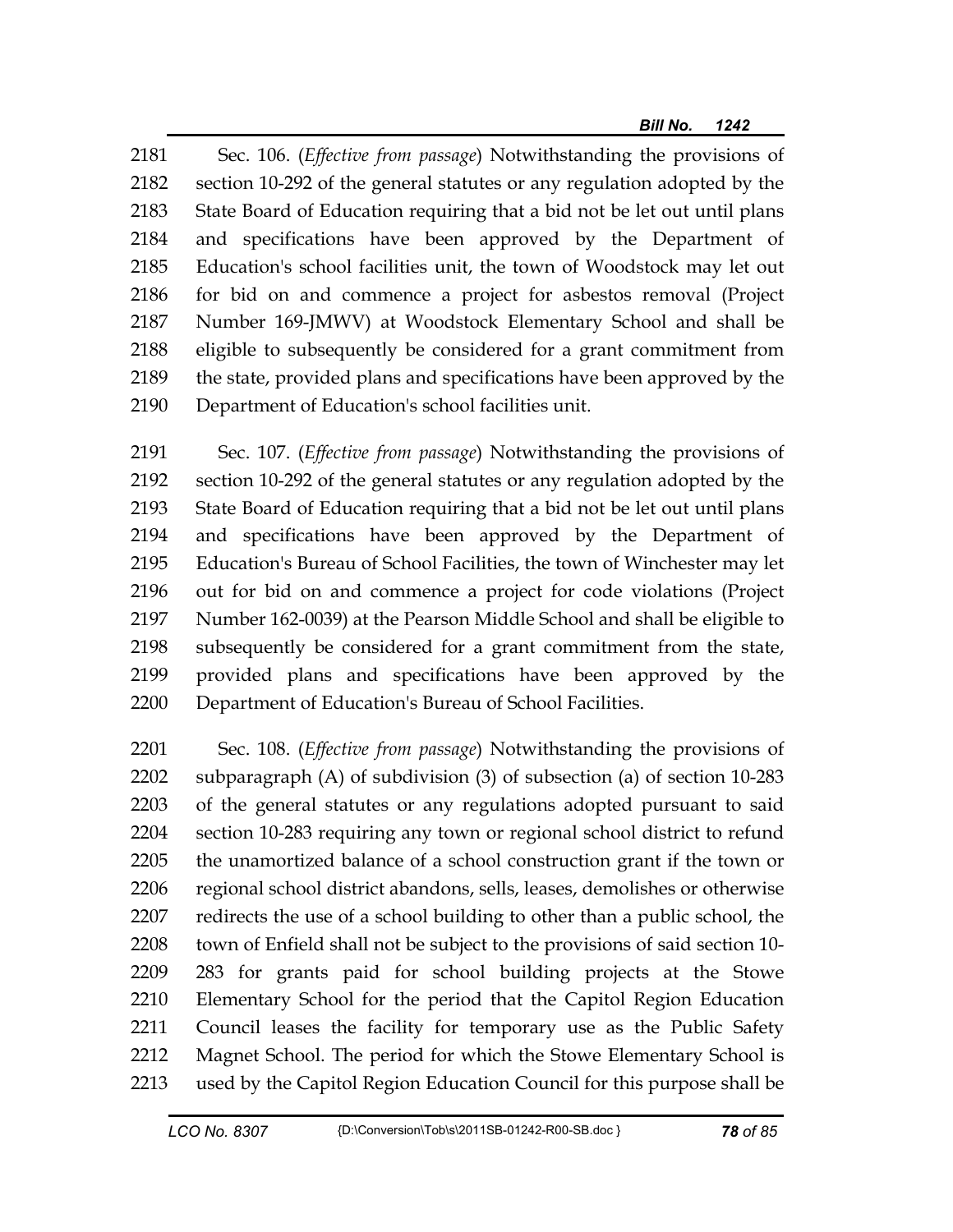Sec. 106. (*Effective from passage*) Notwithstanding the provisions of section 10-292 of the general statutes or any regulation adopted by the State Board of Education requiring that a bid not be let out until plans and specifications have been approved by the Department of Education's school facilities unit, the town of Woodstock may let out for bid on and commence a project for asbestos removal (Project Number 169-JMWV) at Woodstock Elementary School and shall be eligible to subsequently be considered for a grant commitment from the state, provided plans and specifications have been approved by the Department of Education's school facilities unit.

Sec. 107. (*Effective from passage*) Notwithstanding the provisions of section 10-292 of the general statutes or any regulation adopted by the State Board of Education requiring that a bid not be let out until plans and specifications have been approved by the Department of Education's Bureau of School Facilities, the town of Winchester may let out for bid on and commence a project for code violations (Project Number 162-0039) at the Pearson Middle School and shall be eligible to subsequently be considered for a grant commitment from the state, provided plans and specifications have been approved by the Department of Education's Bureau of School Facilities.

Sec. 108. (*Effective from passage*) Notwithstanding the provisions of subparagraph (A) of subdivision (3) of subsection (a) of section 10-283 of the general statutes or any regulations adopted pursuant to said section 10-283 requiring any town or regional school district to refund the unamortized balance of a school construction grant if the town or regional school district abandons, sells, leases, demolishes or otherwise redirects the use of a school building to other than a public school, the town of Enfield shall not be subject to the provisions of said section 10-283 for grants paid for school building projects at the Stowe Elementary School for the period that the Capitol Region Education Council leases the facility for temporary use as the Public Safety Magnet School. The period for which the Stowe Elementary School is used by the Capitol Region Education Council for this purpose shall be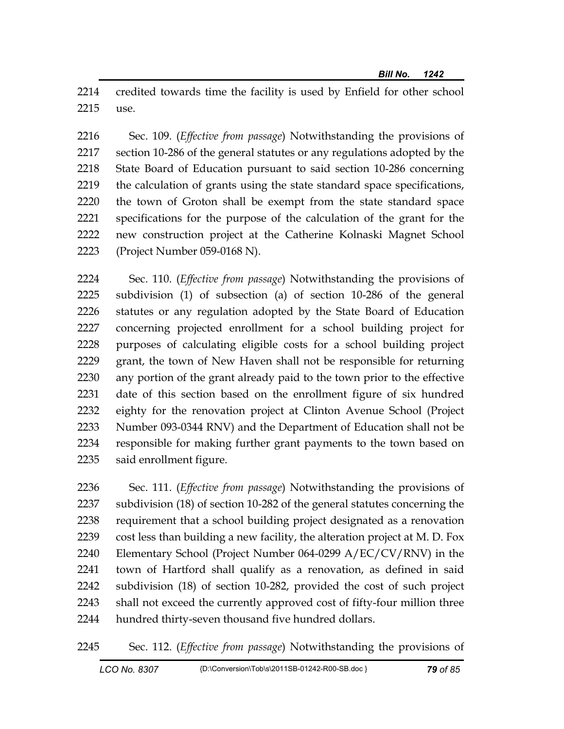credited towards time the facility is used by Enfield for other school use.

Sec. 109. (*Effective from passage*) Notwithstanding the provisions of section 10-286 of the general statutes or any regulations adopted by the State Board of Education pursuant to said section 10-286 concerning the calculation of grants using the state standard space specifications, the town of Groton shall be exempt from the state standard space specifications for the purpose of the calculation of the grant for the new construction project at the Catherine Kolnaski Magnet School (Project Number 059-0168 N).

Sec. 110. (*Effective from passage*) Notwithstanding the provisions of subdivision (1) of subsection (a) of section 10-286 of the general statutes or any regulation adopted by the State Board of Education concerning projected enrollment for a school building project for purposes of calculating eligible costs for a school building project grant, the town of New Haven shall not be responsible for returning any portion of the grant already paid to the town prior to the effective date of this section based on the enrollment figure of six hundred eighty for the renovation project at Clinton Avenue School (Project Number 093-0344 RNV) and the Department of Education shall not be responsible for making further grant payments to the town based on said enrollment figure.

Sec. 111. (*Effective from passage*) Notwithstanding the provisions of subdivision (18) of section 10-282 of the general statutes concerning the requirement that a school building project designated as a renovation cost less than building a new facility, the alteration project at M. D. Fox Elementary School (Project Number 064-0299 A/EC/CV/RNV) in the town of Hartford shall qualify as a renovation, as defined in said subdivision (18) of section 10-282, provided the cost of such project shall not exceed the currently approved cost of fifty-four million three hundred thirty-seven thousand five hundred dollars.

Sec. 112. (*Effective from passage*) Notwithstanding the provisions of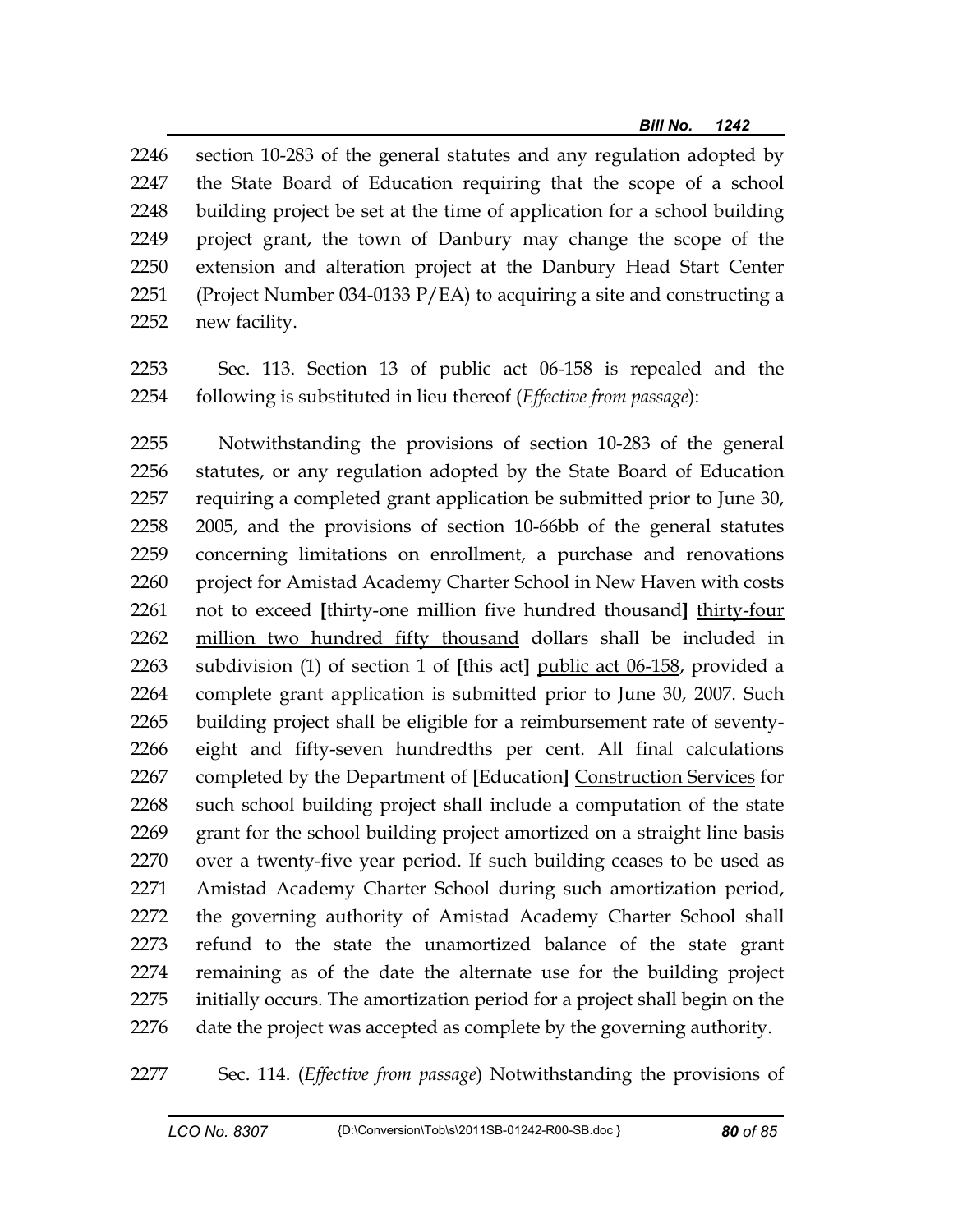section 10-283 of the general statutes and any regulation adopted by the State Board of Education requiring that the scope of a school building project be set at the time of application for a school building project grant, the town of Danbury may change the scope of the extension and alteration project at the Danbury Head Start Center (Project Number 034-0133 P/EA) to acquiring a site and constructing a new facility.

Sec. 113. Section 13 of public act 06-158 is repealed and the following is substituted in lieu thereof (*Effective from passage*):

Notwithstanding the provisions of section 10-283 of the general statutes, or any regulation adopted by the State Board of Education requiring a completed grant application be submitted prior to June 30, 2005, and the provisions of section 10-66bb of the general statutes concerning limitations on enrollment, a purchase and renovations project for Amistad Academy Charter School in New Haven with costs not to exceed **[**thirty-one million five hundred thousand**]** <u>thirty-four million two hundred fifty thousand</u> dollars shall be included in subdivision (1) of section 1 of **[**this act**]** <u>public act 06-158</u>, provided a complete grant application is submitted prior to June 30, 2007. Such building project shall be eligible for a reimbursement rate of seventy-eight and fifty-seven hundredths per cent. All final calculations completed by the Department of **[**Education**]** <u>Construction Services</u> for such school building project shall include a computation of the state grant for the school building project amortized on a straight line basis over a twenty-five year period. If such building ceases to be used as Amistad Academy Charter School during such amortization period, the governing authority of Amistad Academy Charter School shall refund to the state the unamortized balance of the state grant remaining as of the date the alternate use for the building project initially occurs. The amortization period for a project shall begin on the date the project was accepted as complete by the governing authority.

Sec. 114. (*Effective from passage*) Notwithstanding the provisions of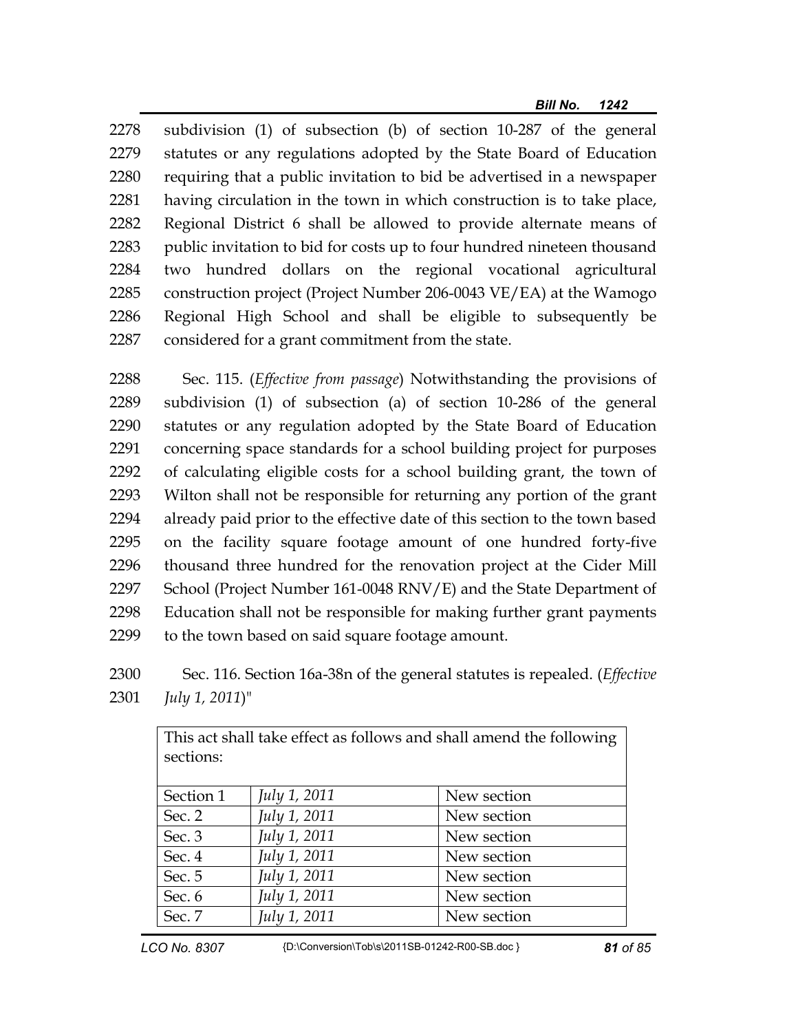2278 subdivision (1) of subsection (b) of section 10-287 of the general
2279 statutes or any regulations adopted by the State Board of Education
2280 requiring that a public invitation to bid be advertised in a newspaper
2281 having circulation in the town in which construction is to take place,
2282 Regional District 6 shall be allowed to provide alternate means of
2283 public invitation to bid for costs up to four hundred nineteen thousand
2284 two hundred dollars on the regional vocational agricultural
2285 construction project (Project Number 206-0043 VE/EA) at the Wamogo
2286 Regional High School and shall be eligible to subsequently be
2287 considered for a grant commitment from the state.

2288 Sec. 115. (*Effective from passage*) Notwithstanding the provisions of
2289 subdivision (1) of subsection (a) of section 10-286 of the general
2290 statutes or any regulation adopted by the State Board of Education
2291 concerning space standards for a school building project for purposes
2292 of calculating eligible costs for a school building grant, the town of
2293 Wilton shall not be responsible for returning any portion of the grant
2294 already paid prior to the effective date of this section to the town based
2295 on the facility square footage amount of one hundred forty-five
2296 thousand three hundred for the renovation project at the Cider Mill
2297 School (Project Number 161-0048 RNV/E) and the State Department of
2298 Education shall not be responsible for making further grant payments
2299 to the town based on said square footage amount.

2300 Sec. 116. Section 16a-38n of the general statutes is repealed. (*Effective*
2301 *July 1, 2011*)"

| This act shall take effect as follows and shall amend the following sections: | | |
|---|---|---|
| Section 1 | *July 1, 2011* | New section |
| Sec. 2 | *July 1, 2011* | New section |
| Sec. 3 | *July 1, 2011* | New section |
| Sec. 4 | *July 1, 2011* | New section |
| Sec. 5 | *July 1, 2011* | New section |
| Sec. 6 | *July 1, 2011* | New section |
| Sec. 7 | *July 1, 2011* | New section |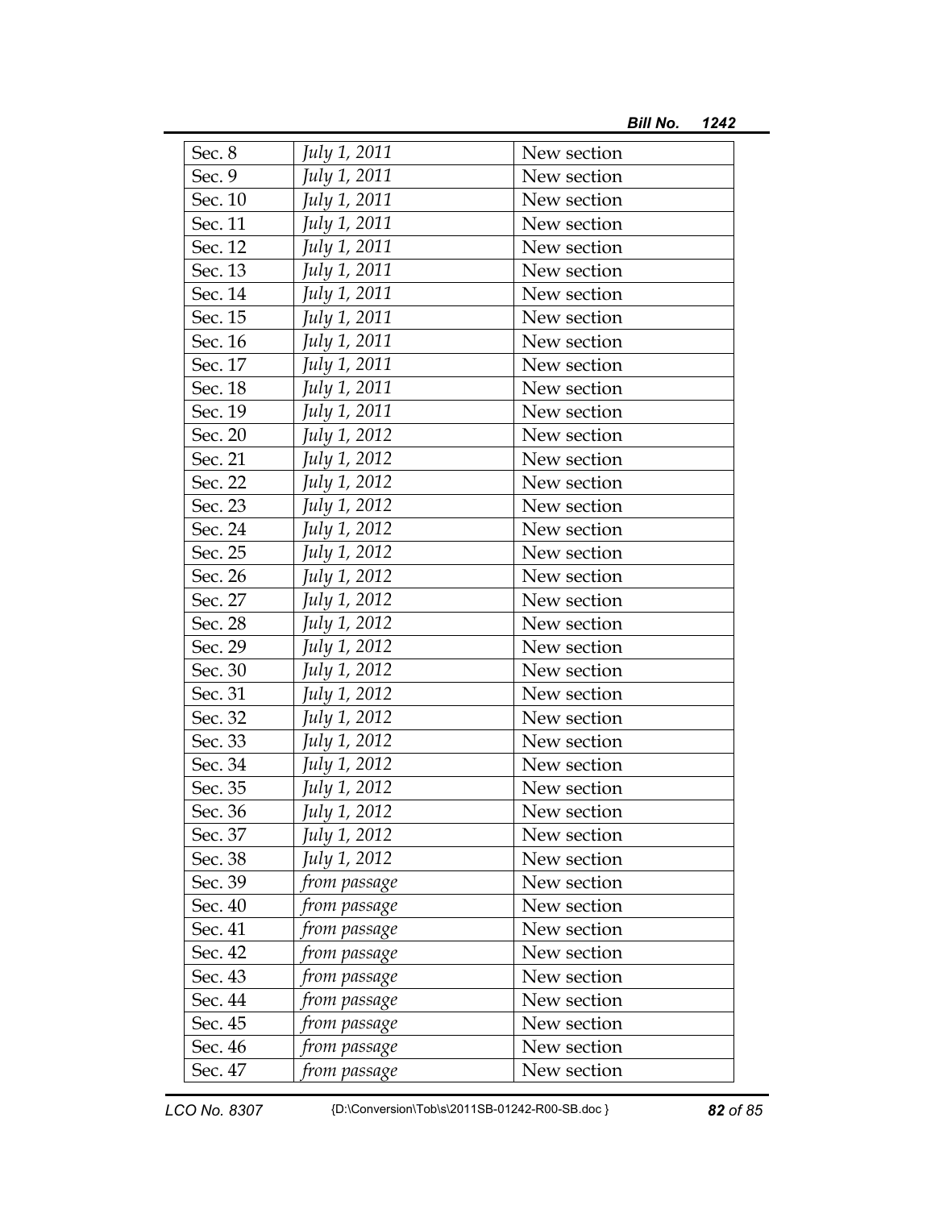| Sec. 8 | *July 1, 2011* | New section |
|---|---|---|
| Sec. 9 | *July 1, 2011* | New section |
| Sec. 10 | *July 1, 2011* | New section |
| Sec. 11 | *July 1, 2011* | New section |
| Sec. 12 | *July 1, 2011* | New section |
| Sec. 13 | *July 1, 2011* | New section |
| Sec. 14 | *July 1, 2011* | New section |
| Sec. 15 | *July 1, 2011* | New section |
| Sec. 16 | *July 1, 2011* | New section |
| Sec. 17 | *July 1, 2011* | New section |
| Sec. 18 | *July 1, 2011* | New section |
| Sec. 19 | *July 1, 2011* | New section |
| Sec. 20 | *July 1, 2012* | New section |
| Sec. 21 | *July 1, 2012* | New section |
| Sec. 22 | *July 1, 2012* | New section |
| Sec. 23 | *July 1, 2012* | New section |
| Sec. 24 | *July 1, 2012* | New section |
| Sec. 25 | *July 1, 2012* | New section |
| Sec. 26 | *July 1, 2012* | New section |
| Sec. 27 | *July 1, 2012* | New section |
| Sec. 28 | *July 1, 2012* | New section |
| Sec. 29 | *July 1, 2012* | New section |
| Sec. 30 | *July 1, 2012* | New section |
| Sec. 31 | *July 1, 2012* | New section |
| Sec. 32 | *July 1, 2012* | New section |
| Sec. 33 | *July 1, 2012* | New section |
| Sec. 34 | *July 1, 2012* | New section |
| Sec. 35 | *July 1, 2012* | New section |
| Sec. 36 | *July 1, 2012* | New section |
| Sec. 37 | *July 1, 2012* | New section |
| Sec. 38 | *July 1, 2012* | New section |
| Sec. 39 | *from passage* | New section |
| Sec. 40 | *from passage* | New section |
| Sec. 41 | *from passage* | New section |
| Sec. 42 | *from passage* | New section |
| Sec. 43 | *from passage* | New section |
| Sec. 44 | *from passage* | New section |
| Sec. 45 | *from passage* | New section |
| Sec. 46 | *from passage* | New section |
| Sec. 47 | *from passage* | New section |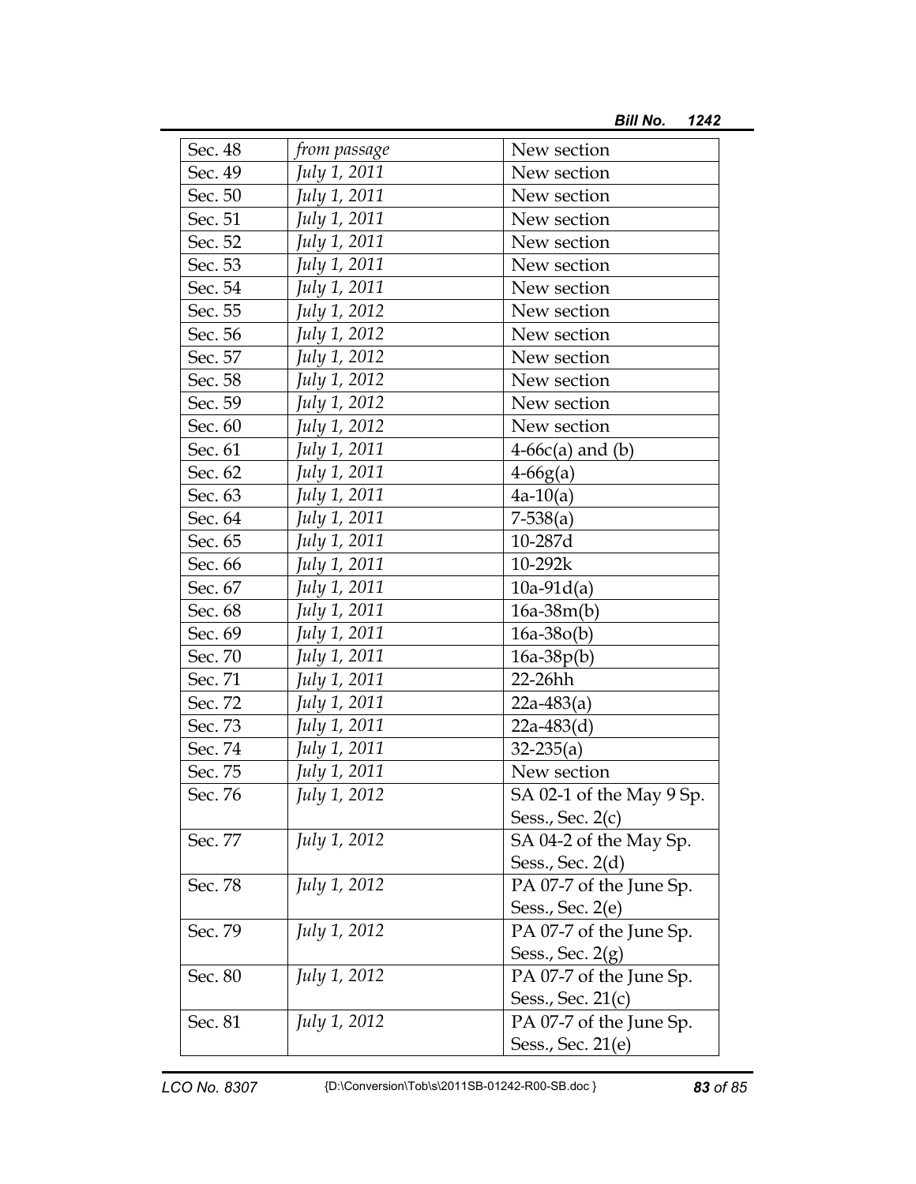| Sec. 48 | *from passage* | New section |
|---|---|---|
| Sec. 49 | *July 1, 2011* | New section |
| Sec. 50 | *July 1, 2011* | New section |
| Sec. 51 | *July 1, 2011* | New section |
| Sec. 52 | *July 1, 2011* | New section |
| Sec. 53 | *July 1, 2011* | New section |
| Sec. 54 | *July 1, 2011* | New section |
| Sec. 55 | *July 1, 2012* | New section |
| Sec. 56 | *July 1, 2012* | New section |
| Sec. 57 | *July 1, 2012* | New section |
| Sec. 58 | *July 1, 2012* | New section |
| Sec. 59 | *July 1, 2012* | New section |
| Sec. 60 | *July 1, 2012* | New section |
| Sec. 61 | *July 1, 2011* | 4-66c(a) and (b) |
| Sec. 62 | *July 1, 2011* | 4-66g(a) |
| Sec. 63 | *July 1, 2011* | 4a-10(a) |
| Sec. 64 | *July 1, 2011* | 7-538(a) |
| Sec. 65 | *July 1, 2011* | 10-287d |
| Sec. 66 | *July 1, 2011* | 10-292k |
| Sec. 67 | *July 1, 2011* | 10a-91d(a) |
| Sec. 68 | *July 1, 2011* | 16a-38m(b) |
| Sec. 69 | *July 1, 2011* | 16a-38o(b) |
| Sec. 70 | *July 1, 2011* | 16a-38p(b) |
| Sec. 71 | *July 1, 2011* | 22-26hh |
| Sec. 72 | *July 1, 2011* | 22a-483(a) |
| Sec. 73 | *July 1, 2011* | 22a-483(d) |
| Sec. 74 | *July 1, 2011* | 32-235(a) |
| Sec. 75 | *July 1, 2011* | New section |
| Sec. 76 | *July 1, 2012* | SA 02-1 of the May 9 Sp. Sess., Sec. 2(c) |
| Sec. 77 | *July 1, 2012* | SA 04-2 of the May Sp. Sess., Sec. 2(d) |
| Sec. 78 | *July 1, 2012* | PA 07-7 of the June Sp. Sess., Sec. 2(e) |
| Sec. 79 | *July 1, 2012* | PA 07-7 of the June Sp. Sess., Sec. 2(g) |
| Sec. 80 | *July 1, 2012* | PA 07-7 of the June Sp. Sess., Sec. 21(c) |
| Sec. 81 | *July 1, 2012* | PA 07-7 of the June Sp. Sess., Sec. 21(e) |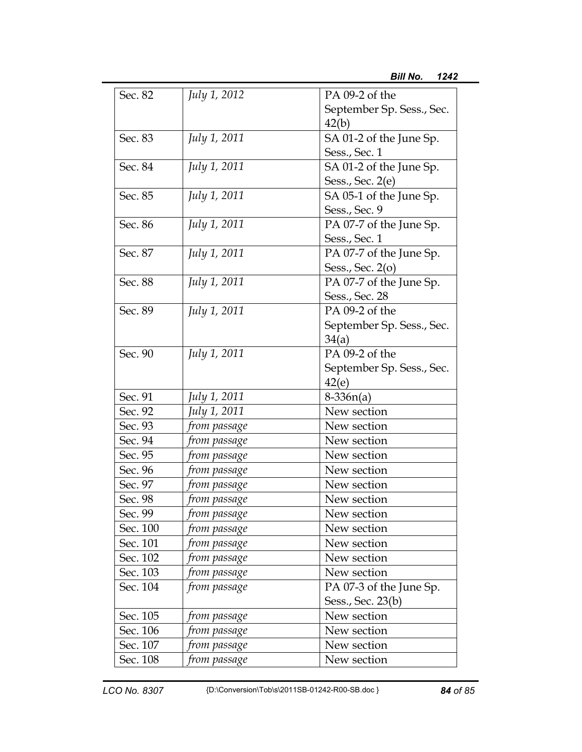| Sec. 82 | *July 1, 2012* | PA 09-2 of the September Sp. Sess., Sec. 42(b) |
|---|---|---|
| Sec. 83 | *July 1, 2011* | SA 01-2 of the June Sp. Sess., Sec. 1 |
| Sec. 84 | *July 1, 2011* | SA 01-2 of the June Sp. Sess., Sec. 2(e) |
| Sec. 85 | *July 1, 2011* | SA 05-1 of the June Sp. Sess., Sec. 9 |
| Sec. 86 | *July 1, 2011* | PA 07-7 of the June Sp. Sess., Sec. 1 |
| Sec. 87 | *July 1, 2011* | PA 07-7 of the June Sp. Sess., Sec. 2(o) |
| Sec. 88 | *July 1, 2011* | PA 07-7 of the June Sp. Sess., Sec. 28 |
| Sec. 89 | *July 1, 2011* | PA 09-2 of the September Sp. Sess., Sec. 34(a) |
| Sec. 90 | *July 1, 2011* | PA 09-2 of the September Sp. Sess., Sec. 42(e) |
| Sec. 91 | *July 1, 2011* | 8-336n(a) |
| Sec. 92 | *July 1, 2011* | New section |
| Sec. 93 | *from passage* | New section |
| Sec. 94 | *from passage* | New section |
| Sec. 95 | *from passage* | New section |
| Sec. 96 | *from passage* | New section |
| Sec. 97 | *from passage* | New section |
| Sec. 98 | *from passage* | New section |
| Sec. 99 | *from passage* | New section |
| Sec. 100 | *from passage* | New section |
| Sec. 101 | *from passage* | New section |
| Sec. 102 | *from passage* | New section |
| Sec. 103 | *from passage* | New section |
| Sec. 104 | *from passage* | PA 07-3 of the June Sp. Sess., Sec. 23(b) |
| Sec. 105 | *from passage* | New section |
| Sec. 106 | *from passage* | New section |
| Sec. 107 | *from passage* | New section |
| Sec. 108 | *from passage* | New section |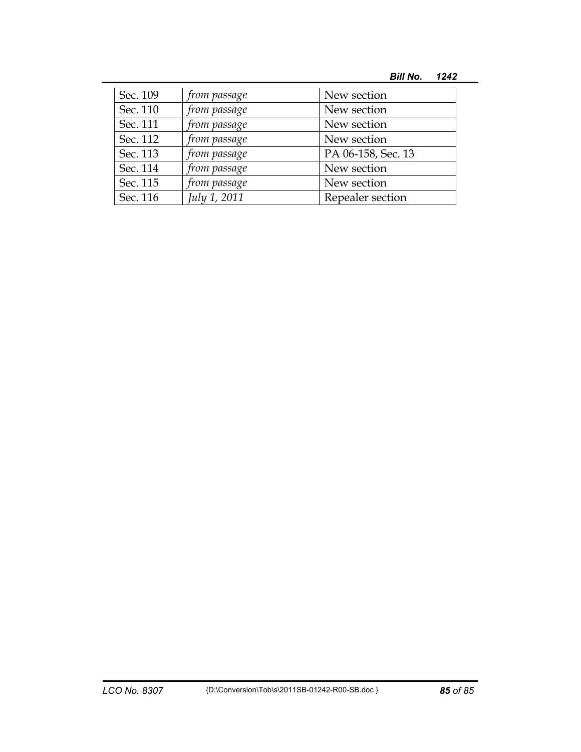| | | |
|---|---|---|
| Sec. 109 | *from passage* | New section |
| Sec. 110 | *from passage* | New section |
| Sec. 111 | *from passage* | New section |
| Sec. 112 | *from passage* | New section |
| Sec. 113 | *from passage* | PA 06-158, Sec. 13 |
| Sec. 114 | *from passage* | New section |
| Sec. 115 | *from passage* | New section |
| Sec. 116 | *July 1, 2011* | Repealer section |